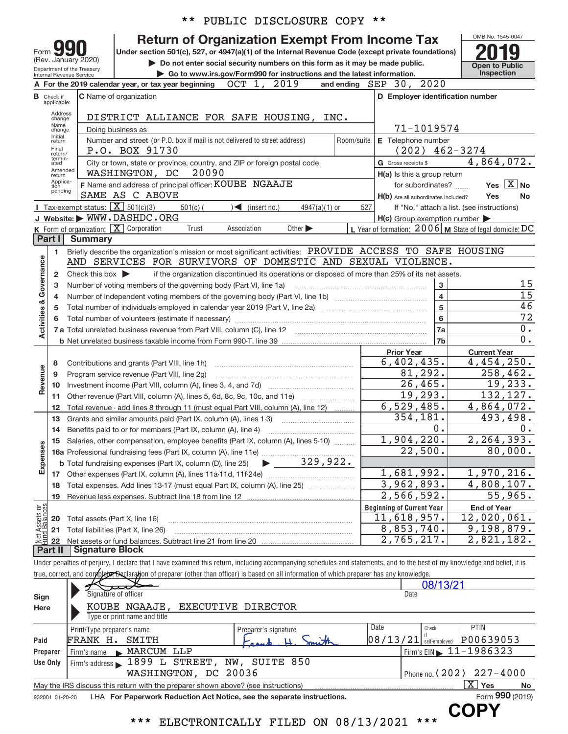** PUBLIC DISCLOSURE COPY **

# Form 990 — Return of Organization Exempt From Income Tax

Form **990** (Rev. January 2020)
Department of the Treasury
Internal Revenue Service

Under section 501(c), 527, or 4947(a)(1) of the Internal Revenue Code (except private foundations)

▶ Do not enter social security numbers on this form as it may be made public.

▶ Go to www.irs.gov/Form990 for instructions and the latest information.

OMB No. 1545-0047

**2019**

Open to Public Inspection

**A** For the 2019 calendar year, or tax year beginning OCT 1, 2019 and ending SEP 30, 2020

**B** Check if applicable: Address change, Name change, Initial return, Final return/terminated, Amended return, Application pending

**C** Name of organization: DISTRICT ALLIANCE FOR SAFE HOUSING, INC.

Doing business as

Number and street (or P.O. box if mail is not delivered to street address): P.O. BOX 91730 | Room/suite

City or town, state or province, country, and ZIP or foreign postal code: WASHINGTON, DC 20090

**F** Name and address of principal officer: KOUBE NGAAJE
SAME AS C ABOVE

**D** Employer identification number: 71-1019574

**E** Telephone number: (202) 462-3274

**G** Gross receipts $ 4,864,072.

**H(a)** Is this a group return for subordinates? Yes [ ] No [X]

**H(b)** Are all subordinates included? Yes No
If "No," attach a list. (see instructions)

**H(c)** Group exemption number ▶

**I** Tax-exempt status: [X] 501(c)(3) [ ] 501(c) ( ) ◀ (insert no.) [ ] 4947(a)(1) or [ ] 527

**J** Website: ▶ WWW.DASHDC.ORG

**K** Form of organization: [X] Corporation [ ] Trust [ ] Association [ ] Other ▶

**L** Year of formation: 2006 **M** State of legal domicile: DC

## Part I Summary

**Activities & Governance**

1. Briefly describe the organization's mission or most significant activities: PROVIDE ACCESS TO SAFE HOUSING AND SERVICES FOR SURVIVORS OF DOMESTIC AND SEXUAL VIOLENCE.
2. Check this box ▶ [ ] if the organization discontinued its operations or disposed of more than 25% of its net assets.

| | | | |
|---|---|---|---|
| 3 | Number of voting members of the governing body (Part VI, line 1a) | 3 | 15 |
| 4 | Number of independent voting members of the governing body (Part VI, line 1b) | 4 | 15 |
| 5 | Total number of individuals employed in calendar year 2019 (Part V, line 2a) | 5 | 46 |
| 6 | Total number of volunteers (estimate if necessary) | 6 | 72 |
| 7a | Total unrelated business revenue from Part VIII, column (C), line 12 | 7a | 0. |
| b | Net unrelated business taxable income from Form 990-T, line 39 | 7b | 0. |

| | | | Prior Year | Current Year |
|---|---|---|---|---|
| **Revenue** | 8 | Contributions and grants (Part VIII, line 1h) | 6,402,435. | 4,454,250. |
| | 9 | Program service revenue (Part VIII, line 2g) | 81,292. | 258,462. |
| | 10 | Investment income (Part VIII, column (A), lines 3, 4, and 7d) | 26,465. | 19,233. |
| | 11 | Other revenue (Part VIII, column (A), lines 5, 6d, 8c, 9c, 10c, and 11e) | 19,293. | 132,127. |
| | 12 | Total revenue - add lines 8 through 11 (must equal Part VIII, column (A), line 12) | 6,529,485. | 4,864,072. |
| **Expenses** | 13 | Grants and similar amounts paid (Part IX, column (A), lines 1-3) | 354,181. | 493,498. |
| | 14 | Benefits paid to or for members (Part IX, column (A), line 4) | 0. | 0. |
| | 15 | Salaries, other compensation, employee benefits (Part IX, column (A), lines 5-10) | 1,904,220. | 2,264,393. |
| | 16a | Professional fundraising fees (Part IX, column (A), line 11e) | 22,500. | 80,000. |
| | b | Total fundraising expenses (Part IX, column (D), line 25) ▶ 329,922. | | |
| | 17 | Other expenses (Part IX, column (A), lines 11a-11d, 11f-24e) | 1,681,992. | 1,970,216. |
| | 18 | Total expenses. Add lines 13-17 (must equal Part IX, column (A), line 25) | 3,962,893. | 4,808,107. |
| | 19 | Revenue less expenses. Subtract line 18 from line 12 | 2,566,592. | 55,965. |

| | | | Beginning of Current Year | End of Year |
|---|---|---|---|---|
| **Net Assets or Fund Balances** | 20 | Total assets (Part X, line 16) | 11,618,957. | 12,020,061. |
| | 21 | Total liabilities (Part X, line 26) | 8,853,740. | 9,198,879. |
| | 22 | Net assets or fund balances. Subtract line 21 from line 20 | 2,765,217. | 2,821,182. |

## Part II Signature Block

Under penalties of perjury, I declare that I have examined this return, including accompanying schedules and statements, and to the best of my knowledge and belief, it is true, correct, and complete. Declaration of preparer (other than officer) is based on all information of which preparer has any knowledge.

**Sign Here**

Signature of officer — Date: 08/13/21

KOUBE NGAAJE, EXECUTIVE DIRECTOR
Type or print name and title

**Paid Preparer Use Only**

| Print/Type preparer's name | Preparer's signature | Date | Check if self-employed | PTIN |
|---|---|---|---|---|
| FRANK H. SMITH | Frank H. Smith | 08/13/21 | | P00639053 |

Firm's name ▶ MARCUM LLP — Firm's EIN ▶ 11-1986323

Firm's address ▶ 1899 L STREET, NW, SUITE 850, WASHINGTON, DC 20036 — Phone no. (202) 227-4000

May the IRS discuss this return with the preparer shown above? (see instructions) [X] Yes [ ] No

932001 01-20-20 LHA For Paperwork Reduction Act Notice, see the separate instructions. Form **990** (2019)

COPY

*** ELECTRONICALLY FILED ON 08/13/2021 ***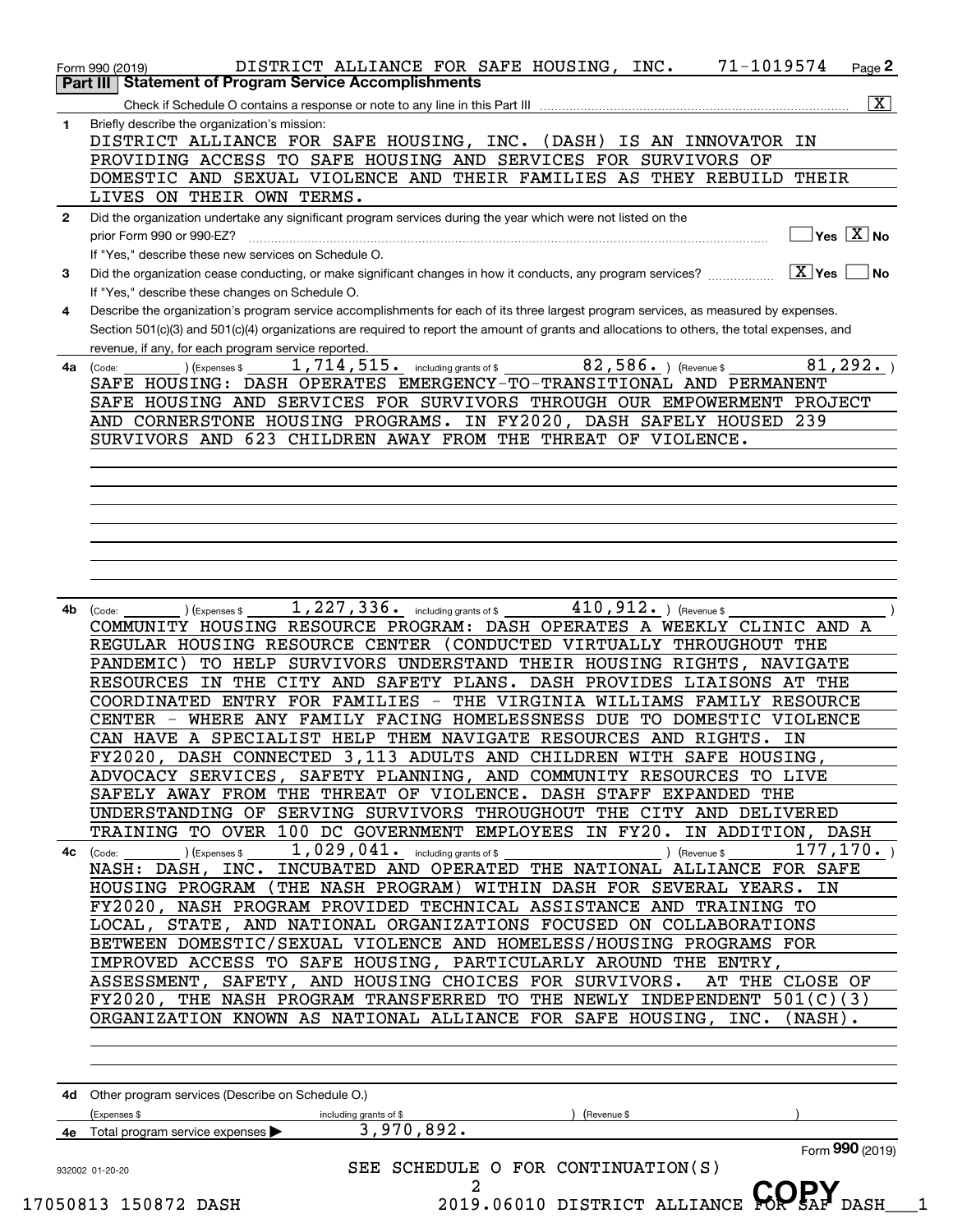Form 990 (2019) DISTRICT ALLIANCE FOR SAFE HOUSING, INC. 71-1019574

## Part III Statement of Program Service Accomplishments

Check if Schedule O contains a response or note to any line in this Part III [X]

**1** Briefly describe the organization's mission:

DISTRICT ALLIANCE FOR SAFE HOUSING, INC. (DASH) IS AN INNOVATOR IN PROVIDING ACCESS TO SAFE HOUSING AND SERVICES FOR SURVIVORS OF DOMESTIC AND SEXUAL VIOLENCE AND THEIR FAMILIES AS THEY REBUILD THEIR LIVES ON THEIR OWN TERMS.

**2** Did the organization undertake any significant program services during the year which were not listed on the prior Form 990 or 990-EZ? [ ] Yes [X] No

If "Yes," describe these new services on Schedule O.

**3** Did the organization cease conducting, or make significant changes in how it conducts, any program services? [X] Yes [ ] No

If "Yes," describe these changes on Schedule O.

**4** Describe the organization's program service accomplishments for each of its three largest program services, as measured by expenses. Section 501(c)(3) and 501(c)(4) organizations are required to report the amount of grants and allocations to others, the total expenses, and revenue, if any, for each program service reported.

**4a** (Code: ) (Expenses $ 1,714,515. including grants of $ 82,586. ) (Revenue $ 81,292. )

SAFE HOUSING: DASH OPERATES EMERGENCY-TO-TRANSITIONAL AND PERMANENT SAFE HOUSING AND SERVICES FOR SURVIVORS THROUGH OUR EMPOWERMENT PROJECT AND CORNERSTONE HOUSING PROGRAMS. IN FY2020, DASH SAFELY HOUSED 239 SURVIVORS AND 623 CHILDREN AWAY FROM THE THREAT OF VIOLENCE.

**4b** (Code: ) (Expenses $ 1,227,336. including grants of $ 410,912. ) (Revenue $ )

COMMUNITY HOUSING RESOURCE PROGRAM: DASH OPERATES A WEEKLY CLINIC AND A REGULAR HOUSING RESOURCE CENTER (CONDUCTED VIRTUALLY THROUGHOUT THE PANDEMIC) TO HELP SURVIVORS UNDERSTAND THEIR HOUSING RIGHTS, NAVIGATE RESOURCES IN THE CITY AND SAFETY PLANS. DASH PROVIDES LIAISONS AT THE COORDINATED ENTRY FOR FAMILIES - THE VIRGINIA WILLIAMS FAMILY RESOURCE CENTER - WHERE ANY FAMILY FACING HOMELESSNESS DUE TO DOMESTIC VIOLENCE CAN HAVE A SPECIALIST HELP THEM NAVIGATE RESOURCES AND RIGHTS. IN FY2020, DASH CONNECTED 3,113 ADULTS AND CHILDREN WITH SAFE HOUSING, ADVOCACY SERVICES, SAFETY PLANNING, AND COMMUNITY RESOURCES TO LIVE SAFELY AWAY FROM THE THREAT OF VIOLENCE. DASH STAFF EXPANDED THE UNDERSTANDING OF SERVING SURVIVORS THROUGHOUT THE CITY AND DELIVERED TRAINING TO OVER 100 DC GOVERNMENT EMPLOYEES IN FY20. IN ADDITION, DASH

**4c** (Code: ) (Expenses $ 1,029,041. including grants of $ ) (Revenue $ 177,170. )

NASH: DASH, INC. INCUBATED AND OPERATED THE NATIONAL ALLIANCE FOR SAFE HOUSING PROGRAM (THE NASH PROGRAM) WITHIN DASH FOR SEVERAL YEARS. IN FY2020, NASH PROGRAM PROVIDED TECHNICAL ASSISTANCE AND TRAINING TO LOCAL, STATE, AND NATIONAL ORGANIZATIONS FOCUSED ON COLLABORATIONS BETWEEN DOMESTIC/SEXUAL VIOLENCE AND HOMELESS/HOUSING PROGRAMS FOR IMPROVED ACCESS TO SAFE HOUSING, PARTICULARLY AROUND THE ENTRY, ASSESSMENT, SAFETY, AND HOUSING CHOICES FOR SURVIVORS. AT THE CLOSE OF FY2020, THE NASH PROGRAM TRANSFERRED TO THE NEWLY INDEPENDENT 501(C)(3) ORGANIZATION KNOWN AS NATIONAL ALLIANCE FOR SAFE HOUSING, INC. (NASH).

**4d** Other program services (Describe on Schedule O.)

(Expenses $ including grants of $ ) (Revenue $ )

**4e** Total program service expenses ▶ 3,970,892.

SEE SCHEDULE O FOR CONTINUATION(S)

Form 990 (2019)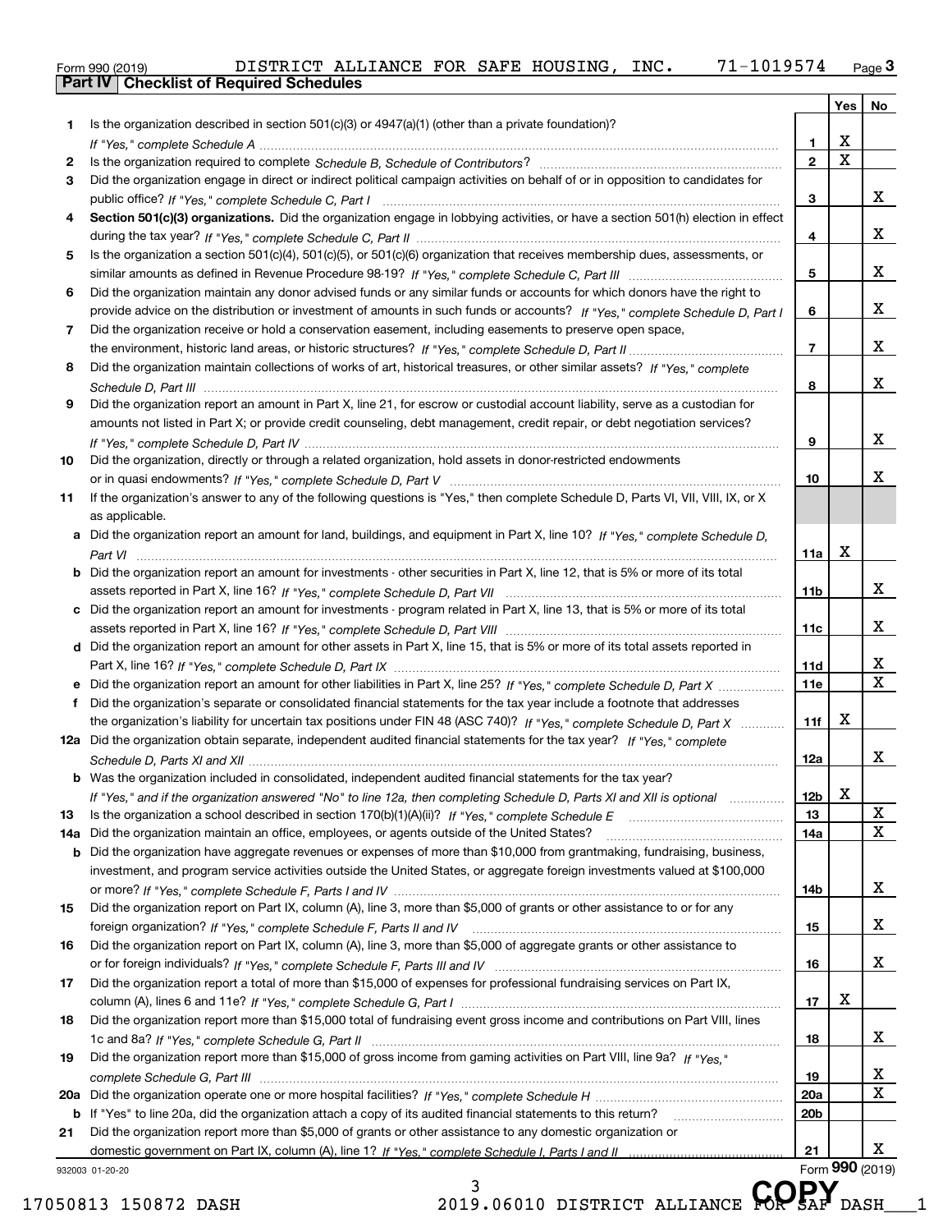Form 990 (2019) DISTRICT ALLIANCE FOR SAFE HOUSING, INC. 71-1019574

## Part IV | Checklist of Required Schedules

| | | | Yes | No |
|---|---|---|---|---|
| 1 | Is the organization described in section 501(c)(3) or 4947(a)(1) (other than a private foundation)? *If "Yes," complete Schedule A* | 1 | X | |
| 2 | Is the organization required to complete *Schedule B, Schedule of Contributors*? | 2 | X | |
| 3 | Did the organization engage in direct or indirect political campaign activities on behalf of or in opposition to candidates for public office? *If "Yes," complete Schedule C, Part I* | 3 | | X |
| 4 | **Section 501(c)(3) organizations.** Did the organization engage in lobbying activities, or have a section 501(h) election in effect during the tax year? *If "Yes," complete Schedule C, Part II* | 4 | | X |
| 5 | Is the organization a section 501(c)(4), 501(c)(5), or 501(c)(6) organization that receives membership dues, assessments, or similar amounts as defined in Revenue Procedure 98-19? *If "Yes," complete Schedule C, Part III* | 5 | | X |
| 6 | Did the organization maintain any donor advised funds or any similar funds or accounts for which donors have the right to provide advice on the distribution or investment of amounts in such funds or accounts? *If "Yes," complete Schedule D, Part I* | 6 | | X |
| 7 | Did the organization receive or hold a conservation easement, including easements to preserve open space, the environment, historic land areas, or historic structures? *If "Yes," complete Schedule D, Part II* | 7 | | X |
| 8 | Did the organization maintain collections of works of art, historical treasures, or other similar assets? *If "Yes," complete Schedule D, Part III* | 8 | | X |
| 9 | Did the organization report an amount in Part X, line 21, for escrow or custodial account liability, serve as a custodian for amounts not listed in Part X; or provide credit counseling, debt management, credit repair, or debt negotiation services? *If "Yes," complete Schedule D, Part IV* | 9 | | X |
| 10 | Did the organization, directly or through a related organization, hold assets in donor-restricted endowments or in quasi endowments? *If "Yes," complete Schedule D, Part V* | 10 | | X |
| 11 | If the organization's answer to any of the following questions is "Yes," then complete Schedule D, Parts VI, VII, VIII, IX, or X as applicable. | | | |
| a | Did the organization report an amount for land, buildings, and equipment in Part X, line 10? *If "Yes," complete Schedule D, Part VI* | 11a | X | |
| b | Did the organization report an amount for investments - other securities in Part X, line 12, that is 5% or more of its total assets reported in Part X, line 16? *If "Yes," complete Schedule D, Part VII* | 11b | | X |
| c | Did the organization report an amount for investments - program related in Part X, line 13, that is 5% or more of its total assets reported in Part X, line 16? *If "Yes," complete Schedule D, Part VIII* | 11c | | X |
| d | Did the organization report an amount for other assets in Part X, line 15, that is 5% or more of its total assets reported in Part X, line 16? *If "Yes," complete Schedule D, Part IX* | 11d | | X |
| e | Did the organization report an amount for other liabilities in Part X, line 25? *If "Yes," complete Schedule D, Part X* | 11e | | X |
| f | Did the organization's separate or consolidated financial statements for the tax year include a footnote that addresses the organization's liability for uncertain tax positions under FIN 48 (ASC 740)? *If "Yes," complete Schedule D, Part X* | 11f | X | |
| 12a | Did the organization obtain separate, independent audited financial statements for the tax year? *If "Yes," complete Schedule D, Parts XI and XII* | 12a | | X |
| b | Was the organization included in consolidated, independent audited financial statements for the tax year? *If "Yes," and if the organization answered "No" to line 12a, then completing Schedule D, Parts XI and XII is optional* | 12b | X | |
| 13 | Is the organization a school described in section 170(b)(1)(A)(ii)? *If "Yes," complete Schedule E* | 13 | | X |
| 14a | Did the organization maintain an office, employees, or agents outside of the United States? | 14a | | X |
| b | Did the organization have aggregate revenues or expenses of more than $10,000 from grantmaking, fundraising, business, investment, and program service activities outside the United States, or aggregate foreign investments valued at $100,000 or more? *If "Yes," complete Schedule F, Parts I and IV* | 14b | | X |
| 15 | Did the organization report on Part IX, column (A), line 3, more than $5,000 of grants or other assistance to or for any foreign organization? *If "Yes," complete Schedule F, Parts II and IV* | 15 | | X |
| 16 | Did the organization report on Part IX, column (A), line 3, more than $5,000 of aggregate grants or other assistance to or for foreign individuals? *If "Yes," complete Schedule F, Parts III and IV* | 16 | | X |
| 17 | Did the organization report a total of more than $15,000 of expenses for professional fundraising services on Part IX, column (A), lines 6 and 11e? *If "Yes," complete Schedule G, Part I* | 17 | X | |
| 18 | Did the organization report more than $15,000 total of fundraising event gross income and contributions on Part VIII, lines 1c and 8a? *If "Yes," complete Schedule G, Part II* | 18 | | X |
| 19 | Did the organization report more than $15,000 of gross income from gaming activities on Part VIII, line 9a? *If "Yes," complete Schedule G, Part III* | 19 | | X |
| 20a | Did the organization operate one or more hospital facilities? *If "Yes," complete Schedule H* | 20a | | X |
| b | If "Yes" to line 20a, did the organization attach a copy of its audited financial statements to this return? | 20b | | |
| 21 | Did the organization report more than $5,000 of grants or other assistance to any domestic organization or domestic government on Part IX, column (A), line 1? *If "Yes," complete Schedule I, Parts I and II* | 21 | | X |

932003 01-20-20 Form **990** (2019)

COPY

17050813 150872 DASH 2019.06010 DISTRICT ALLIANCE FOR SAF DASH___1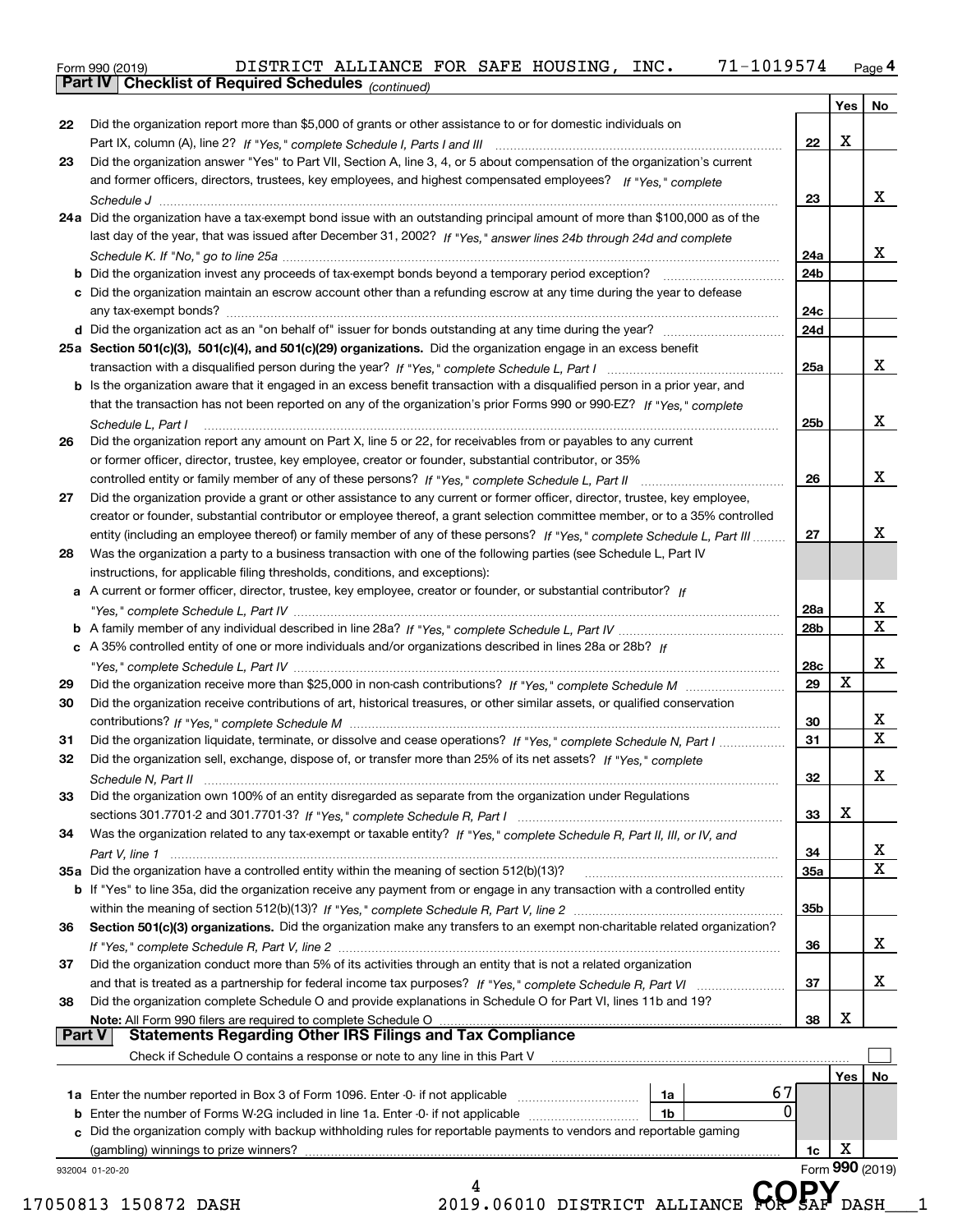Form 990 (2019) DISTRICT ALLIANCE FOR SAFE HOUSING, INC. 71-1019574 Page 4

## Part IV Checklist of Required Schedules *(continued)*

| | | | Yes | No |
|---|---|---|---|---|
| 22 | Did the organization report more than $5,000 of grants or other assistance to or for domestic individuals on Part IX, column (A), line 2? *If "Yes," complete Schedule I, Parts I and III* | 22 | X | |
| 23 | Did the organization answer "Yes" to Part VII, Section A, line 3, 4, or 5 about compensation of the organization's current and former officers, directors, trustees, key employees, and highest compensated employees? *If "Yes," complete Schedule J* | 23 | | X |
| 24a | Did the organization have a tax-exempt bond issue with an outstanding principal amount of more than $100,000 as of the last day of the year, that was issued after December 31, 2002? *If "Yes," answer lines 24b through 24d and complete Schedule K. If "No," go to line 25a* | 24a | | X |
| b | Did the organization invest any proceeds of tax-exempt bonds beyond a temporary period exception? | 24b | | |
| c | Did the organization maintain an escrow account other than a refunding escrow at any time during the year to defease any tax-exempt bonds? | 24c | | |
| d | Did the organization act as an "on behalf of" issuer for bonds outstanding at any time during the year? | 24d | | |
| 25a | **Section 501(c)(3), 501(c)(4), and 501(c)(29) organizations.** Did the organization engage in an excess benefit transaction with a disqualified person during the year? *If "Yes," complete Schedule L, Part I* | 25a | | X |
| b | Is the organization aware that it engaged in an excess benefit transaction with a disqualified person in a prior year, and that the transaction has not been reported on any of the organization's prior Forms 990 or 990-EZ? *If "Yes," complete Schedule L, Part I* | 25b | | X |
| 26 | Did the organization report any amount on Part X, line 5 or 22, for receivables from or payables to any current or former officer, director, trustee, key employee, creator or founder, substantial contributor, or 35% controlled entity or family member of any of these persons? *If "Yes," complete Schedule L, Part II* | 26 | | X |
| 27 | Did the organization provide a grant or other assistance to any current or former officer, director, trustee, key employee, creator or founder, substantial contributor or employee thereof, a grant selection committee member, or to a 35% controlled entity (including an employee thereof) or family member of any of these persons? *If "Yes," complete Schedule L, Part III* | 27 | | X |
| 28 | Was the organization a party to a business transaction with one of the following parties (see Schedule L, Part IV instructions, for applicable filing thresholds, conditions, and exceptions): | | | |
| a | A current or former officer, director, trustee, key employee, creator or founder, or substantial contributor? *If "Yes," complete Schedule L, Part IV* | 28a | | X |
| b | A family member of any individual described in line 28a? *If "Yes," complete Schedule L, Part IV* | 28b | | X |
| c | A 35% controlled entity of one or more individuals and/or organizations described in lines 28a or 28b? *If "Yes," complete Schedule L, Part IV* | 28c | | X |
| 29 | Did the organization receive more than $25,000 in non-cash contributions? *If "Yes," complete Schedule M* | 29 | X | |
| 30 | Did the organization receive contributions of art, historical treasures, or other similar assets, or qualified conservation contributions? *If "Yes," complete Schedule M* | 30 | | X |
| 31 | Did the organization liquidate, terminate, or dissolve and cease operations? *If "Yes," complete Schedule N, Part I* | 31 | | X |
| 32 | Did the organization sell, exchange, dispose of, or transfer more than 25% of its net assets? *If "Yes," complete Schedule N, Part II* | 32 | | X |
| 33 | Did the organization own 100% of an entity disregarded as separate from the organization under Regulations sections 301.7701-2 and 301.7701-3? *If "Yes," complete Schedule R, Part I* | 33 | X | |
| 34 | Was the organization related to any tax-exempt or taxable entity? *If "Yes," complete Schedule R, Part II, III, or IV, and Part V, line 1* | 34 | | X |
| 35a | Did the organization have a controlled entity within the meaning of section 512(b)(13)? | 35a | | X |
| b | If "Yes" to line 35a, did the organization receive any payment from or engage in any transaction with a controlled entity within the meaning of section 512(b)(13)? *If "Yes," complete Schedule R, Part V, line 2* | 35b | | |
| 36 | **Section 501(c)(3) organizations.** Did the organization make any transfers to an exempt non-charitable related organization? *If "Yes," complete Schedule R, Part V, line 2* | 36 | | X |
| 37 | Did the organization conduct more than 5% of its activities through an entity that is not a related organization and that is treated as a partnership for federal income tax purposes? *If "Yes," complete Schedule R, Part VI* | 37 | | X |
| 38 | Did the organization complete Schedule O and provide explanations in Schedule O for Part VI, lines 11b and 19? **Note:** All Form 990 filers are required to complete Schedule O | 38 | X | |

## Part V Statements Regarding Other IRS Filings and Tax Compliance

Check if Schedule O contains a response or note to any line in this Part V ☐

| | | | | | Yes | No |
|---|---|---|---|---|---|---|
| 1a | Enter the number reported in Box 3 of Form 1096. Enter -0- if not applicable | 1a | 67 | | | |
| b | Enter the number of Forms W-2G included in line 1a. Enter -0- if not applicable | 1b | 0 | | | |
| c | Did the organization comply with backup withholding rules for reportable payments to vendors and reportable gaming (gambling) winnings to prize winners? | | | 1c | X | |

932004 01-20-20 Form **990** (2019)

17050813 150872 DASH 2019.06010 DISTRICT ALLIANCE FOR SAF DASH___1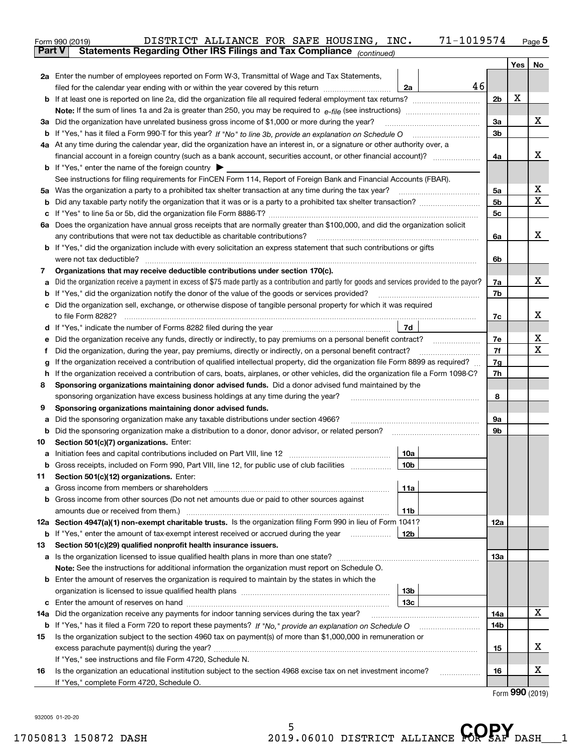Form 990 (2019) DISTRICT ALLIANCE FOR SAFE HOUSING, INC. 71-1019574

## Part V Statements Regarding Other IRS Filings and Tax Compliance *(continued)*

| | | | | Yes | No |
|---|---|---|---|---|---|
| **2a** | Enter the number of employees reported on Form W-3, Transmittal of Wage and Tax Statements, filed for the calendar year ending with or within the year covered by this return | 2a | 46 | | |
| **b** | If at least one is reported on line 2a, did the organization file all required federal employment tax returns? | | 2b | X | |
| | **Note:** If the sum of lines 1a and 2a is greater than 250, you may be required to *e-file* (see instructions) | | | | |
| **3a** | Did the organization have unrelated business gross income of $1,000 or more during the year? | | 3a | | X |
| **b** | If "Yes," has it filed a Form 990-T for this year? *If "No" to line 3b, provide an explanation on Schedule O* | | 3b | | |
| **4a** | At any time during the calendar year, did the organization have an interest in, or a signature or other authority over, a financial account in a foreign country (such as a bank account, securities account, or other financial account)? | | 4a | | X |
| **b** | If "Yes," enter the name of the foreign country ▶ | | | | |
| | See instructions for filing requirements for FinCEN Form 114, Report of Foreign Bank and Financial Accounts (FBAR). | | | | |
| **5a** | Was the organization a party to a prohibited tax shelter transaction at any time during the tax year? | | 5a | | X |
| **b** | Did any taxable party notify the organization that it was or is a party to a prohibited tax shelter transaction? | | 5b | | X |
| **c** | If "Yes" to line 5a or 5b, did the organization file Form 8886-T? | | 5c | | |
| **6a** | Does the organization have annual gross receipts that are normally greater than $100,000, and did the organization solicit any contributions that were not tax deductible as charitable contributions? | | 6a | | X |
| **b** | If "Yes," did the organization include with every solicitation an express statement that such contributions or gifts were not tax deductible? | | 6b | | |
| **7** | **Organizations that may receive deductible contributions under section 170(c).** | | | | |
| **a** | Did the organization receive a payment in excess of $75 made partly as a contribution and partly for goods and services provided to the payor? | | 7a | | X |
| **b** | If "Yes," did the organization notify the donor of the value of the goods or services provided? | | 7b | | |
| **c** | Did the organization sell, exchange, or otherwise dispose of tangible personal property for which it was required to file Form 8282? | | 7c | | X |
| **d** | If "Yes," indicate the number of Forms 8282 filed during the year | 7d | | | |
| **e** | Did the organization receive any funds, directly or indirectly, to pay premiums on a personal benefit contract? | | 7e | | X |
| **f** | Did the organization, during the year, pay premiums, directly or indirectly, on a personal benefit contract? | | 7f | | X |
| **g** | If the organization received a contribution of qualified intellectual property, did the organization file Form 8899 as required? | | 7g | | |
| **h** | If the organization received a contribution of cars, boats, airplanes, or other vehicles, did the organization file a Form 1098-C? | | 7h | | |
| **8** | **Sponsoring organizations maintaining donor advised funds.** Did a donor advised fund maintained by the sponsoring organization have excess business holdings at any time during the year? | | 8 | | |
| **9** | **Sponsoring organizations maintaining donor advised funds.** | | | | |
| **a** | Did the sponsoring organization make any taxable distributions under section 4966? | | 9a | | |
| **b** | Did the sponsoring organization make a distribution to a donor, donor advisor, or related person? | | 9b | | |
| **10** | **Section 501(c)(7) organizations.** Enter: | | | | |
| **a** | Initiation fees and capital contributions included on Part VIII, line 12 | 10a | | | |
| **b** | Gross receipts, included on Form 990, Part VIII, line 12, for public use of club facilities | 10b | | | |
| **11** | **Section 501(c)(12) organizations.** Enter: | | | | |
| **a** | Gross income from members or shareholders | 11a | | | |
| **b** | Gross income from other sources (Do not net amounts due or paid to other sources against amounts due or received from them.) | 11b | | | |
| **12a** | **Section 4947(a)(1) non-exempt charitable trusts.** Is the organization filing Form 990 in lieu of Form 1041? | | 12a | | |
| **b** | If "Yes," enter the amount of tax-exempt interest received or accrued during the year | 12b | | | |
| **13** | **Section 501(c)(29) qualified nonprofit health insurance issuers.** | | | | |
| **a** | Is the organization licensed to issue qualified health plans in more than one state? | | 13a | | |
| | **Note:** See the instructions for additional information the organization must report on Schedule O. | | | | |
| **b** | Enter the amount of reserves the organization is required to maintain by the states in which the organization is licensed to issue qualified health plans | 13b | | | |
| **c** | Enter the amount of reserves on hand | 13c | | | |
| **14a** | Did the organization receive any payments for indoor tanning services during the tax year? | | 14a | | X |
| **b** | If "Yes," has it filed a Form 720 to report these payments? *If "No," provide an explanation on Schedule O* | | 14b | | |
| **15** | Is the organization subject to the section 4960 tax on payment(s) of more than $1,000,000 in remuneration or excess parachute payment(s) during the year? | | 15 | | X |
| | If "Yes," see instructions and file Form 4720, Schedule N. | | | | |
| **16** | Is the organization an educational institution subject to the section 4968 excise tax on net investment income? | | 16 | | X |
| | If "Yes," complete Form 4720, Schedule O. | | | | |

Form **990** (2019)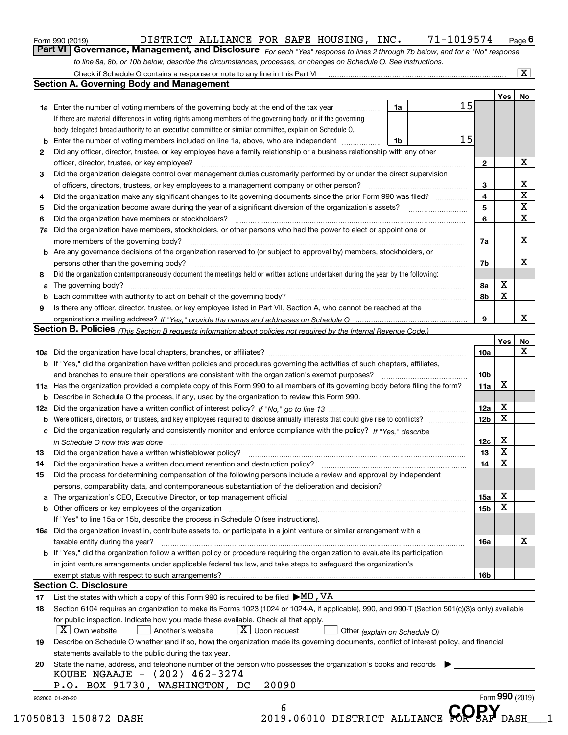Form 990 (2019) DISTRICT ALLIANCE FOR SAFE HOUSING, INC. 71-1019574 Page 6

## Part VI Governance, Management, and Disclosure

*For each "Yes" response to lines 2 through 7b below, and for a "No" response to line 8a, 8b, or 10b below, describe the circumstances, processes, or changes on Schedule O. See instructions.*

Check if Schedule O contains a response or note to any line in this Part VI ..... [X]

### Section A. Governing Body and Management

| | | | | | Yes | No |
|---|---|---|---|---|---|---|
| 1a | Enter the number of voting members of the governing body at the end of the tax year | 1a | 15 | | | |
| | If there are material differences in voting rights among members of the governing body, or if the governing body delegated broad authority to an executive committee or similar committee, explain on Schedule O. | | | | | |
| b | Enter the number of voting members included on line 1a, above, who are independent | 1b | 15 | | | |
| 2 | Did any officer, director, trustee, or key employee have a family relationship or a business relationship with any other officer, director, trustee, or key employee? | | | 2 | | X |
| 3 | Did the organization delegate control over management duties customarily performed by or under the direct supervision of officers, directors, trustees, or key employees to a management company or other person? | | | 3 | | X |
| 4 | Did the organization make any significant changes to its governing documents since the prior Form 990 was filed? | | | 4 | | X |
| 5 | Did the organization become aware during the year of a significant diversion of the organization's assets? | | | 5 | | X |
| 6 | Did the organization have members or stockholders? | | | 6 | | X |
| 7a | Did the organization have members, stockholders, or other persons who had the power to elect or appoint one or more members of the governing body? | | | 7a | | X |
| b | Are any governance decisions of the organization reserved to (or subject to approval by) members, stockholders, or persons other than the governing body? | | | 7b | | X |
| 8 | Did the organization contemporaneously document the meetings held or written actions undertaken during the year by the following: | | | | | |
| a | The governing body? | | | 8a | X | |
| b | Each committee with authority to act on behalf of the governing body? | | | 8b | X | |
| 9 | Is there any officer, director, trustee, or key employee listed in Part VII, Section A, who cannot be reached at the organization's mailing address? *If "Yes," provide the names and addresses on Schedule O* | | | 9 | | X |

### Section B. Policies *(This Section B requests information about policies not required by the Internal Revenue Code.)*

| | | | Yes | No |
|---|---|---|---|---|
| 10a | Did the organization have local chapters, branches, or affiliates? | 10a | | X |
| b | If "Yes," did the organization have written policies and procedures governing the activities of such chapters, affiliates, and branches to ensure their operations are consistent with the organization's exempt purposes? | 10b | | |
| 11a | Has the organization provided a complete copy of this Form 990 to all members of its governing body before filing the form? | 11a | X | |
| b | Describe in Schedule O the process, if any, used by the organization to review this Form 990. | | | |
| 12a | Did the organization have a written conflict of interest policy? *If "No," go to line 13* | 12a | X | |
| b | Were officers, directors, or trustees, and key employees required to disclose annually interests that could give rise to conflicts? | 12b | X | |
| c | Did the organization regularly and consistently monitor and enforce compliance with the policy? *If "Yes," describe in Schedule O how this was done* | 12c | X | |
| 13 | Did the organization have a written whistleblower policy? | 13 | X | |
| 14 | Did the organization have a written document retention and destruction policy? | 14 | X | |
| 15 | Did the process for determining compensation of the following persons include a review and approval by independent persons, comparability data, and contemporaneous substantiation of the deliberation and decision? | | | |
| a | The organization's CEO, Executive Director, or top management official | 15a | X | |
| b | Other officers or key employees of the organization | 15b | X | |
| | If "Yes" to line 15a or 15b, describe the process in Schedule O (see instructions). | | | |
| 16a | Did the organization invest in, contribute assets to, or participate in a joint venture or similar arrangement with a taxable entity during the year? | 16a | | X |
| b | If "Yes," did the organization follow a written policy or procedure requiring the organization to evaluate its participation in joint venture arrangements under applicable federal tax law, and take steps to safeguard the organization's exempt status with respect to such arrangements? | 16b | | |

### Section C. Disclosure

17 List the states with which a copy of this Form 990 is required to be filed ▶MD,VA

18 Section 6104 requires an organization to make its Forms 1023 (1024 or 1024-A, if applicable), 990, and 990-T (Section 501(c)(3)s only) available for public inspection. Indicate how you made these available. Check all that apply.

[X] Own website [ ] Another's website [X] Upon request [ ] Other *(explain on Schedule O)*

19 Describe on Schedule O whether (and if so, how) the organization made its governing documents, conflict of interest policy, and financial statements available to the public during the tax year.

20 State the name, address, and telephone number of the person who possesses the organization's books and records ▶

KOUBE NGAAJE - (202) 462-3274
P.O. BOX 91730, WASHINGTON, DC 20090

Form **990** (2019)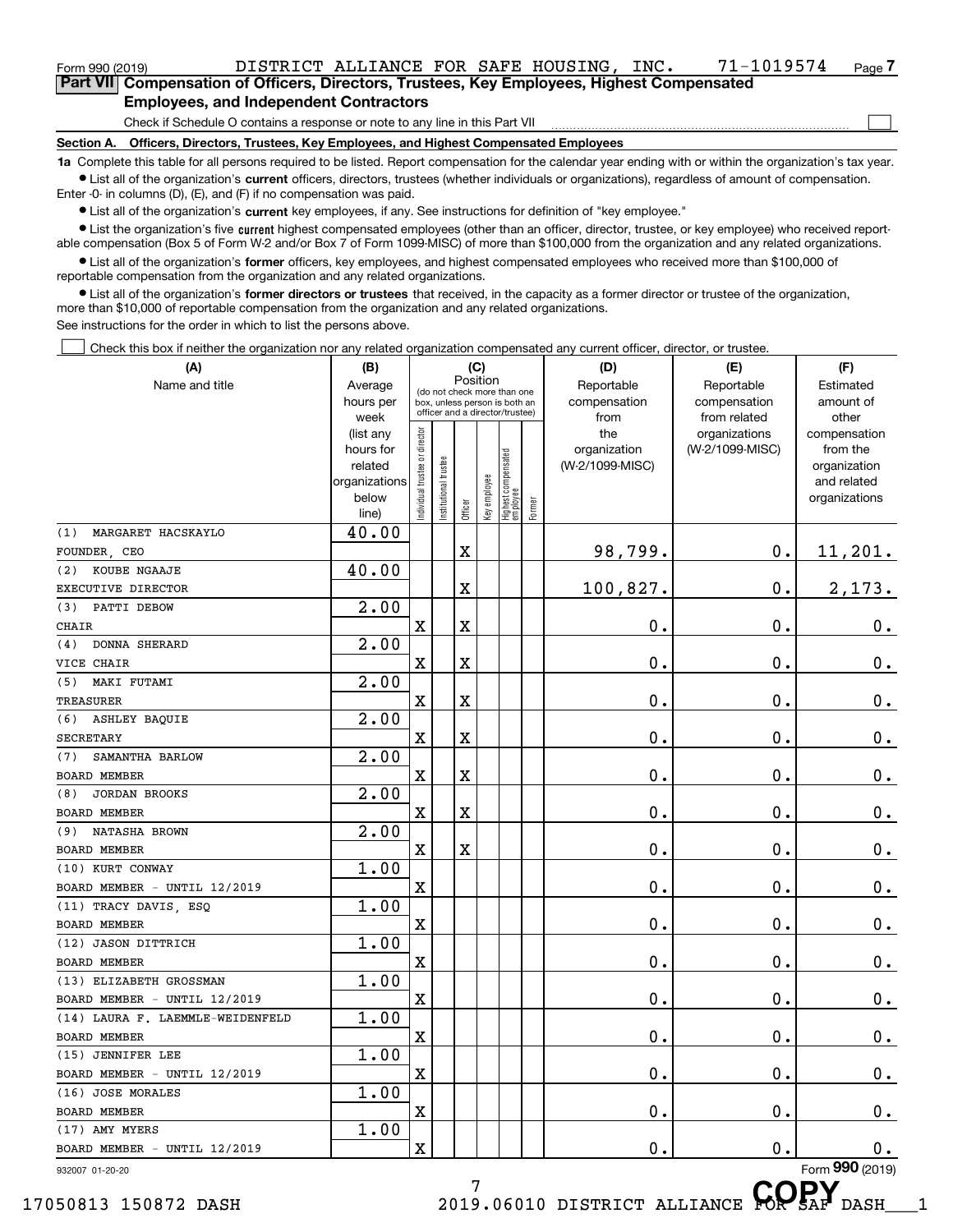Form 990 (2019) DISTRICT ALLIANCE FOR SAFE HOUSING, INC. 71-1019574

## Part VII Compensation of Officers, Directors, Trustees, Key Employees, Highest Compensated Employees, and Independent Contractors

Check if Schedule O contains a response or note to any line in this Part VII ☐

### Section A. Officers, Directors, Trustees, Key Employees, and Highest Compensated Employees

**1a** Complete this table for all persons required to be listed. Report compensation for the calendar year ending with or within the organization's tax year.

- List all of the organization's **current** officers, directors, trustees (whether individuals or organizations), regardless of amount of compensation. Enter -0- in columns (D), (E), and (F) if no compensation was paid.
- List all of the organization's **current** key employees, if any. See instructions for definition of "key employee."
- List the organization's five **current** highest compensated employees (other than an officer, director, trustee, or key employee) who received reportable compensation (Box 5 of Form W-2 and/or Box 7 of Form 1099-MISC) of more than $100,000 from the organization and any related organizations.
- List all of the organization's **former** officers, key employees, and highest compensated employees who received more than $100,000 of reportable compensation from the organization and any related organizations.
- List all of the organization's **former directors or trustees** that received, in the capacity as a former director or trustee of the organization, more than $10,000 of reportable compensation from the organization and any related organizations.

See instructions for the order in which to list the persons above.

☐ Check this box if neither the organization nor any related organization compensated any current officer, director, or trustee.

| (A) Name and title | (B) Average hours per week (list any hours for related organizations below line) | (C) Position: Individual trustee or director | Institutional trustee | Officer | Key employee | Highest compensated employee | Former | (D) Reportable compensation from the organization (W-2/1099-MISC) | (E) Reportable compensation from related organizations (W-2/1099-MISC) | (F) Estimated amount of other compensation from the organization and related organizations |
|---|---|---|---|---|---|---|---|---|---|---|
| (1) MARGARET HACSKAYLO<br>FOUNDER, CEO | 40.00 | | | X | | | | 98,799. | 0. | 11,201. |
| (2) KOUBE NGAAJE<br>EXECUTIVE DIRECTOR | 40.00 | | | X | | | | 100,827. | 0. | 2,173. |
| (3) PATTI DEBOW<br>CHAIR | 2.00 | X | | X | | | | 0. | 0. | 0. |
| (4) DONNA SHERARD<br>VICE CHAIR | 2.00 | X | | X | | | | 0. | 0. | 0. |
| (5) MAKI FUTAMI<br>TREASURER | 2.00 | X | | X | | | | 0. | 0. | 0. |
| (6) ASHLEY BAQUIE<br>SECRETARY | 2.00 | X | | X | | | | 0. | 0. | 0. |
| (7) SAMANTHA BARLOW<br>BOARD MEMBER | 2.00 | X | | X | | | | 0. | 0. | 0. |
| (8) JORDAN BROOKS<br>BOARD MEMBER | 2.00 | X | | X | | | | 0. | 0. | 0. |
| (9) NATASHA BROWN<br>BOARD MEMBER | 2.00 | X | | X | | | | 0. | 0. | 0. |
| (10) KURT CONWAY<br>BOARD MEMBER - UNTIL 12/2019 | 1.00 | X | | | | | | 0. | 0. | 0. |
| (11) TRACY DAVIS, ESQ<br>BOARD MEMBER | 1.00 | X | | | | | | 0. | 0. | 0. |
| (12) JASON DITTRICH<br>BOARD MEMBER | 1.00 | X | | | | | | 0. | 0. | 0. |
| (13) ELIZABETH GROSSMAN<br>BOARD MEMBER - UNTIL 12/2019 | 1.00 | X | | | | | | 0. | 0. | 0. |
| (14) LAURA F. LAEMMLE-WEIDENFELD<br>BOARD MEMBER | 1.00 | X | | | | | | 0. | 0. | 0. |
| (15) JENNIFER LEE<br>BOARD MEMBER - UNTIL 12/2019 | 1.00 | X | | | | | | 0. | 0. | 0. |
| (16) JOSE MORALES<br>BOARD MEMBER | 1.00 | X | | | | | | 0. | 0. | 0. |
| (17) AMY MYERS<br>BOARD MEMBER - UNTIL 12/2019 | 1.00 | X | | | | | | 0. | 0. | 0. |

Form **990** (2019)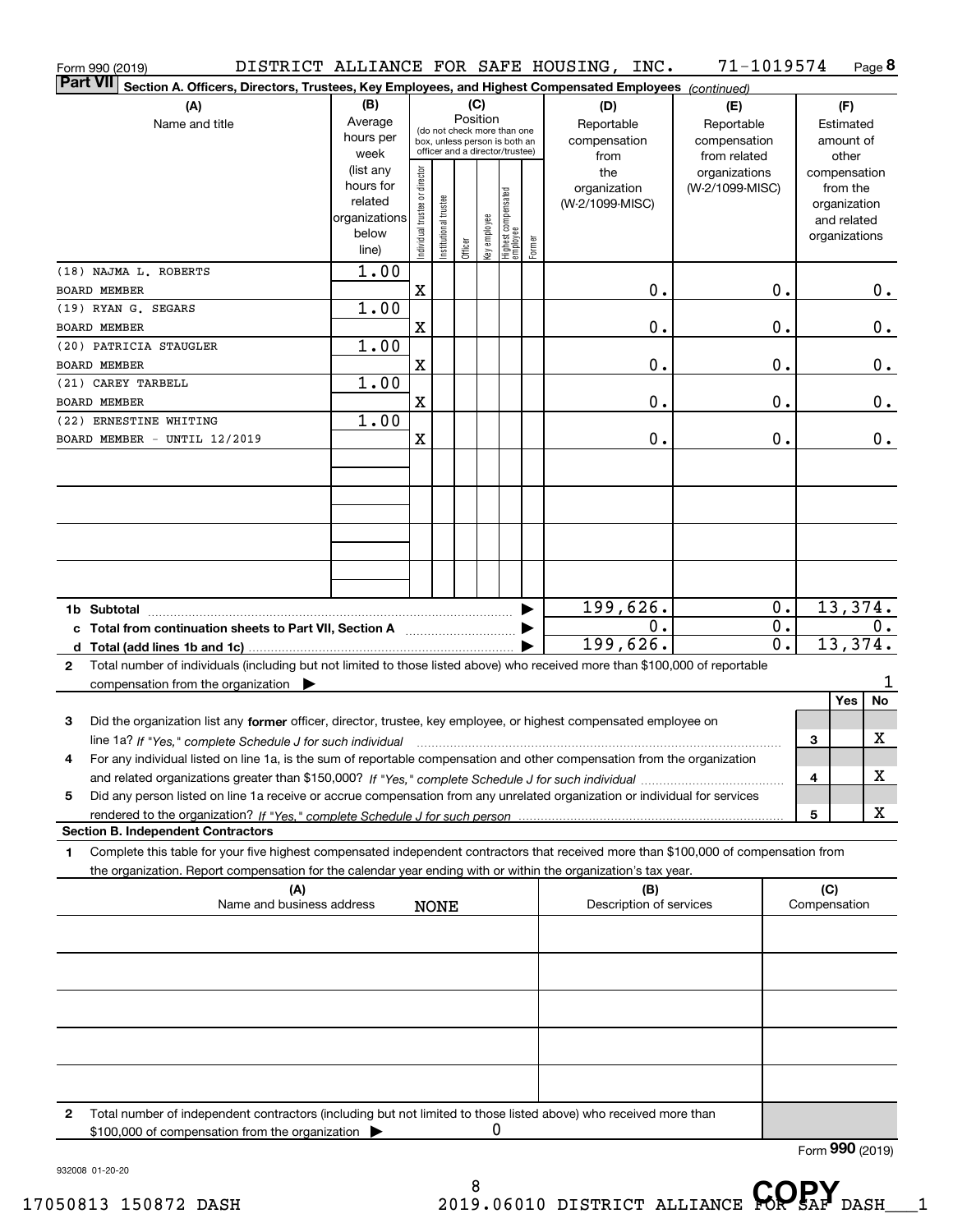Form 990 (2019) DISTRICT ALLIANCE FOR SAFE HOUSING, INC. 71-1019574 Page 8

**Part VII** Section A. Officers, Directors, Trustees, Key Employees, and Highest Compensated Employees *(continued)*

| (A) Name and title | (B) Average hours per week (list any hours for related organizations below line) | (C) Position: Individual trustee or director | Institutional trustee | Officer | Key employee | Highest compensated employee | Former | (D) Reportable compensation from the organization (W-2/1099-MISC) | (E) Reportable compensation from related organizations (W-2/1099-MISC) | (F) Estimated amount of other compensation from the organization and related organizations |
|---|---|---|---|---|---|---|---|---|---|---|
| (18) NAJMA L. ROBERTS<br>BOARD MEMBER | 1.00 | X | | | | | | 0. | 0. | 0. |
| (19) RYAN G. SEGARS<br>BOARD MEMBER | 1.00 | X | | | | | | 0. | 0. | 0. |
| (20) PATRICIA STAUGLER<br>BOARD MEMBER | 1.00 | X | | | | | | 0. | 0. | 0. |
| (21) CAREY TARBELL<br>BOARD MEMBER | 1.00 | X | | | | | | 0. | 0. | 0. |
| (22) ERNESTINE WHITING<br>BOARD MEMBER - UNTIL 12/2019 | 1.00 | X | | | | | | 0. | 0. | 0. |
| 1b Subtotal | | | | | | | | 199,626. | 0. | 13,374. |
| c Total from continuation sheets to Part VII, Section A | | | | | | | | 0. | 0. | 0. |
| d Total (add lines 1b and 1c) | | | | | | | | 199,626. | 0. | 13,374. |

2 Total number of individuals (including but not limited to those listed above) who received more than $100,000 of reportable compensation from the organization ▶ 1

| | | Yes | No |
|---|---|---|---|
| 3 Did the organization list any **former** officer, director, trustee, key employee, or highest compensated employee on line 1a? *If "Yes," complete Schedule J for such individual* | 3 | | X |
| 4 For any individual listed on line 1a, is the sum of reportable compensation and other compensation from the organization and related organizations greater than $150,000? *If "Yes," complete Schedule J for such individual* | 4 | | X |
| 5 Did any person listed on line 1a receive or accrue compensation from any unrelated organization or individual for services rendered to the organization? *If "Yes," complete Schedule J for such person* | 5 | | X |

**Section B. Independent Contractors**

1 Complete this table for your five highest compensated independent contractors that received more than $100,000 of compensation from the organization. Report compensation for the calendar year ending with or within the organization's tax year.

| (A) Name and business address | (B) Description of services | (C) Compensation |
|---|---|---|
| NONE | | |

2 Total number of independent contractors (including but not limited to those listed above) who received more than $100,000 of compensation from the organization ▶ 0

Form **990** (2019)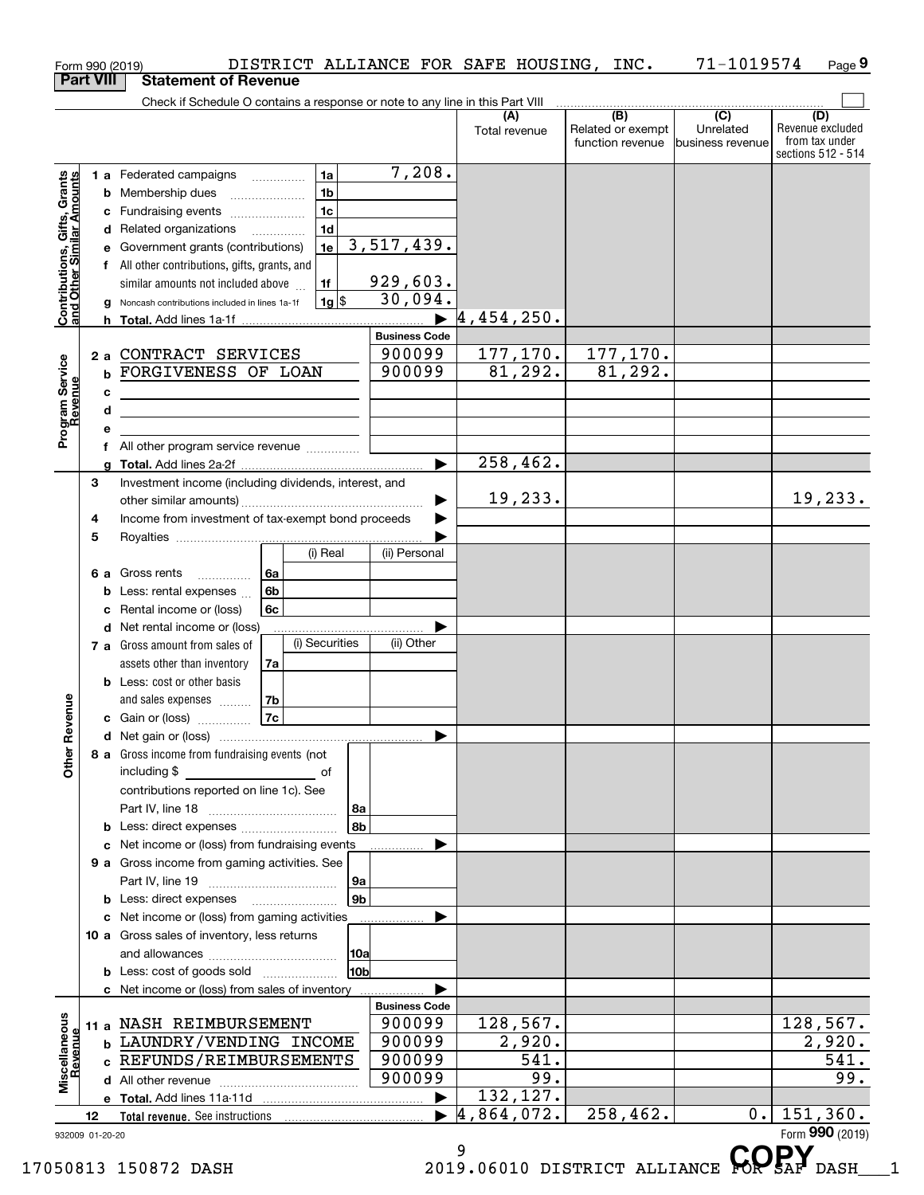Form 990 (2019) DISTRICT ALLIANCE FOR SAFE HOUSING, INC. 71-1019574

## Part VIII Statement of Revenue

Check if Schedule O contains a response or note to any line in this Part VIII

| | | | | (A) Total revenue | (B) Related or exempt function revenue | (C) Unrelated business revenue | (D) Revenue excluded from tax under sections 512 - 514 |
|---|---|---|---|---|---|---|---|
| **Contributions, Gifts, Grants and Other Similar Amounts** | 1 a Federated campaigns | 1a | 7,208. | | | | |
| | b Membership dues | 1b | | | | | |
| | c Fundraising events | 1c | | | | | |
| | d Related organizations | 1d | | | | | |
| | e Government grants (contributions) | 1e | 3,517,439. | | | | |
| | f All other contributions, gifts, grants, and similar amounts not included above | 1f | 929,603. | | | | |
| | g Noncash contributions included in lines 1a-1f | 1g $ | 30,094. | | | | |
| | h Total. Add lines 1a-1f | | ▶ | 4,454,250. | | | |
| | | | **Business Code** | | | | |
| **Program Service Revenue** | 2 a CONTRACT SERVICES | | 900099 | 177,170. | 177,170. | | |
| | b FORGIVENESS OF LOAN | | 900099 | 81,292. | 81,292. | | |
| | c | | | | | | |
| | d | | | | | | |
| | e | | | | | | |
| | f All other program service revenue | | | | | | |
| | g Total. Add lines 2a-2f | | ▶ | 258,462. | | | |
| **Other Revenue** | 3 Investment income (including dividends, interest, and other similar amounts) | | ▶ | 19,233. | | | 19,233. |
| | 4 Income from investment of tax-exempt bond proceeds | | ▶ | | | | |
| | 5 Royalties | | ▶ | | | | |
| | | (i) Real | (ii) Personal | | | | |
| | 6 a Gross rents (6a) | | | | | | |
| | b Less: rental expenses (6b) | | | | | | |
| | c Rental income or (loss) (6c) | | | | | | |
| | d Net rental income or (loss) | | ▶ | | | | |
| | | (i) Securities | (ii) Other | | | | |
| | 7 a Gross amount from sales of assets other than inventory (7a) | | | | | | |
| | b Less: cost or other basis and sales expenses (7b) | | | | | | |
| | c Gain or (loss) (7c) | | | | | | |
| | d Net gain or (loss) | | ▶ | | | | |
| | 8 a Gross income from fundraising events (not including $ ____ of contributions reported on line 1c). See Part IV, line 18 | 8a | | | | | |
| | b Less: direct expenses | 8b | | | | | |
| | c Net income or (loss) from fundraising events | | ▶ | | | | |
| | 9 a Gross income from gaming activities. See Part IV, line 19 | 9a | | | | | |
| | b Less: direct expenses | 9b | | | | | |
| | c Net income or (loss) from gaming activities | | ▶ | | | | |
| | 10 a Gross sales of inventory, less returns and allowances | 10a | | | | | |
| | b Less: cost of goods sold | 10b | | | | | |
| | c Net income or (loss) from sales of inventory | | ▶ | | | | |
| | | | **Business Code** | | | | |
| **Miscellaneous Revenue** | 11 a NASH REIMBURSEMENT | | 900099 | 128,567. | | | 128,567. |
| | b LAUNDRY/VENDING INCOME | | 900099 | 2,920. | | | 2,920. |
| | c REFUNDS/REIMBURSEMENTS | | 900099 | 541. | | | 541. |
| | d All other revenue | | 900099 | 99. | | | 99. |
| | e Total. Add lines 11a-11d | | ▶ | 132,127. | | | |
| | 12 Total revenue. See instructions | | ▶ | 4,864,072. | 258,462. | 0. | 151,360. |

932009 01-20-20

Form **990** (2019)

17050813 150872 DASH 2019.06010 DISTRICT ALLIANCE FOR SAF DASH___1

COPY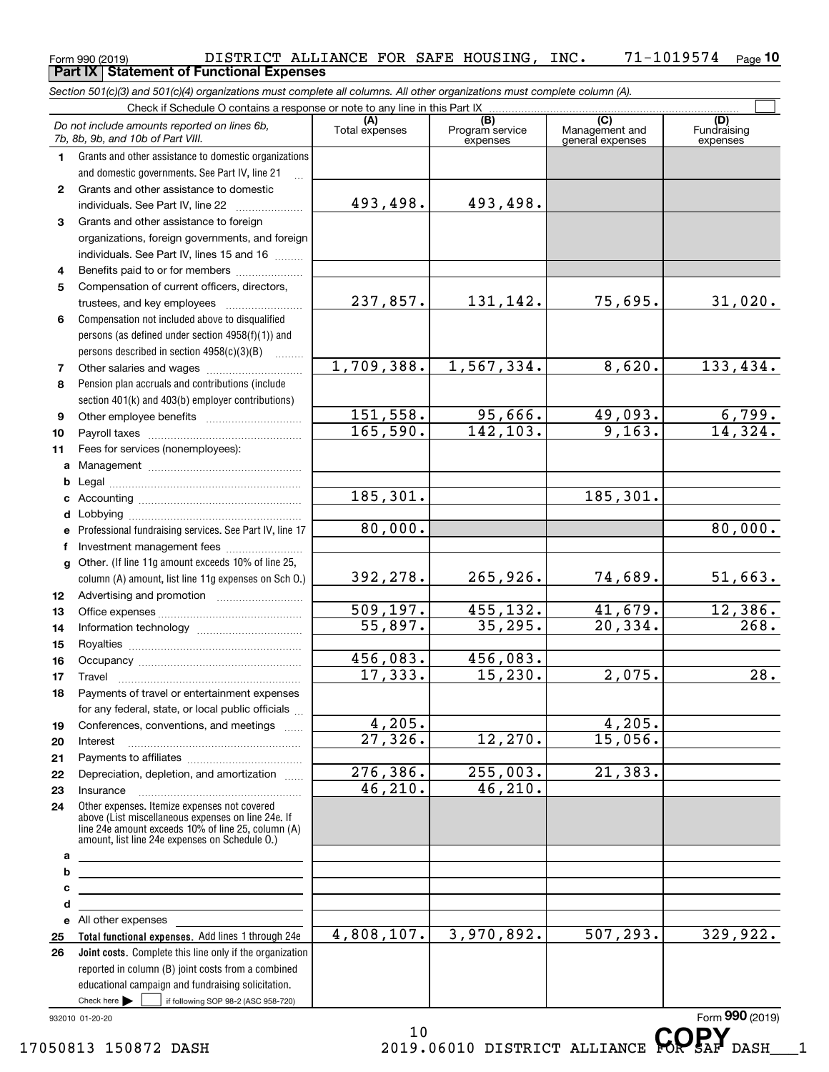Form 990 (2019) DISTRICT ALLIANCE FOR SAFE HOUSING, INC. 71-1019574 Page **10**

## Part IX Statement of Functional Expenses

*Section 501(c)(3) and 501(c)(4) organizations must complete all columns. All other organizations must complete column (A).*

Check if Schedule O contains a response or note to any line in this Part IX ☐

| | *Do not include amounts reported on lines 6b, 7b, 8b, 9b, and 10b of Part VIII.* | (A) Total expenses | (B) Program service expenses | (C) Management and general expenses | (D) Fundraising expenses |
|---|---|---|---|---|---|
| 1 | Grants and other assistance to domestic organizations and domestic governments. See Part IV, line 21 | | | | |
| 2 | Grants and other assistance to domestic individuals. See Part IV, line 22 | 493,498. | 493,498. | | |
| 3 | Grants and other assistance to foreign organizations, foreign governments, and foreign individuals. See Part IV, lines 15 and 16 | | | | |
| 4 | Benefits paid to or for members | | | | |
| 5 | Compensation of current officers, directors, trustees, and key employees | 237,857. | 131,142. | 75,695. | 31,020. |
| 6 | Compensation not included above to disqualified persons (as defined under section 4958(f)(1)) and persons described in section 4958(c)(3)(B) | | | | |
| 7 | Other salaries and wages | 1,709,388. | 1,567,334. | 8,620. | 133,434. |
| 8 | Pension plan accruals and contributions (include section 401(k) and 403(b) employer contributions) | | | | |
| 9 | Other employee benefits | 151,558. | 95,666. | 49,093. | 6,799. |
| 10 | Payroll taxes | 165,590. | 142,103. | 9,163. | 14,324. |
| 11 | Fees for services (nonemployees): | | | | |
| a | Management | | | | |
| b | Legal | | | | |
| c | Accounting | 185,301. | | 185,301. | |
| d | Lobbying | | | | |
| e | Professional fundraising services. See Part IV, line 17 | 80,000. | | | 80,000. |
| f | Investment management fees | | | | |
| g | Other. (If line 11g amount exceeds 10% of line 25, column (A) amount, list line 11g expenses on Sch O.) | 392,278. | 265,926. | 74,689. | 51,663. |
| 12 | Advertising and promotion | | | | |
| 13 | Office expenses | 509,197. | 455,132. | 41,679. | 12,386. |
| 14 | Information technology | 55,897. | 35,295. | 20,334. | 268. |
| 15 | Royalties | | | | |
| 16 | Occupancy | 456,083. | 456,083. | | |
| 17 | Travel | 17,333. | 15,230. | 2,075. | 28. |
| 18 | Payments of travel or entertainment expenses for any federal, state, or local public officials | | | | |
| 19 | Conferences, conventions, and meetings | 4,205. | | 4,205. | |
| 20 | Interest | 27,326. | 12,270. | 15,056. | |
| 21 | Payments to affiliates | | | | |
| 22 | Depreciation, depletion, and amortization | 276,386. | 255,003. | 21,383. | |
| 23 | Insurance | 46,210. | 46,210. | | |
| 24 | Other expenses. Itemize expenses not covered above (List miscellaneous expenses on line 24e. If line 24e amount exceeds 10% of line 25, column (A) amount, list line 24e expenses on Schedule O.) | | | | |
| a | | | | | |
| b | | | | | |
| c | | | | | |
| d | | | | | |
| e | All other expenses | | | | |
| 25 | **Total functional expenses.** Add lines 1 through 24e | 4,808,107. | 3,970,892. | 507,293. | 329,922. |
| 26 | **Joint costs.** Complete this line only if the organization reported in column (B) joint costs from a combined educational campaign and fundraising solicitation. Check here ☐ if following SOP 98-2 (ASC 958-720) | | | | |

932010 01-20-20 Form **990** (2019)

17050813 150872 DASH 2019.06010 DISTRICT ALLIANCE FOR SAF DASH___1

COPY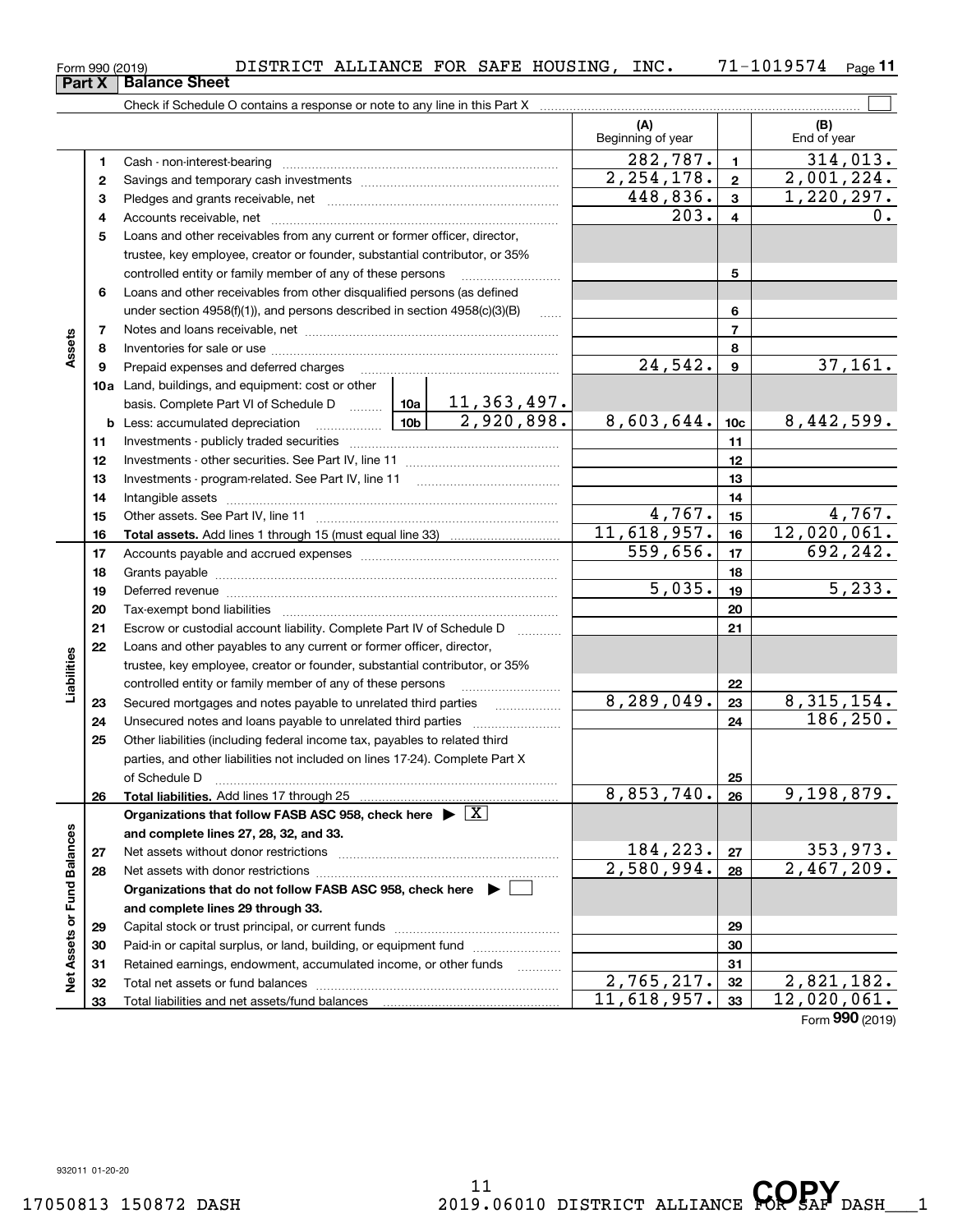Form 990 (2019) DISTRICT ALLIANCE FOR SAFE HOUSING, INC. 71-1019574

## Part X Balance Sheet

Check if Schedule O contains a response or note to any line in this Part X

| | | | | (A) Beginning of year | | (B) End of year |
|---|---|---|---|---|---|---|
| **Assets** | 1 | Cash - non-interest-bearing | | 282,787. | 1 | 314,013. |
| | 2 | Savings and temporary cash investments | | 2,254,178. | 2 | 2,001,224. |
| | 3 | Pledges and grants receivable, net | | 448,836. | 3 | 1,220,297. |
| | 4 | Accounts receivable, net | | 203. | 4 | 0. |
| | 5 | Loans and other receivables from any current or former officer, director, trustee, key employee, creator or founder, substantial contributor, or 35% controlled entity or family member of any of these persons | | | 5 | |
| | 6 | Loans and other receivables from other disqualified persons (as defined under section 4958(f)(1)), and persons described in section 4958(c)(3)(B) | | | 6 | |
| | 7 | Notes and loans receivable, net | | | 7 | |
| | 8 | Inventories for sale or use | | | 8 | |
| | 9 | Prepaid expenses and deferred charges | | 24,542. | 9 | 37,161. |
| | 10a | Land, buildings, and equipment: cost or other basis. Complete Part VI of Schedule D | 10a 11,363,497. | | | |
| | b | Less: accumulated depreciation | 10b 2,920,898. | 8,603,644. | 10c | 8,442,599. |
| | 11 | Investments - publicly traded securities | | | 11 | |
| | 12 | Investments - other securities. See Part IV, line 11 | | | 12 | |
| | 13 | Investments - program-related. See Part IV, line 11 | | | 13 | |
| | 14 | Intangible assets | | | 14 | |
| | 15 | Other assets. See Part IV, line 11 | | 4,767. | 15 | 4,767. |
| | 16 | **Total assets.** Add lines 1 through 15 (must equal line 33) | | 11,618,957. | 16 | 12,020,061. |
| **Liabilities** | 17 | Accounts payable and accrued expenses | | 559,656. | 17 | 692,242. |
| | 18 | Grants payable | | | 18 | |
| | 19 | Deferred revenue | | 5,035. | 19 | 5,233. |
| | 20 | Tax-exempt bond liabilities | | | 20 | |
| | 21 | Escrow or custodial account liability. Complete Part IV of Schedule D | | | 21 | |
| | 22 | Loans and other payables to any current or former officer, director, trustee, key employee, creator or founder, substantial contributor, or 35% controlled entity or family member of any of these persons | | | 22 | |
| | 23 | Secured mortgages and notes payable to unrelated third parties | | 8,289,049. | 23 | 8,315,154. |
| | 24 | Unsecured notes and loans payable to unrelated third parties | | | 24 | 186,250. |
| | 25 | Other liabilities (including federal income tax, payables to related third parties, and other liabilities not included on lines 17-24). Complete Part X of Schedule D | | | 25 | |
| | 26 | **Total liabilities.** Add lines 17 through 25 | | 8,853,740. | 26 | 9,198,879. |
| **Net Assets or Fund Balances** | | **Organizations that follow FASB ASC 958, check here** ▶ [X] **and complete lines 27, 28, 32, and 33.** | | | | |
| | 27 | Net assets without donor restrictions | | 184,223. | 27 | 353,973. |
| | 28 | Net assets with donor restrictions | | 2,580,994. | 28 | 2,467,209. |
| | | **Organizations that do not follow FASB ASC 958, check here** ▶ [ ] **and complete lines 29 through 33.** | | | | |
| | 29 | Capital stock or trust principal, or current funds | | | 29 | |
| | 30 | Paid-in or capital surplus, or land, building, or equipment fund | | | 30 | |
| | 31 | Retained earnings, endowment, accumulated income, or other funds | | | 31 | |
| | 32 | Total net assets or fund balances | | 2,765,217. | 32 | 2,821,182. |
| | 33 | Total liabilities and net assets/fund balances | | 11,618,957. | 33 | 12,020,061. |

Form 990 (2019)

932011 01-20-20

17050813 150872 DASH 2019.06010 DISTRICT ALLIANCE FOR SAF DASH___1

COPY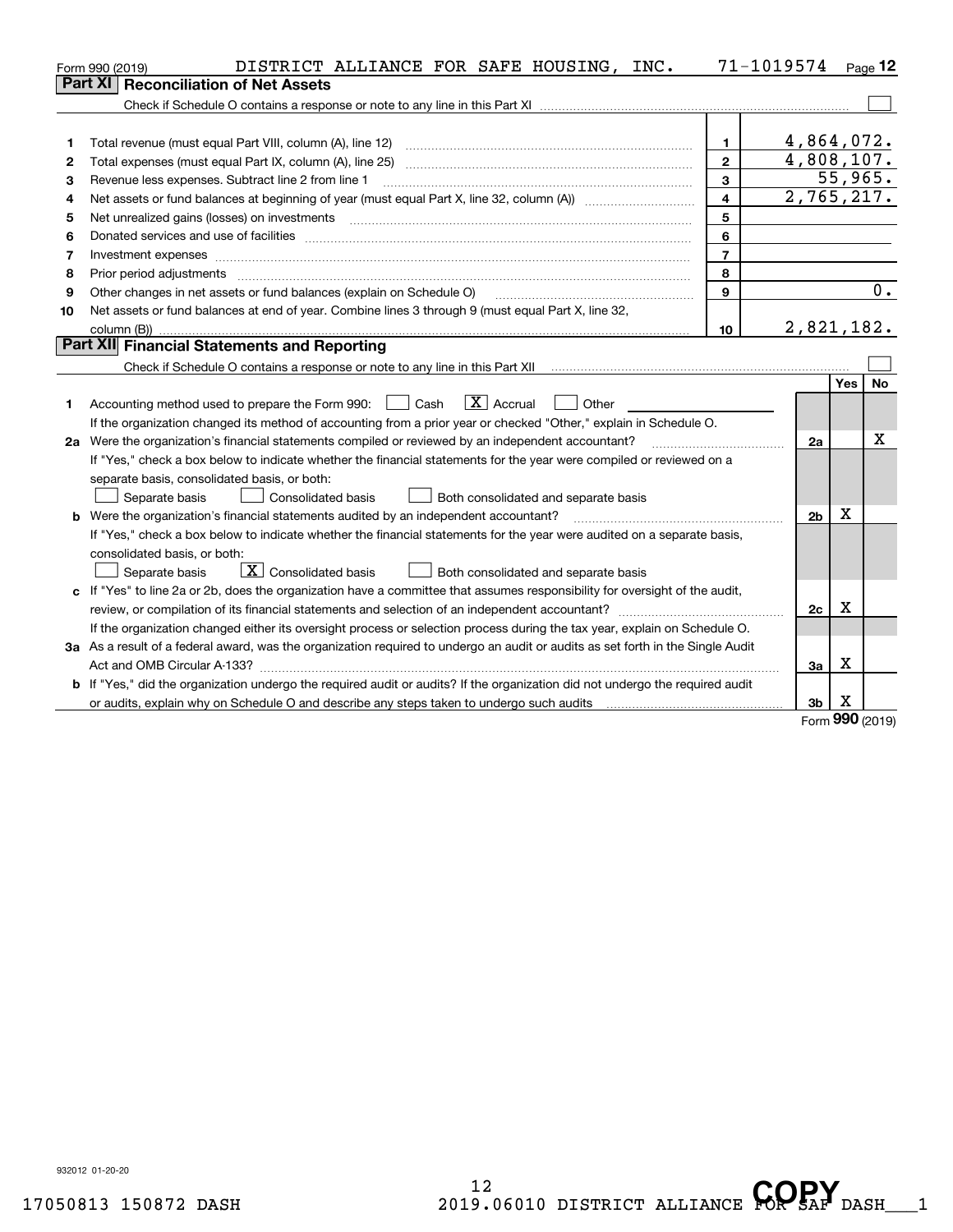Form 990 (2019) DISTRICT ALLIANCE FOR SAFE HOUSING, INC. 71-1019574

## Part XI Reconciliation of Net Assets

Check if Schedule O contains a response or note to any line in this Part XI ☐

| | | | |
|---|---|---|---|
| 1 | Total revenue (must equal Part VIII, column (A), line 12) | 1 | 4,864,072. |
| 2 | Total expenses (must equal Part IX, column (A), line 25) | 2 | 4,808,107. |
| 3 | Revenue less expenses. Subtract line 2 from line 1 | 3 | 55,965. |
| 4 | Net assets or fund balances at beginning of year (must equal Part X, line 32, column (A)) | 4 | 2,765,217. |
| 5 | Net unrealized gains (losses) on investments | 5 | |
| 6 | Donated services and use of facilities | 6 | |
| 7 | Investment expenses | 7 | |
| 8 | Prior period adjustments | 8 | |
| 9 | Other changes in net assets or fund balances (explain on Schedule O) | 9 | 0. |
| 10 | Net assets or fund balances at end of year. Combine lines 3 through 9 (must equal Part X, line 32, column (B)) | 10 | 2,821,182. |

## Part XII Financial Statements and Reporting

Check if Schedule O contains a response or note to any line in this Part XII ☐

| | | | Yes | No |
|---|---|---|---|---|
| 1 | Accounting method used to prepare the Form 990: ☐ Cash ☒ Accrual ☐ Other<br>If the organization changed its method of accounting from a prior year or checked "Other," explain in Schedule O. | | | |
| 2a | Were the organization's financial statements compiled or reviewed by an independent accountant?<br>If "Yes," check a box below to indicate whether the financial statements for the year were compiled or reviewed on a separate basis, consolidated basis, or both:<br>☐ Separate basis ☐ Consolidated basis ☐ Both consolidated and separate basis | 2a | | X |
| b | Were the organization's financial statements audited by an independent accountant?<br>If "Yes," check a box below to indicate whether the financial statements for the year were audited on a separate basis, consolidated basis, or both:<br>☐ Separate basis ☒ Consolidated basis ☐ Both consolidated and separate basis | 2b | X | |
| c | If "Yes" to line 2a or 2b, does the organization have a committee that assumes responsibility for oversight of the audit, review, or compilation of its financial statements and selection of an independent accountant?<br>If the organization changed either its oversight process or selection process during the tax year, explain on Schedule O. | 2c | X | |
| 3a | As a result of a federal award, was the organization required to undergo an audit or audits as set forth in the Single Audit Act and OMB Circular A-133? | 3a | X | |
| b | If "Yes," did the organization undergo the required audit or audits? If the organization did not undergo the required audit or audits, explain why on Schedule O and describe any steps taken to undergo such audits | 3b | X | |

Form **990** (2019)

932012 01-20-20

17050813 150872 DASH 2019.06010 DISTRICT ALLIANCE FOR SAF DASH___1

COPY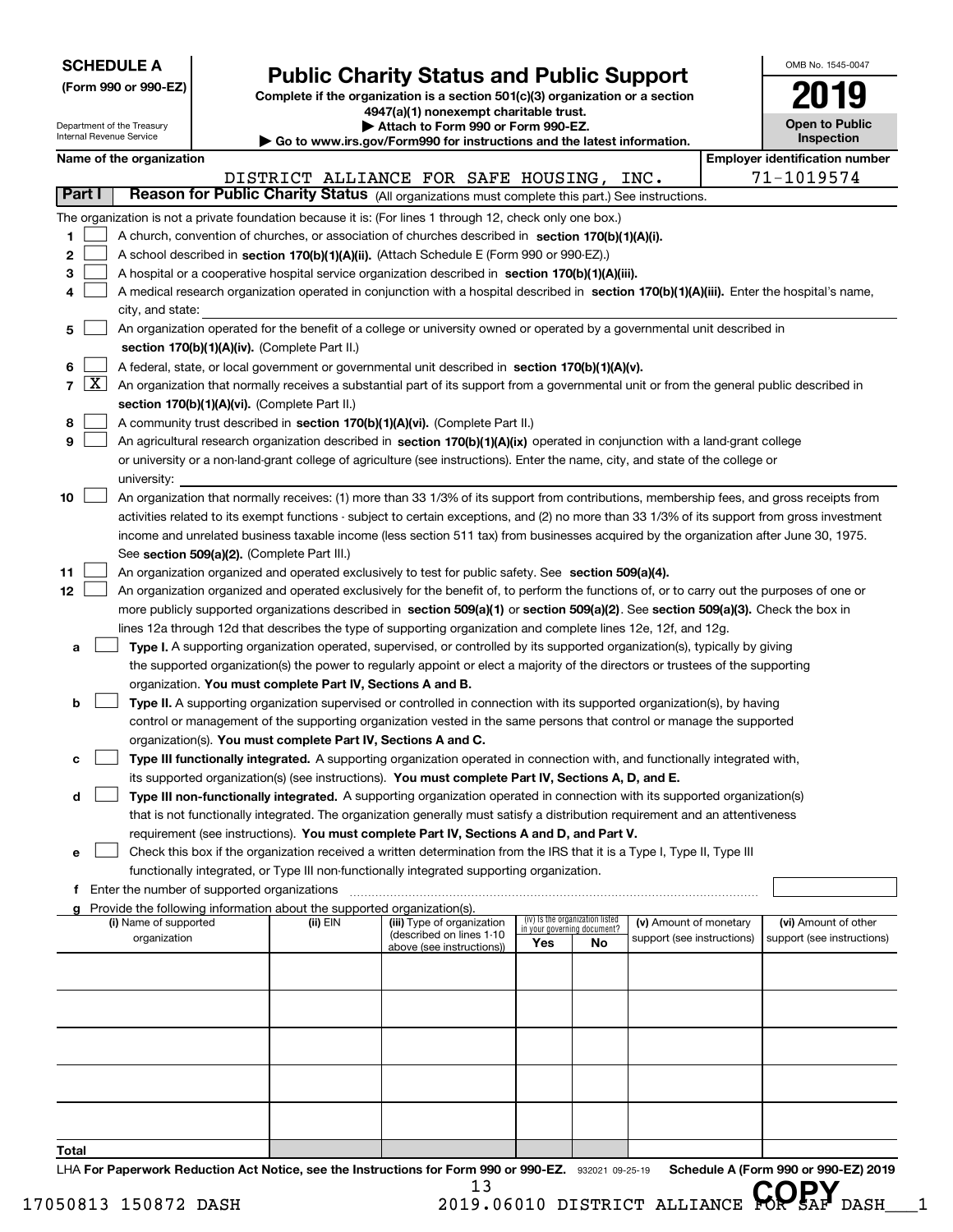**SCHEDULE A (Form 990 or 990-EZ)**

Department of the Treasury
Internal Revenue Service

# Public Charity Status and Public Support

**Complete if the organization is a section 501(c)(3) organization or a section 4947(a)(1) nonexempt charitable trust.**
**▶ Attach to Form 990 or Form 990-EZ.**
**▶ Go to www.irs.gov/Form990 for instructions and the latest information.**

OMB No. 1545-0047

**2019**

**Open to Public Inspection**

**Name of the organization:** DISTRICT ALLIANCE FOR SAFE HOUSING, INC.

**Employer identification number:** 71-1019574

## Part I — Reason for Public Charity Status (All organizations must complete this part.) See instructions.

The organization is not a private foundation because it is: (For lines 1 through 12, check only one box.)

1. ☐ A church, convention of churches, or association of churches described in **section 170(b)(1)(A)(i).**
2. ☐ A school described in **section 170(b)(1)(A)(ii).** (Attach Schedule E (Form 990 or 990-EZ).)
3. ☐ A hospital or a cooperative hospital service organization described in **section 170(b)(1)(A)(iii).**
4. ☐ A medical research organization operated in conjunction with a hospital described in **section 170(b)(1)(A)(iii).** Enter the hospital's name, city, and state:
5. ☐ An organization operated for the benefit of a college or university owned or operated by a governmental unit described in **section 170(b)(1)(A)(iv).** (Complete Part II.)
6. ☐ A federal, state, or local government or governmental unit described in **section 170(b)(1)(A)(v).**
7. ☒ An organization that normally receives a substantial part of its support from a governmental unit or from the general public described in **section 170(b)(1)(A)(vi).** (Complete Part II.)
8. ☐ A community trust described in **section 170(b)(1)(A)(vi).** (Complete Part II.)
9. ☐ An agricultural research organization described in **section 170(b)(1)(A)(ix)** operated in conjunction with a land-grant college or university or a non-land-grant college of agriculture (see instructions). Enter the name, city, and state of the college or university:
10. ☐ An organization that normally receives: (1) more than 33 1/3% of its support from contributions, membership fees, and gross receipts from activities related to its exempt functions - subject to certain exceptions, and (2) no more than 33 1/3% of its support from gross investment income and unrelated business taxable income (less section 511 tax) from businesses acquired by the organization after June 30, 1975. See **section 509(a)(2).** (Complete Part III.)
11. ☐ An organization organized and operated exclusively to test for public safety. See **section 509(a)(4).**
12. ☐ An organization organized and operated exclusively for the benefit of, to perform the functions of, or to carry out the purposes of one or more publicly supported organizations described in **section 509(a)(1)** or **section 509(a)(2)**. See **section 509(a)(3).** Check the box in lines 12a through 12d that describes the type of supporting organization and complete lines 12e, 12f, and 12g.
   - **a** ☐ **Type I.** A supporting organization operated, supervised, or controlled by its supported organization(s), typically by giving the supported organization(s) the power to regularly appoint or elect a majority of the directors or trustees of the supporting organization. **You must complete Part IV, Sections A and B.**
   - **b** ☐ **Type II.** A supporting organization supervised or controlled in connection with its supported organization(s), by having control or management of the supporting organization vested in the same persons that control or manage the supported organization(s). **You must complete Part IV, Sections A and C.**
   - **c** ☐ **Type III functionally integrated.** A supporting organization operated in connection with, and functionally integrated with, its supported organization(s) (see instructions). **You must complete Part IV, Sections A, D, and E.**
   - **d** ☐ **Type III non-functionally integrated.** A supporting organization operated in connection with its supported organization(s) that is not functionally integrated. The organization generally must satisfy a distribution requirement and an attentiveness requirement (see instructions). **You must complete Part IV, Sections A and D, and Part V.**
   - **e** ☐ Check this box if the organization received a written determination from the IRS that it is a Type I, Type II, Type III functionally integrated, or Type III non-functionally integrated supporting organization.
   - **f** Enter the number of supported organizations
   - **g** Provide the following information about the supported organization(s).

| (i) Name of supported organization | (ii) EIN | (iii) Type of organization (described on lines 1-10 above (see instructions)) | (iv) Is the organization listed in your governing document? Yes | No | (v) Amount of monetary support (see instructions) | (vi) Amount of other support (see instructions) |
|---|---|---|---|---|---|---|
| | | | | | | |
| | | | | | | |
| | | | | | | |
| | | | | | | |
| | | | | | | |
| **Total** | | | | | | |

LHA **For Paperwork Reduction Act Notice, see the Instructions for Form 990 or 990-EZ.** 932021 09-25-19 **Schedule A (Form 990 or 990-EZ) 2019**

17050813 150872 DASH 2019.06010 DISTRICT ALLIANCE FOR SAF DASH___1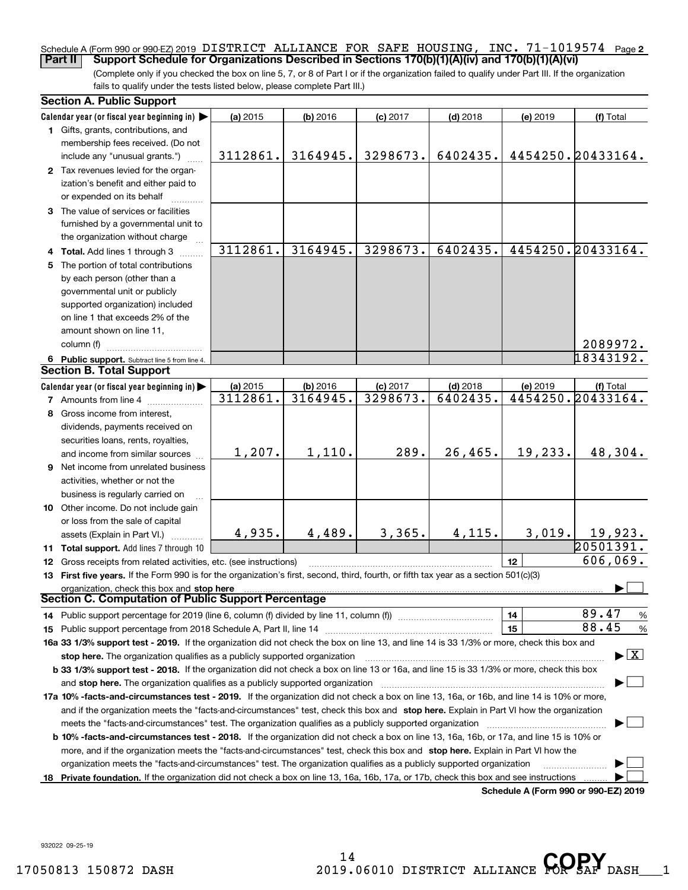Schedule A (Form 990 or 990-EZ) 2019 DISTRICT ALLIANCE FOR SAFE HOUSING, INC. 71-1019574 Page **2**

**Part II** **Support Schedule for Organizations Described in Sections 170(b)(1)(A)(iv) and 170(b)(1)(A)(vi)**

(Complete only if you checked the box on line 5, 7, or 8 of Part I or if the organization failed to qualify under Part III. If the organization fails to qualify under the tests listed below, please complete Part III.)

**Section A. Public Support**

| Calendar year (or fiscal year beginning in) ▶ | (a) 2015 | (b) 2016 | (c) 2017 | (d) 2018 | (e) 2019 | (f) Total |
|---|---|---|---|---|---|---|
| **1** Gifts, grants, contributions, and membership fees received. (Do not include any "unusual grants.") | 3112861. | 3164945. | 3298673. | 6402435. | 4454250. | 20433164. |
| **2** Tax revenues levied for the organization's benefit and either paid to or expended on its behalf | | | | | | |
| **3** The value of services or facilities furnished by a governmental unit to the organization without charge | | | | | | |
| **4 Total.** Add lines 1 through 3 | 3112861. | 3164945. | 3298673. | 6402435. | 4454250. | 20433164. |
| **5** The portion of total contributions by each person (other than a governmental unit or publicly supported organization) included on line 1 that exceeds 2% of the amount shown on line 11, column (f) | | | | | | 2089972. |
| **6 Public support.** Subtract line 5 from line 4. | | | | | | 18343192. |

**Section B. Total Support**

| Calendar year (or fiscal year beginning in) ▶ | (a) 2015 | (b) 2016 | (c) 2017 | (d) 2018 | (e) 2019 | (f) Total |
|---|---|---|---|---|---|---|
| **7** Amounts from line 4 | 3112861. | 3164945. | 3298673. | 6402435. | 4454250. | 20433164. |
| **8** Gross income from interest, dividends, payments received on securities loans, rents, royalties, and income from similar sources | 1,207. | 1,110. | 289. | 26,465. | 19,233. | 48,304. |
| **9** Net income from unrelated business activities, whether or not the business is regularly carried on | | | | | | |
| **10** Other income. Do not include gain or loss from the sale of capital assets (Explain in Part VI.) | 4,935. | 4,489. | 3,365. | 4,115. | 3,019. | 19,923. |
| **11 Total support.** Add lines 7 through 10 | | | | | | 20501391. |

**12** Gross receipts from related activities, etc. (see instructions) ..... **12** 606,069.

**13 First five years.** If the Form 990 is for the organization's first, second, third, fourth, or fifth tax year as a section 501(c)(3) organization, check this box and **stop here** ▶ ☐

**Section C. Computation of Public Support Percentage**

**14** Public support percentage for 2019 (line 6, column (f) divided by line 11, column (f)) ..... **14** 89.47 %

**15** Public support percentage from 2018 Schedule A, Part II, line 14 ..... **15** 88.45 %

**16a 33 1/3% support test - 2019.** If the organization did not check the box on line 13, and line 14 is 33 1/3% or more, check this box and **stop here.** The organization qualifies as a publicly supported organization ▶ ☒

**b 33 1/3% support test - 2018.** If the organization did not check a box on line 13 or 16a, and line 15 is 33 1/3% or more, check this box and **stop here.** The organization qualifies as a publicly supported organization ▶ ☐

**17a 10% -facts-and-circumstances test - 2019.** If the organization did not check a box on line 13, 16a, or 16b, and line 14 is 10% or more, and if the organization meets the "facts-and-circumstances" test, check this box and **stop here.** Explain in Part VI how the organization meets the "facts-and-circumstances" test. The organization qualifies as a publicly supported organization ▶ ☐

**b 10% -facts-and-circumstances test - 2018.** If the organization did not check a box on line 13, 16a, 16b, or 17a, and line 15 is 10% or more, and if the organization meets the "facts-and-circumstances" test, check this box and **stop here.** Explain in Part VI how the organization meets the "facts-and-circumstances" test. The organization qualifies as a publicly supported organization ▶ ☐

**18 Private foundation.** If the organization did not check a box on line 13, 16a, 16b, 17a, or 17b, check this box and see instructions ▶ ☐

**Schedule A (Form 990 or 990-EZ) 2019**

932022 09-25-19

17050813 150872 DASH 2019.06010 DISTRICT ALLIANCE FOR SAF DASH___1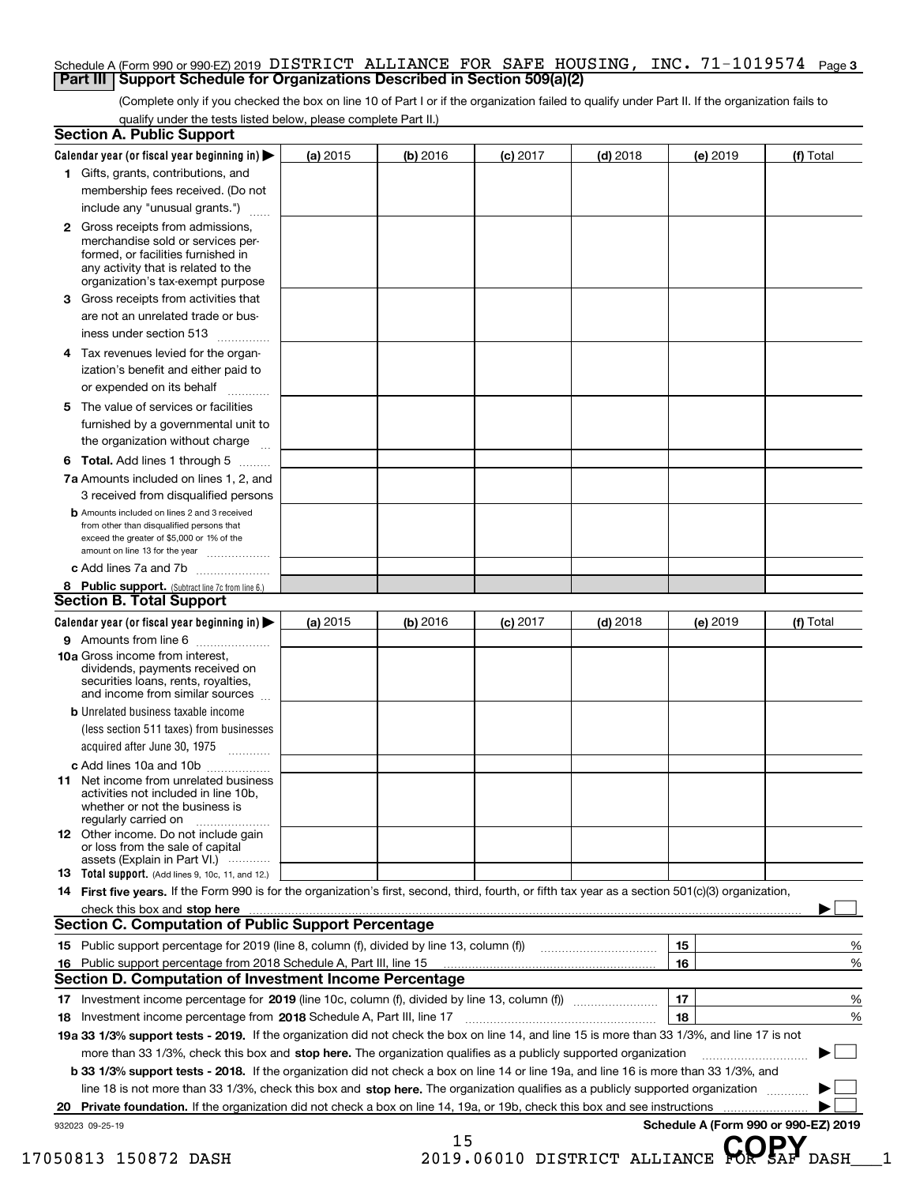Schedule A (Form 990 or 990-EZ) 2019 DISTRICT ALLIANCE FOR SAFE HOUSING, INC. 71-1019574 Page **3**

## Part III Support Schedule for Organizations Described in Section 509(a)(2)

(Complete only if you checked the box on line 10 of Part I or if the organization failed to qualify under Part II. If the organization fails to qualify under the tests listed below, please complete Part II.)

### Section A. Public Support

| Calendar year (or fiscal year beginning in) ▶ | (a) 2015 | (b) 2016 | (c) 2017 | (d) 2018 | (e) 2019 | (f) Total |
|---|---|---|---|---|---|---|
| **1** Gifts, grants, contributions, and membership fees received. (Do not include any "unusual grants.") | | | | | | |
| **2** Gross receipts from admissions, merchandise sold or services performed, or facilities furnished in any activity that is related to the organization's tax-exempt purpose | | | | | | |
| **3** Gross receipts from activities that are not an unrelated trade or business under section 513 | | | | | | |
| **4** Tax revenues levied for the organization's benefit and either paid to or expended on its behalf | | | | | | |
| **5** The value of services or facilities furnished by a governmental unit to the organization without charge | | | | | | |
| **6 Total.** Add lines 1 through 5 | | | | | | |
| **7a** Amounts included on lines 1, 2, and 3 received from disqualified persons | | | | | | |
| **b** Amounts included on lines 2 and 3 received from other than disqualified persons that exceed the greater of $5,000 or 1% of the amount on line 13 for the year | | | | | | |
| **c** Add lines 7a and 7b | | | | | | |
| **8 Public support.** (Subtract line 7c from line 6.) | | | | | | |

### Section B. Total Support

| Calendar year (or fiscal year beginning in) ▶ | (a) 2015 | (b) 2016 | (c) 2017 | (d) 2018 | (e) 2019 | (f) Total |
|---|---|---|---|---|---|---|
| **9** Amounts from line 6 | | | | | | |
| **10a** Gross income from interest, dividends, payments received on securities loans, rents, royalties, and income from similar sources | | | | | | |
| **b** Unrelated business taxable income (less section 511 taxes) from businesses acquired after June 30, 1975 | | | | | | |
| **c** Add lines 10a and 10b | | | | | | |
| **11** Net income from unrelated business activities not included in line 10b, whether or not the business is regularly carried on | | | | | | |
| **12** Other income. Do not include gain or loss from the sale of capital assets (Explain in Part VI.) | | | | | | |
| **13 Total support.** (Add lines 9, 10c, 11, and 12.) | | | | | | |

**14 First five years.** If the Form 990 is for the organization's first, second, third, fourth, or fifth tax year as a section 501(c)(3) organization, check this box and **stop here** ▶ ☐

### Section C. Computation of Public Support Percentage

| | | | |
|---|---|---|---|
| **15** | Public support percentage for 2019 (line 8, column (f), divided by line 13, column (f)) | 15 | % |
| **16** | Public support percentage from 2018 Schedule A, Part III, line 15 | 16 | % |

### Section D. Computation of Investment Income Percentage

| | | | |
|---|---|---|---|
| **17** | Investment income percentage for **2019** (line 10c, column (f), divided by line 13, column (f)) | 17 | % |
| **18** | Investment income percentage from **2018** Schedule A, Part III, line 17 | 18 | % |

**19a 33 1/3% support tests - 2019.** If the organization did not check the box on line 14, and line 15 is more than 33 1/3%, and line 17 is not more than 33 1/3%, check this box and **stop here.** The organization qualifies as a publicly supported organization ▶ ☐

**b 33 1/3% support tests - 2018.** If the organization did not check a box on line 14 or line 19a, and line 16 is more than 33 1/3%, and line 18 is not more than 33 1/3%, check this box and **stop here.** The organization qualifies as a publicly supported organization ▶ ☐

**20 Private foundation.** If the organization did not check a box on line 14, 19a, or 19b, check this box and see instructions ▶ ☐

932023 09-25-19 **Schedule A (Form 990 or 990-EZ) 2019**

COPY

17050813 150872 DASH 2019.06010 DISTRICT ALLIANCE FOR SAF DASH___1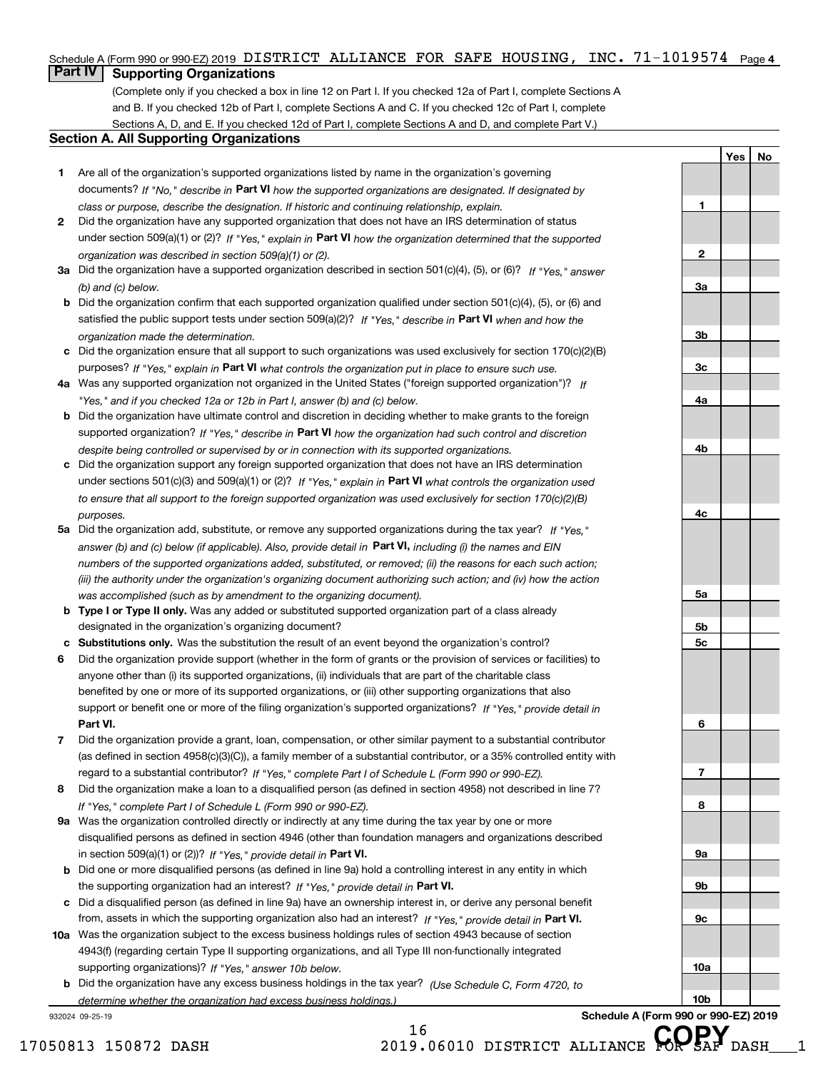Schedule A (Form 990 or 990-EZ) 2019 DISTRICT ALLIANCE FOR SAFE HOUSING, INC. 71-1019574 Page 4

## Part IV Supporting Organizations

(Complete only if you checked a box in line 12 on Part I. If you checked 12a of Part I, complete Sections A and B. If you checked 12b of Part I, complete Sections A and C. If you checked 12c of Part I, complete Sections A, D, and E. If you checked 12d of Part I, complete Sections A and D, and complete Part V.)

### Section A. All Supporting Organizations

| | | | Yes | No |
|---|---|---|---|---|
| **1** | Are all of the organization's supported organizations listed by name in the organization's governing documents? *If "No," describe in* **Part VI** *how the supported organizations are designated. If designated by class or purpose, describe the designation. If historic and continuing relationship, explain.* | 1 | | |
| **2** | Did the organization have any supported organization that does not have an IRS determination of status under section 509(a)(1) or (2)? *If "Yes," explain in* **Part VI** *how the organization determined that the supported organization was described in section 509(a)(1) or (2).* | 2 | | |
| **3a** | Did the organization have a supported organization described in section 501(c)(4), (5), or (6)? *If "Yes," answer (b) and (c) below.* | 3a | | |
| **b** | Did the organization confirm that each supported organization qualified under section 501(c)(4), (5), or (6) and satisfied the public support tests under section 509(a)(2)? *If "Yes," describe in* **Part VI** *when and how the organization made the determination.* | 3b | | |
| **c** | Did the organization ensure that all support to such organizations was used exclusively for section 170(c)(2)(B) purposes? *If "Yes," explain in* **Part VI** *what controls the organization put in place to ensure such use.* | 3c | | |
| **4a** | Was any supported organization not organized in the United States ("foreign supported organization")? *If "Yes," and if you checked 12a or 12b in Part I, answer (b) and (c) below.* | 4a | | |
| **b** | Did the organization have ultimate control and discretion in deciding whether to make grants to the foreign supported organization? *If "Yes," describe in* **Part VI** *how the organization had such control and discretion despite being controlled or supervised by or in connection with its supported organizations.* | 4b | | |
| **c** | Did the organization support any foreign supported organization that does not have an IRS determination under sections 501(c)(3) and 509(a)(1) or (2)? *If "Yes," explain in* **Part VI** *what controls the organization used to ensure that all support to the foreign supported organization was used exclusively for section 170(c)(2)(B) purposes.* | 4c | | |
| **5a** | Did the organization add, substitute, or remove any supported organizations during the tax year? *If "Yes," answer (b) and (c) below (if applicable). Also, provide detail in* **Part VI,** *including (i) the names and EIN numbers of the supported organizations added, substituted, or removed; (ii) the reasons for each such action; (iii) the authority under the organization's organizing document authorizing such action; and (iv) how the action was accomplished (such as by amendment to the organizing document).* | 5a | | |
| **b** | **Type I or Type II only.** Was any added or substituted supported organization part of a class already designated in the organization's organizing document? | 5b | | |
| **c** | **Substitutions only.** Was the substitution the result of an event beyond the organization's control? | 5c | | |
| **6** | Did the organization provide support (whether in the form of grants or the provision of services or facilities) to anyone other than (i) its supported organizations, (ii) individuals that are part of the charitable class benefited by one or more of its supported organizations, or (iii) other supporting organizations that also support or benefit one or more of the filing organization's supported organizations? *If "Yes," provide detail in* **Part VI.** | 6 | | |
| **7** | Did the organization provide a grant, loan, compensation, or other similar payment to a substantial contributor (as defined in section 4958(c)(3)(C)), a family member of a substantial contributor, or a 35% controlled entity with regard to a substantial contributor? *If "Yes," complete Part I of Schedule L (Form 990 or 990-EZ).* | 7 | | |
| **8** | Did the organization make a loan to a disqualified person (as defined in section 4958) not described in line 7? *If "Yes," complete Part I of Schedule L (Form 990 or 990-EZ).* | 8 | | |
| **9a** | Was the organization controlled directly or indirectly at any time during the tax year by one or more disqualified persons as defined in section 4946 (other than foundation managers and organizations described in section 509(a)(1) or (2))? *If "Yes," provide detail in* **Part VI.** | 9a | | |
| **b** | Did one or more disqualified persons (as defined in line 9a) hold a controlling interest in any entity in which the supporting organization had an interest? *If "Yes," provide detail in* **Part VI.** | 9b | | |
| **c** | Did a disqualified person (as defined in line 9a) have an ownership interest in, or derive any personal benefit from, assets in which the supporting organization also had an interest? *If "Yes," provide detail in* **Part VI.** | 9c | | |
| **10a** | Was the organization subject to the excess business holdings rules of section 4943 because of section 4943(f) (regarding certain Type II supporting organizations, and all Type III non-functionally integrated supporting organizations)? *If "Yes," answer 10b below.* | 10a | | |
| **b** | Did the organization have any excess business holdings in the tax year? *(Use Schedule C, Form 4720, to determine whether the organization had excess business holdings.)* | 10b | | |

932024 09-25-19 **Schedule A (Form 990 or 990-EZ) 2019**

17050813 150872 DASH 2019.06010 DISTRICT ALLIANCE FOR SAF DASH___1

COPY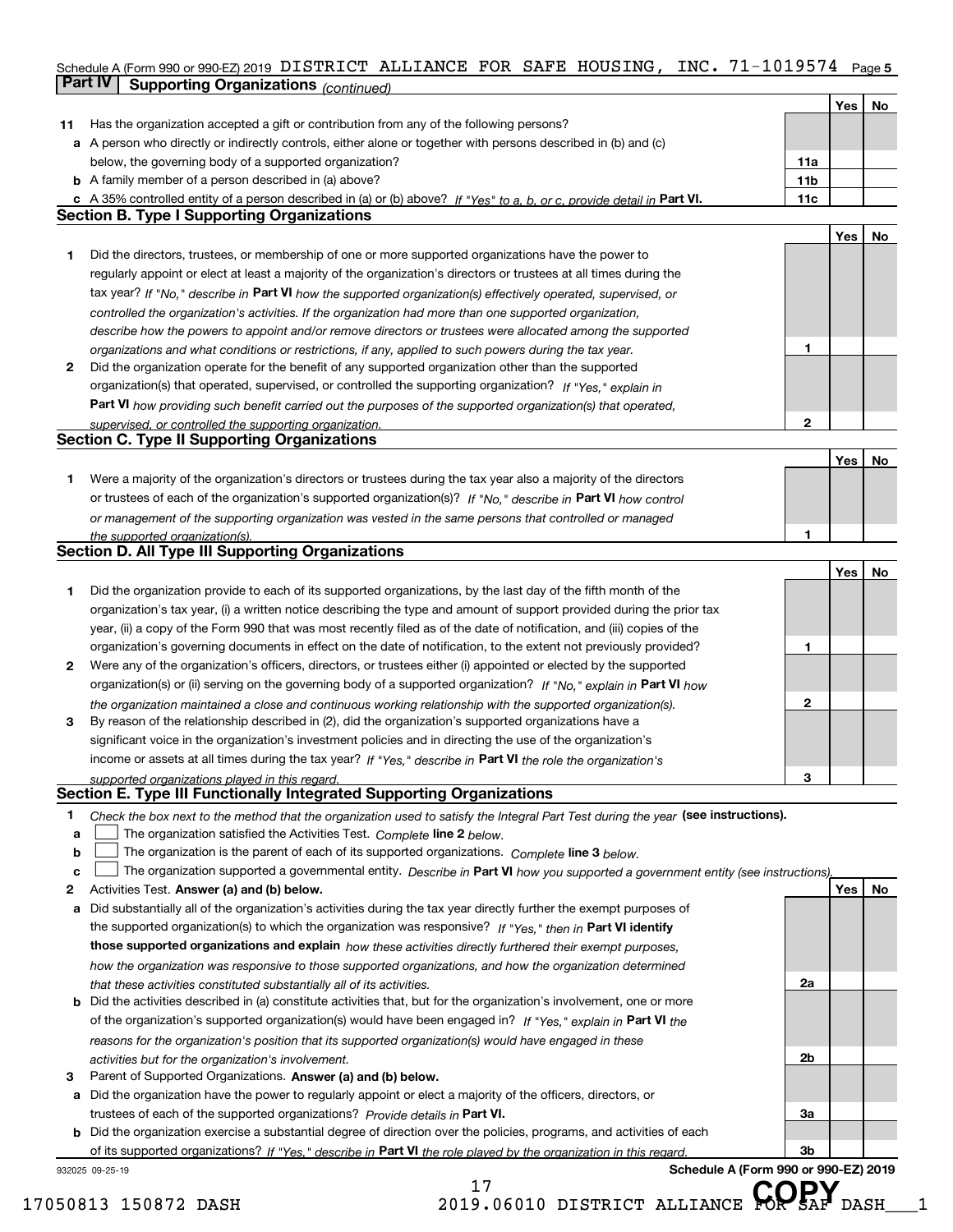Schedule A (Form 990 or 990-EZ) 2019 DISTRICT ALLIANCE FOR SAFE HOUSING, INC. 71-1019574 Page 5

## Part IV Supporting Organizations *(continued)*

| | | | Yes | No |
|---|---|---|---|---|
| **11** | Has the organization accepted a gift or contribution from any of the following persons? | | | |
| **a** | A person who directly or indirectly controls, either alone or together with persons described in (b) and (c) below, the governing body of a supported organization? | **11a** | | |
| **b** | A family member of a person described in (a) above? | **11b** | | |
| **c** | A 35% controlled entity of a person described in (a) or (b) above? *If "Yes" to a, b, or c, provide detail in* **Part VI.** | **11c** | | |

### Section B. Type I Supporting Organizations

| | | | Yes | No |
|---|---|---|---|---|
| **1** | Did the directors, trustees, or membership of one or more supported organizations have the power to regularly appoint or elect at least a majority of the organization's directors or trustees at all times during the tax year? *If "No," describe in* **Part VI** *how the supported organization(s) effectively operated, supervised, or controlled the organization's activities. If the organization had more than one supported organization, describe how the powers to appoint and/or remove directors or trustees were allocated among the supported organizations and what conditions or restrictions, if any, applied to such powers during the tax year.* | **1** | | |
| **2** | Did the organization operate for the benefit of any supported organization other than the supported organization(s) that operated, supervised, or controlled the supporting organization? *If "Yes," explain in* **Part VI** *how providing such benefit carried out the purposes of the supported organization(s) that operated, supervised, or controlled the supporting organization.* | **2** | | |

### Section C. Type II Supporting Organizations

| | | | Yes | No |
|---|---|---|---|---|
| **1** | Were a majority of the organization's directors or trustees during the tax year also a majority of the directors or trustees of each of the organization's supported organization(s)? *If "No," describe in* **Part VI** *how control or management of the supporting organization was vested in the same persons that controlled or managed the supported organization(s).* | **1** | | |

### Section D. All Type III Supporting Organizations

| | | | Yes | No |
|---|---|---|---|---|
| **1** | Did the organization provide to each of its supported organizations, by the last day of the fifth month of the organization's tax year, (i) a written notice describing the type and amount of support provided during the prior tax year, (ii) a copy of the Form 990 that was most recently filed as of the date of notification, and (iii) copies of the organization's governing documents in effect on the date of notification, to the extent not previously provided? | **1** | | |
| **2** | Were any of the organization's officers, directors, or trustees either (i) appointed or elected by the supported organization(s) or (ii) serving on the governing body of a supported organization? *If "No," explain in* **Part VI** *how the organization maintained a close and continuous working relationship with the supported organization(s).* | **2** | | |
| **3** | By reason of the relationship described in (2), did the organization's supported organizations have a significant voice in the organization's investment policies and in directing the use of the organization's income or assets at all times during the tax year? *If "Yes," describe in* **Part VI** *the role the organization's supported organizations played in this regard.* | **3** | | |

### Section E. Type III Functionally Integrated Supporting Organizations

**1** *Check the box next to the method that the organization used to satisfy the Integral Part Test during the year* **(see instructions).**

- **a** ☐ The organization satisfied the Activities Test. *Complete* **line 2** *below.*
- **b** ☐ The organization is the parent of each of its supported organizations. *Complete* **line 3** *below.*
- **c** ☐ The organization supported a governmental entity. *Describe in* **Part VI** *how you supported a government entity (see instructions).*

| | | | Yes | No |
|---|---|---|---|---|
| **2** | Activities Test. **Answer (a) and (b) below.** | | | |
| **a** | Did substantially all of the organization's activities during the tax year directly further the exempt purposes of the supported organization(s) to which the organization was responsive? *If "Yes," then in* **Part VI identify those supported organizations and explain** *how these activities directly furthered their exempt purposes, how the organization was responsive to those supported organizations, and how the organization determined that these activities constituted substantially all of its activities.* | **2a** | | |
| **b** | Did the activities described in (a) constitute activities that, but for the organization's involvement, one or more of the organization's supported organization(s) would have been engaged in? *If "Yes," explain in* **Part VI** *the reasons for the organization's position that its supported organization(s) would have engaged in these activities but for the organization's involvement.* | **2b** | | |
| **3** | Parent of Supported Organizations. **Answer (a) and (b) below.** | | | |
| **a** | Did the organization have the power to regularly appoint or elect a majority of the officers, directors, or trustees of each of the supported organizations? *Provide details in* **Part VI.** | **3a** | | |
| **b** | Did the organization exercise a substantial degree of direction over the policies, programs, and activities of each of its supported organizations? *If "Yes," describe in* **Part VI** *the role played by the organization in this regard.* | **3b** | | |

932025 09-25-19 **Schedule A (Form 990 or 990-EZ) 2019**

17050813 150872 DASH 2019.06010 DISTRICT ALLIANCE FOR SAF DASH___1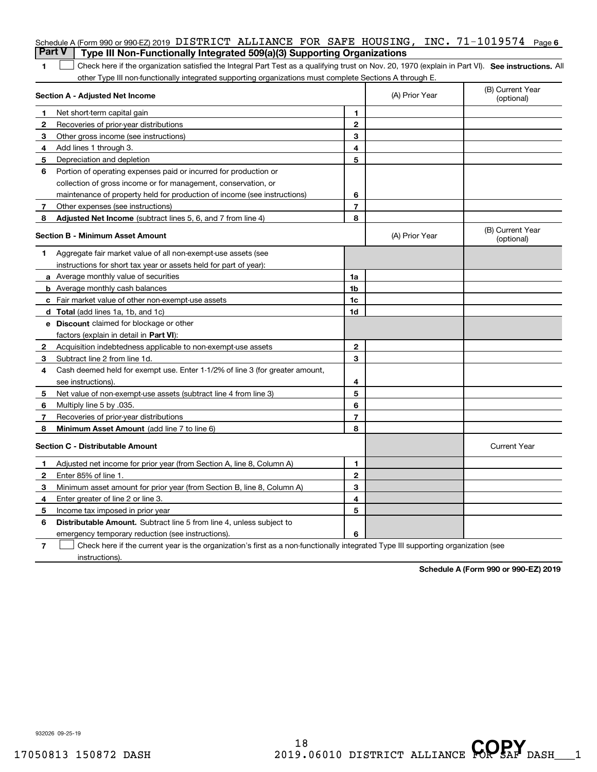Schedule A (Form 990 or 990-EZ) 2019 DISTRICT ALLIANCE FOR SAFE HOUSING, INC. 71-1019574 Page 6

## Part V | Type III Non-Functionally Integrated 509(a)(3) Supporting Organizations

1 ☐ Check here if the organization satisfied the Integral Part Test as a qualifying trust on Nov. 20, 1970 (explain in Part VI). **See instructions.** All other Type III non-functionally integrated supporting organizations must complete Sections A through E.

| **Section A - Adjusted Net Income** | | (A) Prior Year | (B) Current Year (optional) |
|---|---|---|---|
| **1** Net short-term capital gain | 1 | | |
| **2** Recoveries of prior-year distributions | 2 | | |
| **3** Other gross income (see instructions) | 3 | | |
| **4** Add lines 1 through 3. | 4 | | |
| **5** Depreciation and depletion | 5 | | |
| **6** Portion of operating expenses paid or incurred for production or collection of gross income or for management, conservation, or maintenance of property held for production of income (see instructions) | 6 | | |
| **7** Other expenses (see instructions) | 7 | | |
| **8** **Adjusted Net Income** (subtract lines 5, 6, and 7 from line 4) | 8 | | |

| **Section B - Minimum Asset Amount** | | (A) Prior Year | (B) Current Year (optional) |
|---|---|---|---|
| **1** Aggregate fair market value of all non-exempt-use assets (see instructions for short tax year or assets held for part of year): | | | |
| **a** Average monthly value of securities | 1a | | |
| **b** Average monthly cash balances | 1b | | |
| **c** Fair market value of other non-exempt-use assets | 1c | | |
| **d** **Total** (add lines 1a, 1b, and 1c) | 1d | | |
| **e** **Discount** claimed for blockage or other factors (explain in detail in **Part VI**): | | | |
| **2** Acquisition indebtedness applicable to non-exempt-use assets | 2 | | |
| **3** Subtract line 2 from line 1d. | 3 | | |
| **4** Cash deemed held for exempt use. Enter 1-1/2% of line 3 (for greater amount, see instructions). | 4 | | |
| **5** Net value of non-exempt-use assets (subtract line 4 from line 3) | 5 | | |
| **6** Multiply line 5 by .035. | 6 | | |
| **7** Recoveries of prior-year distributions | 7 | | |
| **8** **Minimum Asset Amount** (add line 7 to line 6) | 8 | | |

| **Section C - Distributable Amount** | | | Current Year |
|---|---|---|---|
| **1** Adjusted net income for prior year (from Section A, line 8, Column A) | 1 | | |
| **2** Enter 85% of line 1. | 2 | | |
| **3** Minimum asset amount for prior year (from Section B, line 8, Column A) | 3 | | |
| **4** Enter greater of line 2 or line 3. | 4 | | |
| **5** Income tax imposed in prior year | 5 | | |
| **6** **Distributable Amount.** Subtract line 5 from line 4, unless subject to emergency temporary reduction (see instructions). | 6 | | |

7 ☐ Check here if the current year is the organization's first as a non-functionally integrated Type III supporting organization (see instructions).

**Schedule A (Form 990 or 990-EZ) 2019**

932026 09-25-19

17050813 150872 DASH 2019.06010 DISTRICT ALLIANCE FOR SAF DASH___1

COPY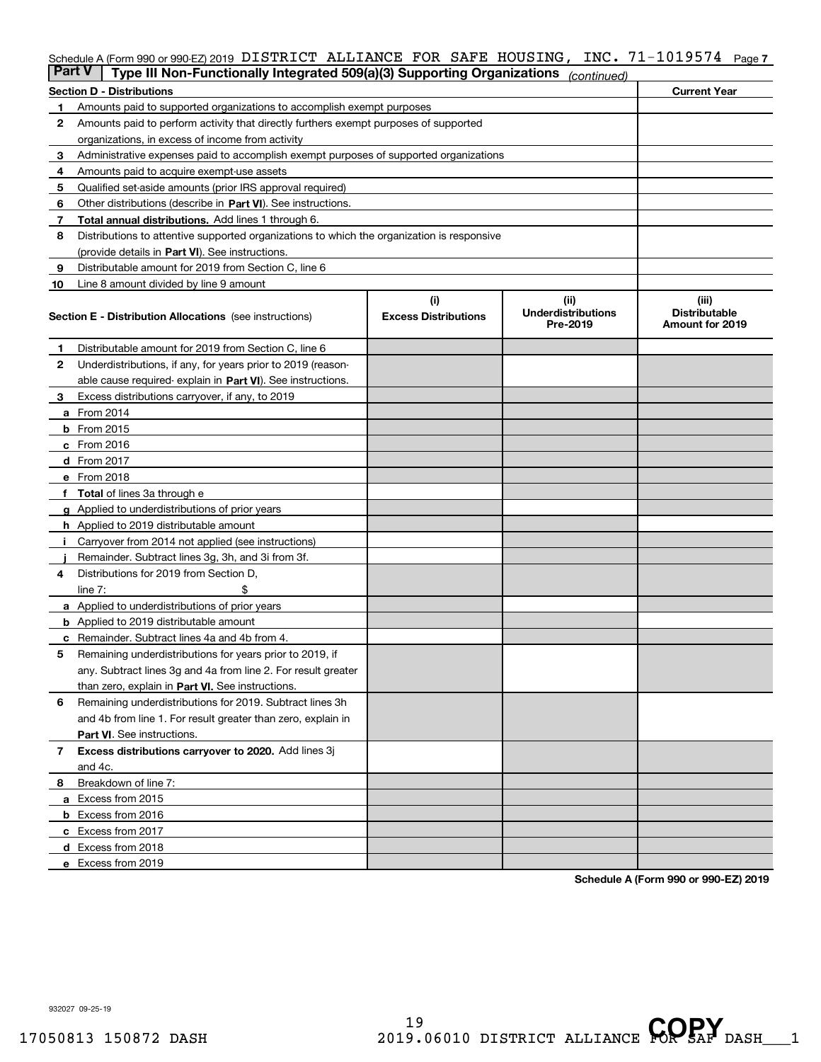Schedule A (Form 990 or 990-EZ) 2019 DISTRICT ALLIANCE FOR SAFE HOUSING, INC. 71-1019574 Page 7

## Part V | Type III Non-Functionally Integrated 509(a)(3) Supporting Organizations *(continued)*

| Section D - Distributions | | Current Year |
|---|---|---|
| 1 | Amounts paid to supported organizations to accomplish exempt purposes | |
| 2 | Amounts paid to perform activity that directly furthers exempt purposes of supported organizations, in excess of income from activity | |
| 3 | Administrative expenses paid to accomplish exempt purposes of supported organizations | |
| 4 | Amounts paid to acquire exempt-use assets | |
| 5 | Qualified set-aside amounts (prior IRS approval required) | |
| 6 | Other distributions (describe in **Part VI**). See instructions. | |
| 7 | **Total annual distributions.** Add lines 1 through 6. | |
| 8 | Distributions to attentive supported organizations to which the organization is responsive (provide details in **Part VI**). See instructions. | |
| 9 | Distributable amount for 2019 from Section C, line 6 | |
| 10 | Line 8 amount divided by line 9 amount | |

| Section E - Distribution Allocations (see instructions) | (i) Excess Distributions | (ii) Underdistributions Pre-2019 | (iii) Distributable Amount for 2019 |
|---|---|---|---|
| 1 Distributable amount for 2019 from Section C, line 6 | | | |
| 2 Underdistributions, if any, for years prior to 2019 (reasonable cause required- explain in **Part VI**). See instructions. | | | |
| 3 Excess distributions carryover, if any, to 2019 | | | |
| a From 2014 | | | |
| b From 2015 | | | |
| c From 2016 | | | |
| d From 2017 | | | |
| e From 2018 | | | |
| f **Total** of lines 3a through e | | | |
| g Applied to underdistributions of prior years | | | |
| h Applied to 2019 distributable amount | | | |
| i Carryover from 2014 not applied (see instructions) | | | |
| j Remainder. Subtract lines 3g, 3h, and 3i from 3f. | | | |
| 4 Distributions for 2019 from Section D, line 7: $ | | | |
| a Applied to underdistributions of prior years | | | |
| b Applied to 2019 distributable amount | | | |
| c Remainder. Subtract lines 4a and 4b from 4. | | | |
| 5 Remaining underdistributions for years prior to 2019, if any. Subtract lines 3g and 4a from line 2. For result greater than zero, explain in **Part VI.** See instructions. | | | |
| 6 Remaining underdistributions for 2019. Subtract lines 3h and 4b from line 1. For result greater than zero, explain in **Part VI**. See instructions. | | | |
| 7 **Excess distributions carryover to 2020.** Add lines 3j and 4c. | | | |
| 8 Breakdown of line 7: | | | |
| a Excess from 2015 | | | |
| b Excess from 2016 | | | |
| c Excess from 2017 | | | |
| d Excess from 2018 | | | |
| e Excess from 2019 | | | |

**Schedule A (Form 990 or 990-EZ) 2019**

932027 09-25-19

17050813 150872 DASH 2019.06010 DISTRICT ALLIANCE FOR SAF DASH___1

COPY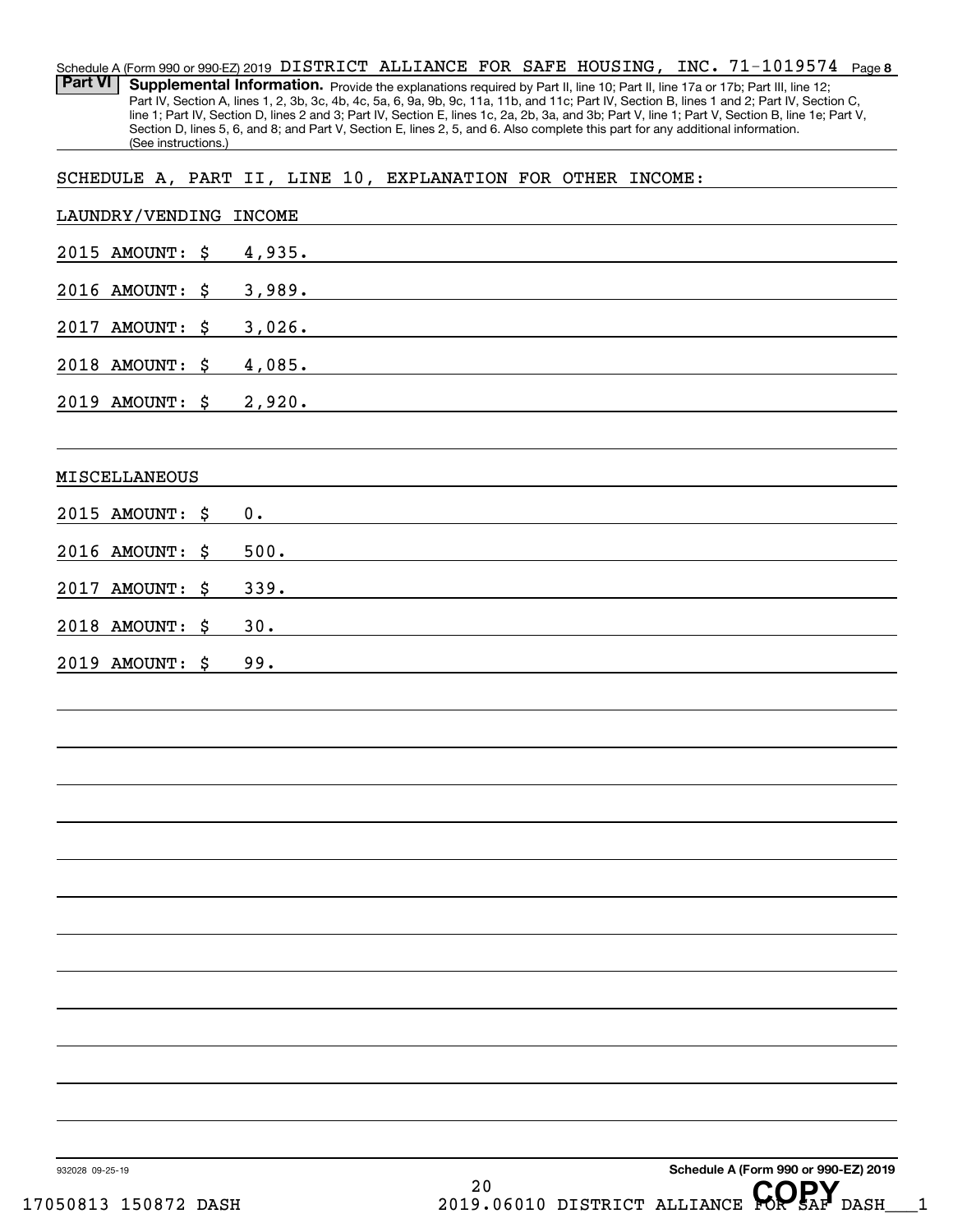**Part VI** **Supplemental Information.** Provide the explanations required by Part II, line 10; Part II, line 17a or 17b; Part III, line 12; Part IV, Section A, lines 1, 2, 3b, 3c, 4b, 4c, 5a, 6, 9a, 9b, 9c, 11a, 11b, and 11c; Part IV, Section B, lines 1 and 2; Part IV, Section C, line 1; Part IV, Section D, lines 2 and 3; Part IV, Section E, lines 1c, 2a, 2b, 3a, and 3b; Part V, line 1; Part V, Section B, line 1e; Part V, Section D, lines 5, 6, and 8; and Part V, Section E, lines 2, 5, and 6. Also complete this part for any additional information. (See instructions.)

SCHEDULE A, PART II, LINE 10, EXPLANATION FOR OTHER INCOME:

LAUNDRY/VENDING INCOME

2015 AMOUNT: $ 4,935.

2016 AMOUNT: $ 3,989.

2017 AMOUNT: $ 3,026.

2018 AMOUNT: $ 4,085.

2019 AMOUNT: $ 2,920.

MISCELLANEOUS

2015 AMOUNT: $ 0.

2016 AMOUNT: $ 500.

2017 AMOUNT: $ 339.

2018 AMOUNT: $ 30.

2019 AMOUNT: $ 99.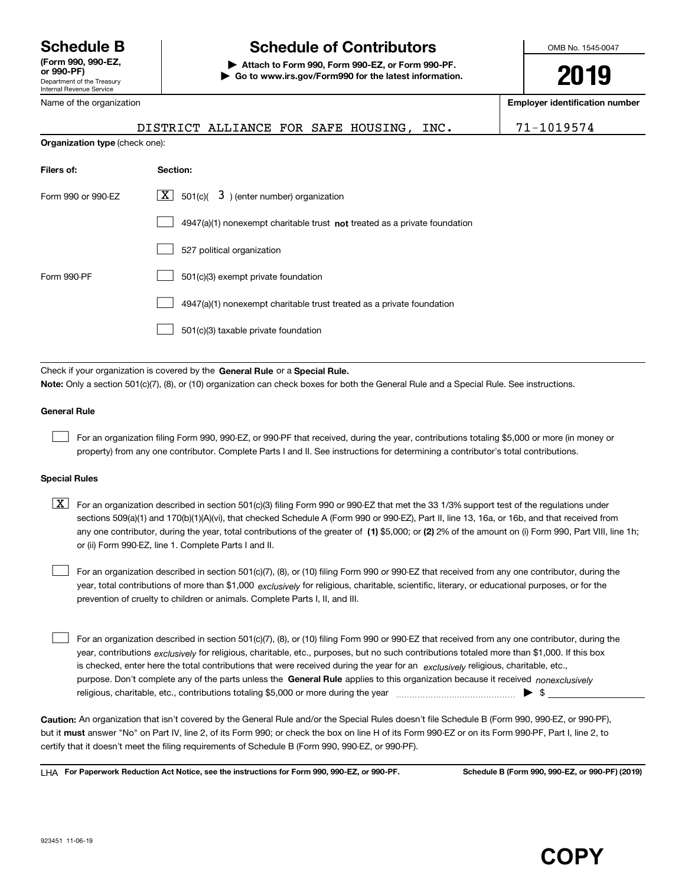# Schedule B

**(Form 990, 990-EZ, or 990-PF)**
Department of the Treasury
Internal Revenue Service

## Schedule of Contributors

**▶ Attach to Form 990, Form 990-EZ, or Form 990-PF.**
**▶ Go to www.irs.gov/Form990 for the latest information.**

OMB No. 1545-0047

**2019**

| Name of the organization | Employer identification number |
|---|---|
| DISTRICT ALLIANCE FOR SAFE HOUSING, INC. | 71-1019574 |

**Organization type** (check one):

| Filers of: | Section: |
|---|---|
| Form 990 or 990-EZ | [X] 501(c)( 3 ) (enter number) organization |
| | [ ] 4947(a)(1) nonexempt charitable trust **not** treated as a private foundation |
| | [ ] 527 political organization |
| Form 990-PF | [ ] 501(c)(3) exempt private foundation |
| | [ ] 4947(a)(1) nonexempt charitable trust treated as a private foundation |
| | [ ] 501(c)(3) taxable private foundation |

Check if your organization is covered by the **General Rule** or a **Special Rule.**

**Note:** Only a section 501(c)(7), (8), or (10) organization can check boxes for both the General Rule and a Special Rule. See instructions.

**General Rule**

[ ] For an organization filing Form 990, 990-EZ, or 990-PF that received, during the year, contributions totaling $5,000 or more (in money or property) from any one contributor. Complete Parts I and II. See instructions for determining a contributor's total contributions.

**Special Rules**

[X] For an organization described in section 501(c)(3) filing Form 990 or 990-EZ that met the 33 1/3% support test of the regulations under sections 509(a)(1) and 170(b)(1)(A)(vi), that checked Schedule A (Form 990 or 990-EZ), Part II, line 13, 16a, or 16b, and that received from any one contributor, during the year, total contributions of the greater of **(1)** $5,000; or **(2)** 2% of the amount on (i) Form 990, Part VIII, line 1h; or (ii) Form 990-EZ, line 1. Complete Parts I and II.

[ ] For an organization described in section 501(c)(7), (8), or (10) filing Form 990 or 990-EZ that received from any one contributor, during the year, total contributions of more than $1,000 *exclusively* for religious, charitable, scientific, literary, or educational purposes, or for the prevention of cruelty to children or animals. Complete Parts I, II, and III.

[ ] For an organization described in section 501(c)(7), (8), or (10) filing Form 990 or 990-EZ that received from any one contributor, during the year, contributions *exclusively* for religious, charitable, etc., purposes, but no such contributions totaled more than $1,000. If this box is checked, enter here the total contributions that were received during the year for an *exclusively* religious, charitable, etc., purpose. Don't complete any of the parts unless the **General Rule** applies to this organization because it received *nonexclusively* religious, charitable, etc., contributions totaling $5,000 or more during the year ▶ $ ____________

**Caution:** An organization that isn't covered by the General Rule and/or the Special Rules doesn't file Schedule B (Form 990, 990-EZ, or 990-PF), but it **must** answer "No" on Part IV, line 2, of its Form 990; or check the box on line H of its Form 990-EZ or on its Form 990-PF, Part I, line 2, to certify that it doesn't meet the filing requirements of Schedule B (Form 990, 990-EZ, or 990-PF).

LHA **For Paperwork Reduction Act Notice, see the instructions for Form 990, 990-EZ, or 990-PF.** **Schedule B (Form 990, 990-EZ, or 990-PF) (2019)**

923451 11-06-19

**COPY**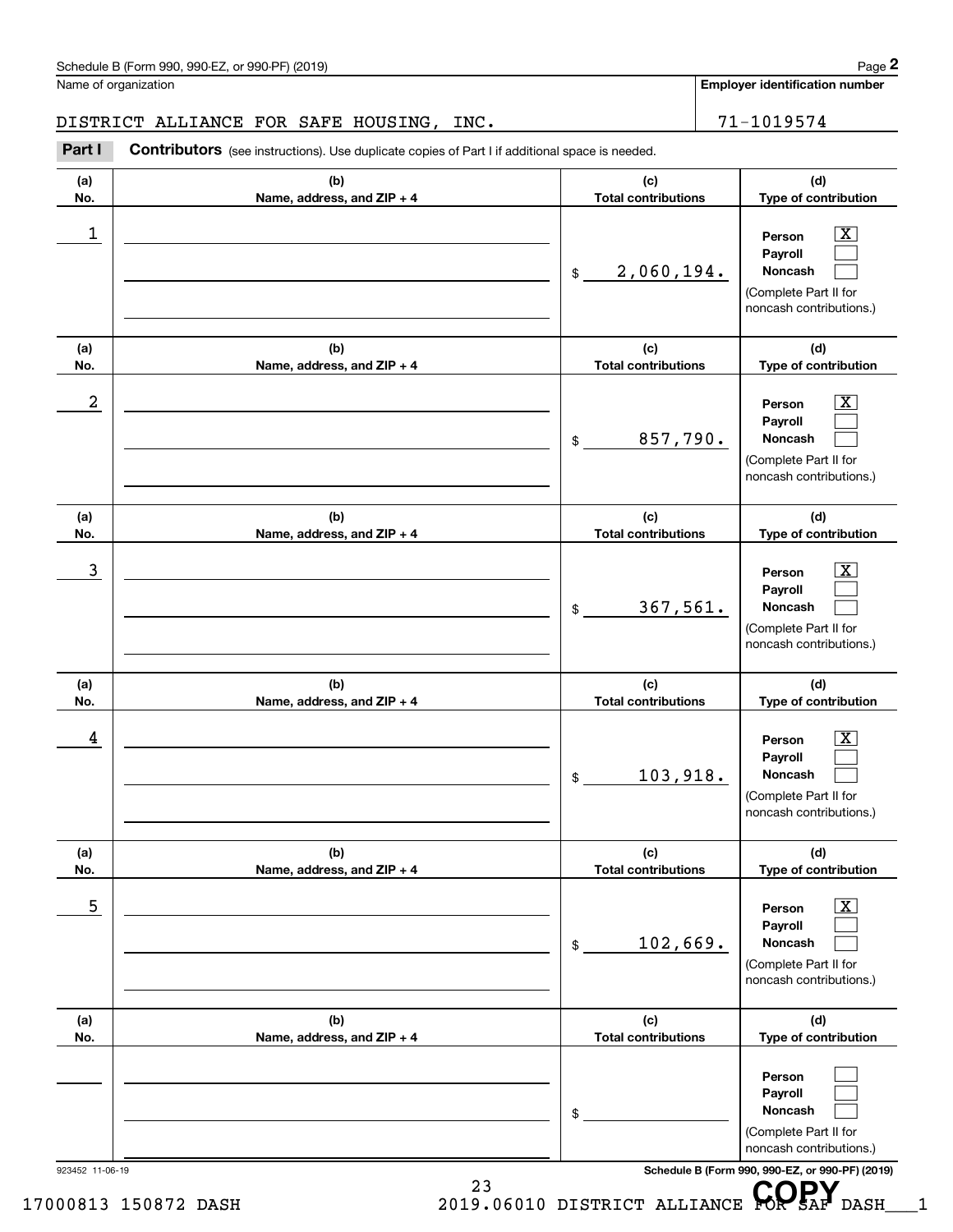Schedule B (Form 990, 990-EZ, or 990-PF) (2019)

Name of organization: DISTRICT ALLIANCE FOR SAFE HOUSING, INC.

Employer identification number: 71-1019574

**Part I** **Contributors** (see instructions). Use duplicate copies of Part I if additional space is needed.

| (a) No. | (b) Name, address, and ZIP + 4 | (c) Total contributions | (d) Type of contribution |
|---|---|---|---|
| 1 | | $ 2,060,194. | Person [X] Payroll [ ] Noncash [ ] (Complete Part II for noncash contributions.) |
| 2 | | $ 857,790. | Person [X] Payroll [ ] Noncash [ ] (Complete Part II for noncash contributions.) |
| 3 | | $ 367,561. | Person [X] Payroll [ ] Noncash [ ] (Complete Part II for noncash contributions.) |
| 4 | | $ 103,918. | Person [X] Payroll [ ] Noncash [ ] (Complete Part II for noncash contributions.) |
| 5 | | $ 102,669. | Person [X] Payroll [ ] Noncash [ ] (Complete Part II for noncash contributions.) |
| | | $ | Person [ ] Payroll [ ] Noncash [ ] (Complete Part II for noncash contributions.) |

923452 11-06-19

Schedule B (Form 990, 990-EZ, or 990-PF) (2019)

17000813 150872 DASH 2019.06010 DISTRICT ALLIANCE FOR SAF DASH___1

COPY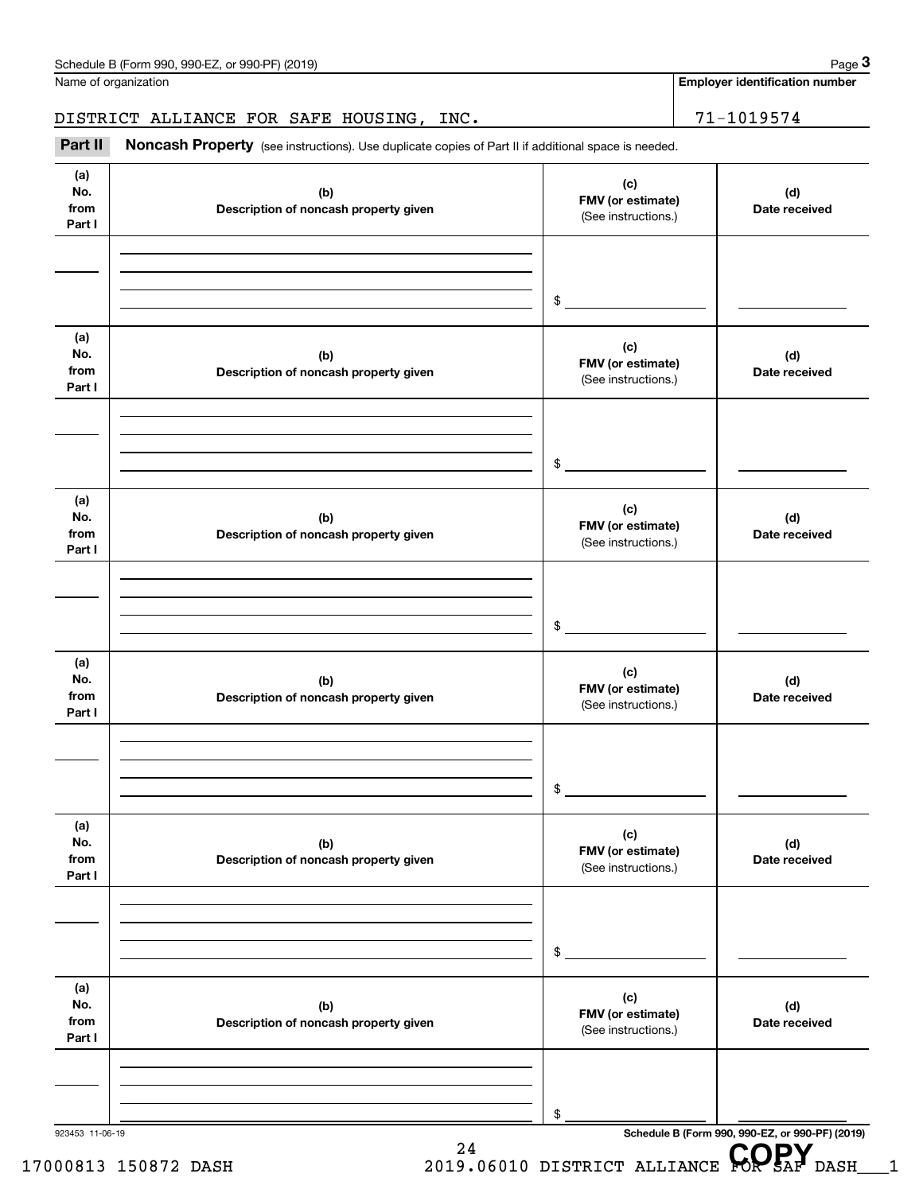Schedule B (Form 990, 990-EZ, or 990-PF) (2019)

Name of organization

DISTRICT ALLIANCE FOR SAFE HOUSING, INC.

**Employer identification number**

71-1019574

**Part II** **Noncash Property** (see instructions). Use duplicate copies of Part II if additional space is needed.

| (a) No. from Part I | (b) Description of noncash property given | (c) FMV (or estimate) (See instructions.) | (d) Date received |
|---|---|---|---|
| | | $ | |

| (a) No. from Part I | (b) Description of noncash property given | (c) FMV (or estimate) (See instructions.) | (d) Date received |
|---|---|---|---|
| | | $ | |

| (a) No. from Part I | (b) Description of noncash property given | (c) FMV (or estimate) (See instructions.) | (d) Date received |
|---|---|---|---|
| | | $ | |

| (a) No. from Part I | (b) Description of noncash property given | (c) FMV (or estimate) (See instructions.) | (d) Date received |
|---|---|---|---|
| | | $ | |

| (a) No. from Part I | (b) Description of noncash property given | (c) FMV (or estimate) (See instructions.) | (d) Date received |
|---|---|---|---|
| | | $ | |

| (a) No. from Part I | (b) Description of noncash property given | (c) FMV (or estimate) (See instructions.) | (d) Date received |
|---|---|---|---|
| | | $ | |

923453 11-06-19

**Schedule B (Form 990, 990-EZ, or 990-PF) (2019)**

17000813 150872 DASH 2019.06010 DISTRICT ALLIANCE FOR SAF DASH___1

COPY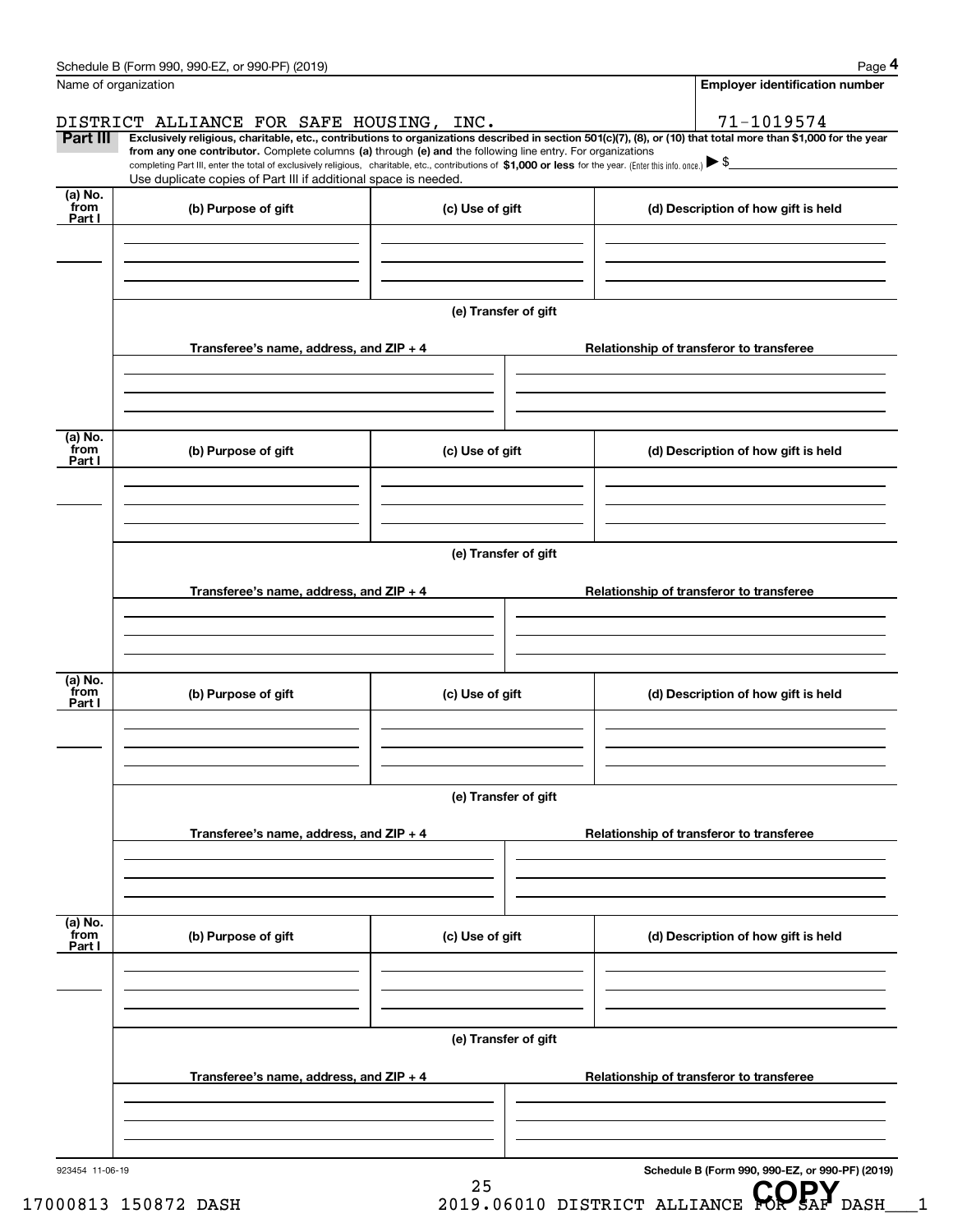Schedule B (Form 990, 990-EZ, or 990-PF) (2019)

Name of organization: DISTRICT ALLIANCE FOR SAFE HOUSING, INC.

Employer identification number: 71-1019574

**Part III** **Exclusively religious, charitable, etc., contributions to organizations described in section 501(c)(7), (8), or (10) that total more than $1,000 for the year from any one contributor.** Complete columns **(a)** through **(e) and** the following line entry. For organizations completing Part III, enter the total of exclusively religious, charitable, etc., contributions of **$1,000 or less** for the year. (Enter this info. once.) ▶ $

Use duplicate copies of Part III if additional space is needed.

| (a) No. from Part I | (b) Purpose of gift | (c) Use of gift | (d) Description of how gift is held |
|---|---|---|---|
| | | | |

(e) Transfer of gift

| Transferee's name, address, and ZIP + 4 | Relationship of transferor to transferee |
|---|---|
| | |

| (a) No. from Part I | (b) Purpose of gift | (c) Use of gift | (d) Description of how gift is held |
|---|---|---|---|
| | | | |

(e) Transfer of gift

| Transferee's name, address, and ZIP + 4 | Relationship of transferor to transferee |
|---|---|
| | |

| (a) No. from Part I | (b) Purpose of gift | (c) Use of gift | (d) Description of how gift is held |
|---|---|---|---|
| | | | |

(e) Transfer of gift

| Transferee's name, address, and ZIP + 4 | Relationship of transferor to transferee |
|---|---|
| | |

| (a) No. from Part I | (b) Purpose of gift | (c) Use of gift | (d) Description of how gift is held |
|---|---|---|---|
| | | | |

(e) Transfer of gift

| Transferee's name, address, and ZIP + 4 | Relationship of transferor to transferee |
|---|---|
| | |

923454 11-06-19

**Schedule B (Form 990, 990-EZ, or 990-PF) (2019)**

17000813 150872 DASH 2019.06010 DISTRICT ALLIANCE FOR SAF DASH___1

COPY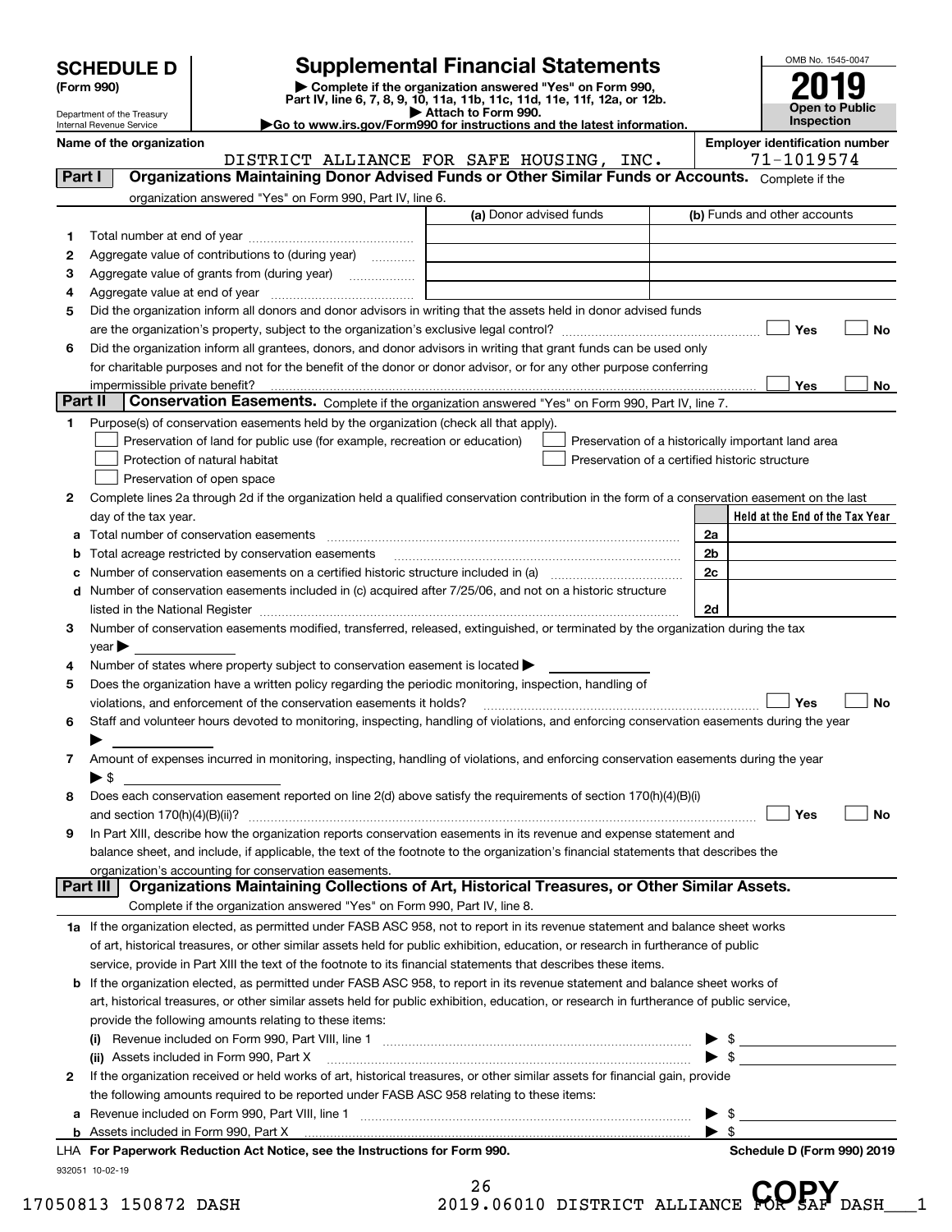**SCHEDULE D**
**(Form 990)**

Department of the Treasury
Internal Revenue Service

# Supplemental Financial Statements

▶ Complete if the organization answered "Yes" on Form 990, Part IV, line 6, 7, 8, 9, 10, 11a, 11b, 11c, 11d, 11e, 11f, 12a, or 12b.
▶ Attach to Form 990.
▶Go to www.irs.gov/Form990 for instructions and the latest information.

OMB No. 1545-0047
**2019**
**Open to Public Inspection**

**Name of the organization**
DISTRICT ALLIANCE FOR SAFE HOUSING, INC.

**Employer identification number**
71-1019574

## Part I — Organizations Maintaining Donor Advised Funds or Other Similar Funds or Accounts.
Complete if the organization answered "Yes" on Form 990, Part IV, line 6.

| | | (a) Donor advised funds | (b) Funds and other accounts |
|---|---|---|---|
| 1 | Total number at end of year | | |
| 2 | Aggregate value of contributions to (during year) | | |
| 3 | Aggregate value of grants from (during year) | | |
| 4 | Aggregate value at end of year | | |

5 Did the organization inform all donors and donor advisors in writing that the assets held in donor advised funds are the organization's property, subject to the organization's exclusive legal control? ☐ Yes ☐ No

6 Did the organization inform all grantees, donors, and donor advisors in writing that grant funds can be used only for charitable purposes and not for the benefit of the donor or donor advisor, or for any other purpose conferring impermissible private benefit? ☐ Yes ☐ No

## Part II — Conservation Easements.
Complete if the organization answered "Yes" on Form 990, Part IV, line 7.

1 Purpose(s) of conservation easements held by the organization (check all that apply).
- ☐ Preservation of land for public use (for example, recreation or education)
- ☐ Preservation of a historically important land area
- ☐ Protection of natural habitat
- ☐ Preservation of a certified historic structure
- ☐ Preservation of open space

2 Complete lines 2a through 2d if the organization held a qualified conservation contribution in the form of a conservation easement on the last day of the tax year.

| | | | Held at the End of the Tax Year |
|---|---|---|---|
| a | Total number of conservation easements | 2a | |
| b | Total acreage restricted by conservation easements | 2b | |
| c | Number of conservation easements on a certified historic structure included in (a) | 2c | |
| d | Number of conservation easements included in (c) acquired after 7/25/06, and not on a historic structure listed in the National Register | 2d | |

3 Number of conservation easements modified, transferred, released, extinguished, or terminated by the organization during the tax year ▶

4 Number of states where property subject to conservation easement is located ▶

5 Does the organization have a written policy regarding the periodic monitoring, inspection, handling of violations, and enforcement of the conservation easements it holds? ☐ Yes ☐ No

6 Staff and volunteer hours devoted to monitoring, inspecting, handling of violations, and enforcing conservation easements during the year ▶

7 Amount of expenses incurred in monitoring, inspecting, handling of violations, and enforcing conservation easements during the year ▶ $

8 Does each conservation easement reported on line 2(d) above satisfy the requirements of section 170(h)(4)(B)(i) and section 170(h)(4)(B)(ii)? ☐ Yes ☐ No

9 In Part XIII, describe how the organization reports conservation easements in its revenue and expense statement and balance sheet, and include, if applicable, the text of the footnote to the organization's financial statements that describes the organization's accounting for conservation easements.

## Part III — Organizations Maintaining Collections of Art, Historical Treasures, or Other Similar Assets.
Complete if the organization answered "Yes" on Form 990, Part IV, line 8.

1a If the organization elected, as permitted under FASB ASC 958, not to report in its revenue statement and balance sheet works of art, historical treasures, or other similar assets held for public exhibition, education, or research in furtherance of public service, provide in Part XIII the text of the footnote to its financial statements that describes these items.

b If the organization elected, as permitted under FASB ASC 958, to report in its revenue statement and balance sheet works of art, historical treasures, or other similar assets held for public exhibition, education, or research in furtherance of public service, provide the following amounts relating to these items:

(i) Revenue included on Form 990, Part VIII, line 1 ▶ $

(ii) Assets included in Form 990, Part X ▶ $

2 If the organization received or held works of art, historical treasures, or other similar assets for financial gain, provide the following amounts required to be reported under FASB ASC 958 relating to these items:

a Revenue included on Form 990, Part VIII, line 1 ▶ $

b Assets included in Form 990, Part X ▶ $

LHA **For Paperwork Reduction Act Notice, see the Instructions for Form 990.** **Schedule D (Form 990) 2019**

932051 10-02-19

17050813 150872 DASH 2019.06010 DISTRICT ALLIANCE FOR SAF DASH___1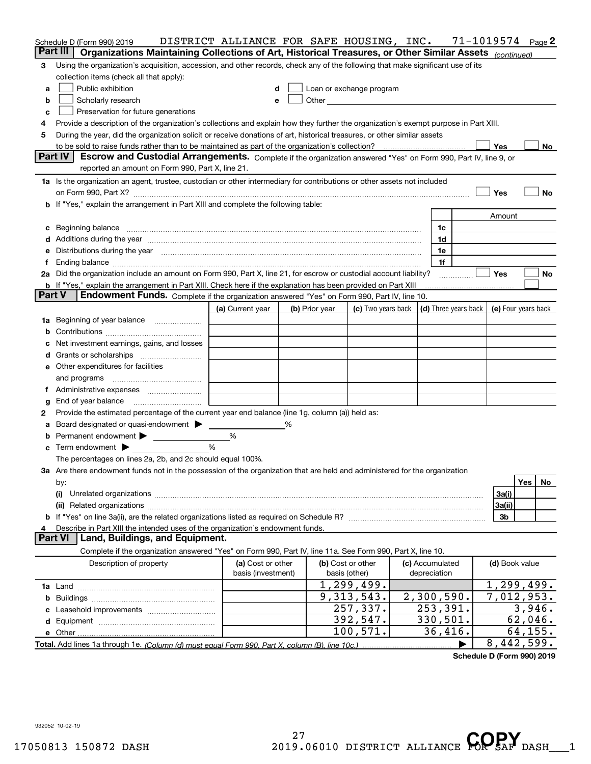Schedule D (Form 990) 2019 DISTRICT ALLIANCE FOR SAFE HOUSING, INC. 71-1019574 Page 2

## Part III Organizations Maintaining Collections of Art, Historical Treasures, or Other Similar Assets *(continued)*

3 Using the organization's acquisition, accession, and other records, check any of the following that make significant use of its collection items (check all that apply):

- a ☐ Public exhibition
- b ☐ Scholarly research
- c ☐ Preservation for future generations
- d ☐ Loan or exchange program
- e ☐ Other

4 Provide a description of the organization's collections and explain how they further the organization's exempt purpose in Part XIII.

5 During the year, did the organization solicit or receive donations of art, historical treasures, or other similar assets to be sold to raise funds rather than to be maintained as part of the organization's collection? ☐ Yes ☐ No

## Part IV Escrow and Custodial Arrangements.

Complete if the organization answered "Yes" on Form 990, Part IV, line 9, or reported an amount on Form 990, Part X, line 21.

1a Is the organization an agent, trustee, custodian or other intermediary for contributions or other assets not included on Form 990, Part X? ☐ Yes ☐ No

b If "Yes," explain the arrangement in Part XIII and complete the following table:

| | | Amount |
|---|---|---|
| c Beginning balance | 1c | |
| d Additions during the year | 1d | |
| e Distributions during the year | 1e | |
| f Ending balance | 1f | |

2a Did the organization include an amount on Form 990, Part X, line 21, for escrow or custodial account liability? ☐ Yes ☐ No

b If "Yes," explain the arrangement in Part XIII. Check here if the explanation has been provided on Part XIII ☐

## Part V Endowment Funds.

Complete if the organization answered "Yes" on Form 990, Part IV, line 10.

| | (a) Current year | (b) Prior year | (c) Two years back | (d) Three years back | (e) Four years back |
|---|---|---|---|---|---|
| 1a Beginning of year balance | | | | | |
| b Contributions | | | | | |
| c Net investment earnings, gains, and losses | | | | | |
| d Grants or scholarships | | | | | |
| e Other expenditures for facilities and programs | | | | | |
| f Administrative expenses | | | | | |
| g End of year balance | | | | | |

2 Provide the estimated percentage of the current year end balance (line 1g, column (a)) held as:

- a Board designated or quasi-endowment ▶ ______ %
- b Permanent endowment ▶ ______ %
- c Term endowment ▶ ______ %

The percentages on lines 2a, 2b, and 2c should equal 100%.

3a Are there endowment funds not in the possession of the organization that are held and administered for the organization by:

| | | Yes | No |
|---|---|---|---|
| (i) Unrelated organizations | 3a(i) | | |
| (ii) Related organizations | 3a(ii) | | |
| b If "Yes" on line 3a(ii), are the related organizations listed as required on Schedule R? | 3b | | |

4 Describe in Part XIII the intended uses of the organization's endowment funds.

## Part VI Land, Buildings, and Equipment.

Complete if the organization answered "Yes" on Form 990, Part IV, line 11a. See Form 990, Part X, line 10.

| Description of property | (a) Cost or other basis (investment) | (b) Cost or other basis (other) | (c) Accumulated depreciation | (d) Book value |
|---|---|---|---|---|
| 1a Land | | 1,299,499. | | 1,299,499. |
| b Buildings | | 9,313,543. | 2,300,590. | 7,012,953. |
| c Leasehold improvements | | 257,337. | 253,391. | 3,946. |
| d Equipment | | 392,547. | 330,501. | 62,046. |
| e Other | | 100,571. | 36,416. | 64,155. |
| **Total.** Add lines 1a through 1e. *(Column (d) must equal Form 990, Part X, column (B), line 10c.)* ▶ | | | | 8,442,599. |

**Schedule D (Form 990) 2019**

932052 10-02-19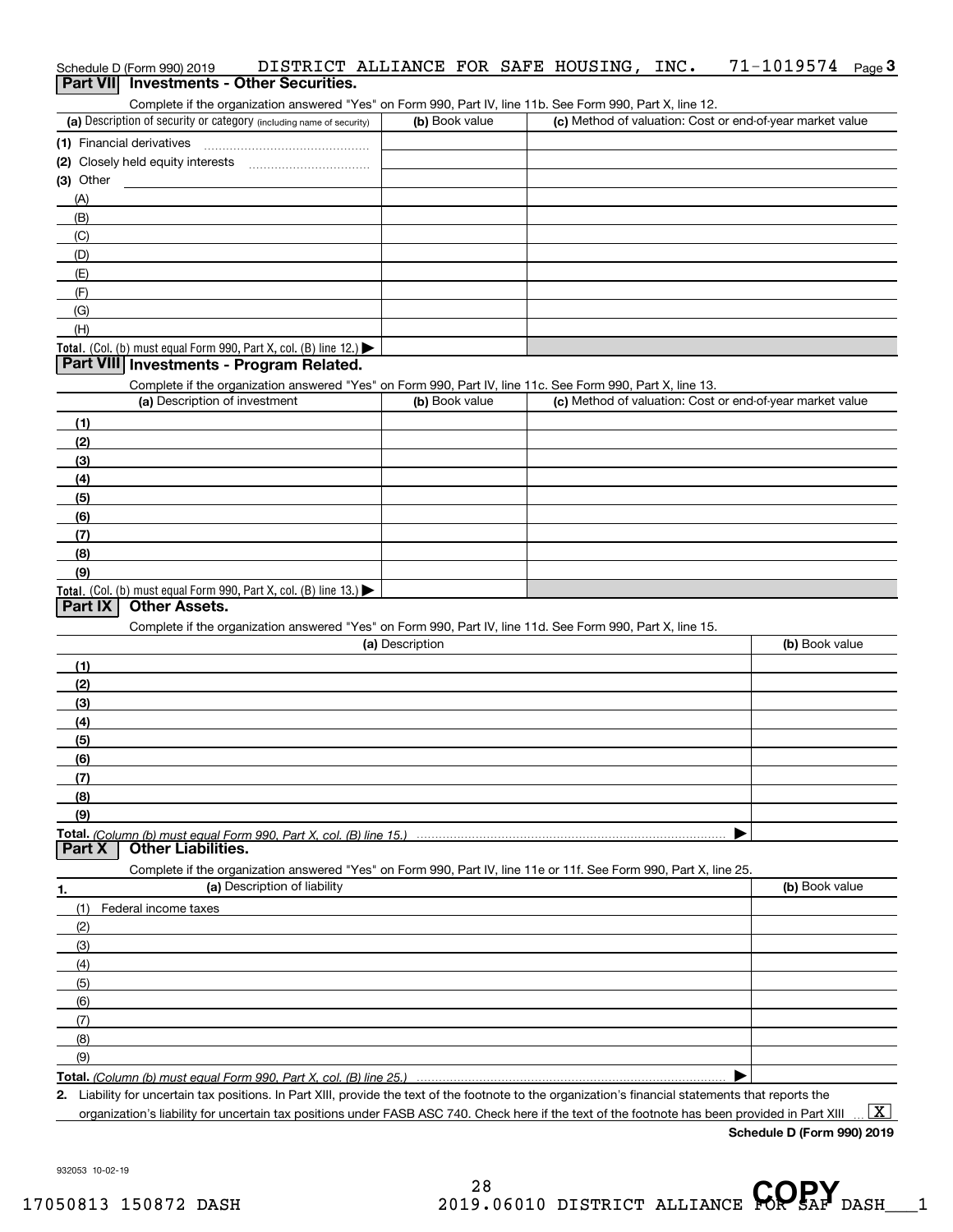Schedule D (Form 990) 2019 DISTRICT ALLIANCE FOR SAFE HOUSING, INC. 71-1019574 Page 3

## Part VII Investments - Other Securities.

Complete if the organization answered "Yes" on Form 990, Part IV, line 11b. See Form 990, Part X, line 12.

| (a) Description of security or category (including name of security) | (b) Book value | (c) Method of valuation: Cost or end-of-year market value |
|---|---|---|
| (1) Financial derivatives | | |
| (2) Closely held equity interests | | |
| (3) Other | | |
| (A) | | |
| (B) | | |
| (C) | | |
| (D) | | |
| (E) | | |
| (F) | | |
| (G) | | |
| (H) | | |
| Total. (Col. (b) must equal Form 990, Part X, col. (B) line 12.) | | |

## Part VIII Investments - Program Related.

Complete if the organization answered "Yes" on Form 990, Part IV, line 11c. See Form 990, Part X, line 13.

| (a) Description of investment | (b) Book value | (c) Method of valuation: Cost or end-of-year market value |
|---|---|---|
| (1) | | |
| (2) | | |
| (3) | | |
| (4) | | |
| (5) | | |
| (6) | | |
| (7) | | |
| (8) | | |
| (9) | | |
| Total. (Col. (b) must equal Form 990, Part X, col. (B) line 13.) | | |

## Part IX Other Assets.

Complete if the organization answered "Yes" on Form 990, Part IV, line 11d. See Form 990, Part X, line 15.

| (a) Description | (b) Book value |
|---|---|
| (1) | |
| (2) | |
| (3) | |
| (4) | |
| (5) | |
| (6) | |
| (7) | |
| (8) | |
| (9) | |
| Total. (Column (b) must equal Form 990, Part X, col. (B) line 15.) | |

## Part X Other Liabilities.

Complete if the organization answered "Yes" on Form 990, Part IV, line 11e or 11f. See Form 990, Part X, line 25.

| 1. (a) Description of liability | (b) Book value |
|---|---|
| (1) Federal income taxes | |
| (2) | |
| (3) | |
| (4) | |
| (5) | |
| (6) | |
| (7) | |
| (8) | |
| (9) | |
| Total. (Column (b) must equal Form 990, Part X, col. (B) line 25.) | |

2. Liability for uncertain tax positions. In Part XIII, provide the text of the footnote to the organization's financial statements that reports the organization's liability for uncertain tax positions under FASB ASC 740. Check here if the text of the footnote has been provided in Part XIII ... [X]

Schedule D (Form 990) 2019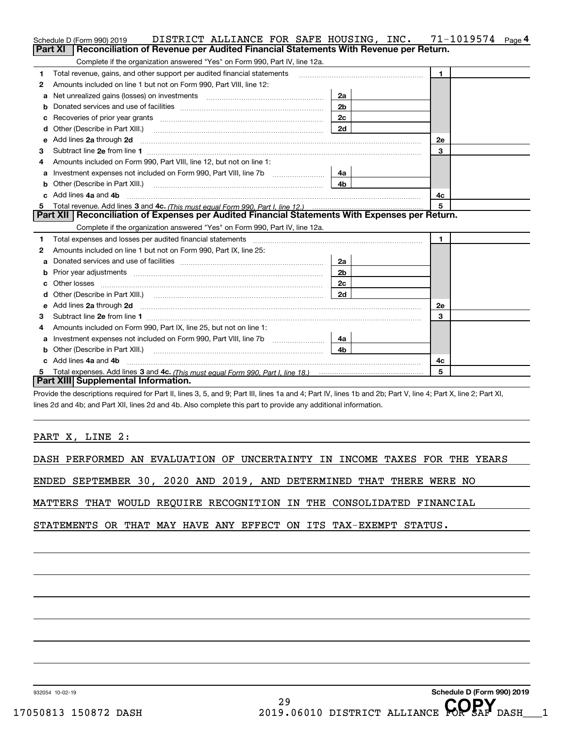Schedule D (Form 990) 2019 DISTRICT ALLIANCE FOR SAFE HOUSING, INC. 71-1019574 Page 4

## Part XI Reconciliation of Revenue per Audited Financial Statements With Revenue per Return.

Complete if the organization answered "Yes" on Form 990, Part IV, line 12a.

| | | | | | |
|---|---|---|---|---|---|
| 1 | Total revenue, gains, and other support per audited financial statements | | | 1 | |
| 2 | Amounts included on line 1 but not on Form 990, Part VIII, line 12: | | | | |
| a | Net unrealized gains (losses) on investments | 2a | | | |
| b | Donated services and use of facilities | 2b | | | |
| c | Recoveries of prior year grants | 2c | | | |
| d | Other (Describe in Part XIII.) | 2d | | | |
| e | Add lines 2a through 2d | | | 2e | |
| 3 | Subtract line 2e from line 1 | | | 3 | |
| 4 | Amounts included on Form 990, Part VIII, line 12, but not on line 1: | | | | |
| a | Investment expenses not included on Form 990, Part VIII, line 7b | 4a | | | |
| b | Other (Describe in Part XIII.) | 4b | | | |
| c | Add lines 4a and 4b | | | 4c | |
| 5 | Total revenue. Add lines 3 and 4c. *(This must equal Form 990, Part I, line 12.)* | | | 5 | |

## Part XII Reconciliation of Expenses per Audited Financial Statements With Expenses per Return.

Complete if the organization answered "Yes" on Form 990, Part IV, line 12a.

| | | | | | |
|---|---|---|---|---|---|
| 1 | Total expenses and losses per audited financial statements | | | 1 | |
| 2 | Amounts included on line 1 but not on Form 990, Part IX, line 25: | | | | |
| a | Donated services and use of facilities | 2a | | | |
| b | Prior year adjustments | 2b | | | |
| c | Other losses | 2c | | | |
| d | Other (Describe in Part XIII.) | 2d | | | |
| e | Add lines 2a through 2d | | | 2e | |
| 3 | Subtract line 2e from line 1 | | | 3 | |
| 4 | Amounts included on Form 990, Part IX, line 25, but not on line 1: | | | | |
| a | Investment expenses not included on Form 990, Part VIII, line 7b | 4a | | | |
| b | Other (Describe in Part XIII.) | 4b | | | |
| c | Add lines 4a and 4b | | | 4c | |
| 5 | Total expenses. Add lines 3 and 4c. *(This must equal Form 990, Part I, line 18.)* | | | 5 | |

## Part XIII Supplemental Information.

Provide the descriptions required for Part II, lines 3, 5, and 9; Part III, lines 1a and 4; Part IV, lines 1b and 2b; Part V, line 4; Part X, line 2; Part XI, lines 2d and 4b; and Part XII, lines 2d and 4b. Also complete this part to provide any additional information.

PART X, LINE 2:

DASH PERFORMED AN EVALUATION OF UNCERTAINTY IN INCOME TAXES FOR THE YEARS ENDED SEPTEMBER 30, 2020 AND 2019, AND DETERMINED THAT THERE WERE NO MATTERS THAT WOULD REQUIRE RECOGNITION IN THE CONSOLIDATED FINANCIAL STATEMENTS OR THAT MAY HAVE ANY EFFECT ON ITS TAX-EXEMPT STATUS.

932054 10-02-19 Schedule D (Form 990) 2019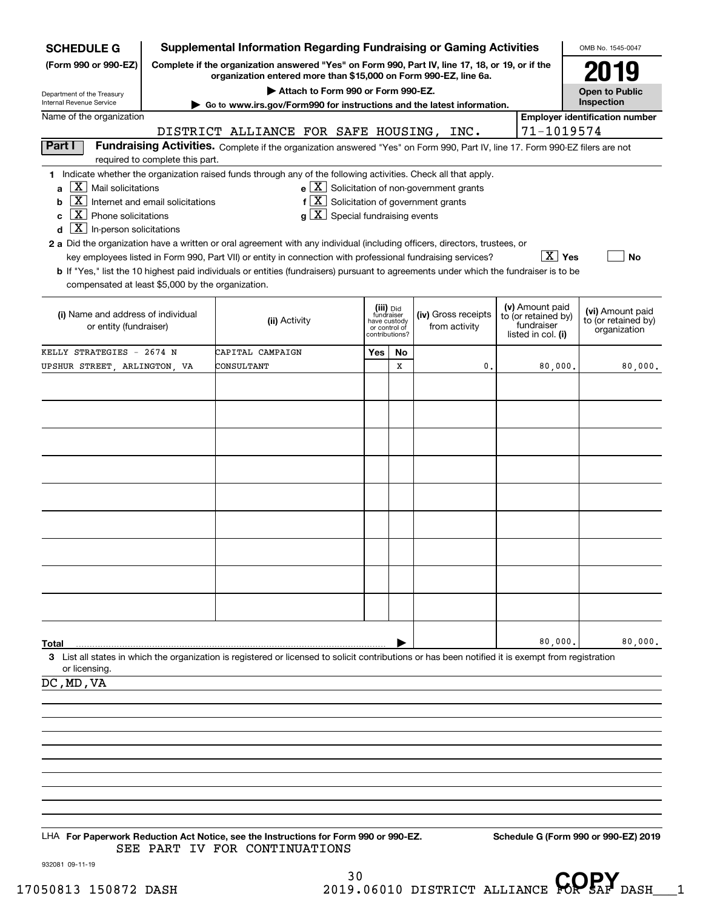**SCHEDULE G** **(Form 990 or 990-EZ)**

Department of the Treasury
Internal Revenue Service

## Supplemental Information Regarding Fundraising or Gaming Activities

**Complete if the organization answered "Yes" on Form 990, Part IV, line 17, 18, or 19, or if the organization entered more than $15,000 on Form 990-EZ, line 6a.**

▶ **Attach to Form 990 or Form 990-EZ.**

▶ **Go to www.irs.gov/Form990 for instructions and the latest information.**

OMB No. 1545-0047

**2019**

**Open to Public Inspection**

Name of the organization: DISTRICT ALLIANCE FOR SAFE HOUSING, INC.

**Employer identification number:** 71-1019574

**Part I** **Fundraising Activities.** Complete if the organization answered "Yes" on Form 990, Part IV, line 17. Form 990-EZ filers are not required to complete this part.

**1** Indicate whether the organization raised funds through any of the following activities. Check all that apply.

- **a** [X] Mail solicitations
- **b** [X] Internet and email solicitations
- **c** [X] Phone solicitations
- **d** [X] In-person solicitations
- **e** [X] Solicitation of non-government grants
- **f** [X] Solicitation of government grants
- **g** [X] Special fundraising events

**2 a** Did the organization have a written or oral agreement with any individual (including officers, directors, trustees, or key employees listed in Form 990, Part VII) or entity in connection with professional fundraising services? [X] **Yes** [ ] **No**

**b** If "Yes," list the 10 highest paid individuals or entities (fundraisers) pursuant to agreements under which the fundraiser is to be compensated at least $5,000 by the organization.

| (i) Name and address of individual or entity (fundraiser) | (ii) Activity | (iii) Did fundraiser have custody or control of contributions? Yes | No | (iv) Gross receipts from activity | (v) Amount paid to (or retained by) fundraiser listed in col. (i) | (vi) Amount paid to (or retained by) organization |
|---|---|---|---|---|---|---|
| KELLY STRATEGIES - 2674 N UPSHUR STREET, ARLINGTON, VA | CAPITAL CAMPAIGN CONSULTANT | | X | 0. | 80,000. | 80,000. |
| | | | | | | |
| | | | | | | |
| | | | | | | |
| | | | | | | |
| | | | | | | |
| | | | | | | |
| | | | | | | |
| | | | | | | |
| | | | | | | |
| **Total** ▶ | | | | | 80,000. | 80,000. |

**3** List all states in which the organization is registered or licensed to solicit contributions or has been notified it is exempt from registration or licensing.

DC,MD,VA

LHA **For Paperwork Reduction Act Notice, see the Instructions for Form 990 or 990-EZ.** **Schedule G (Form 990 or 990-EZ) 2019**

SEE PART IV FOR CONTINUATIONS

932081 09-11-19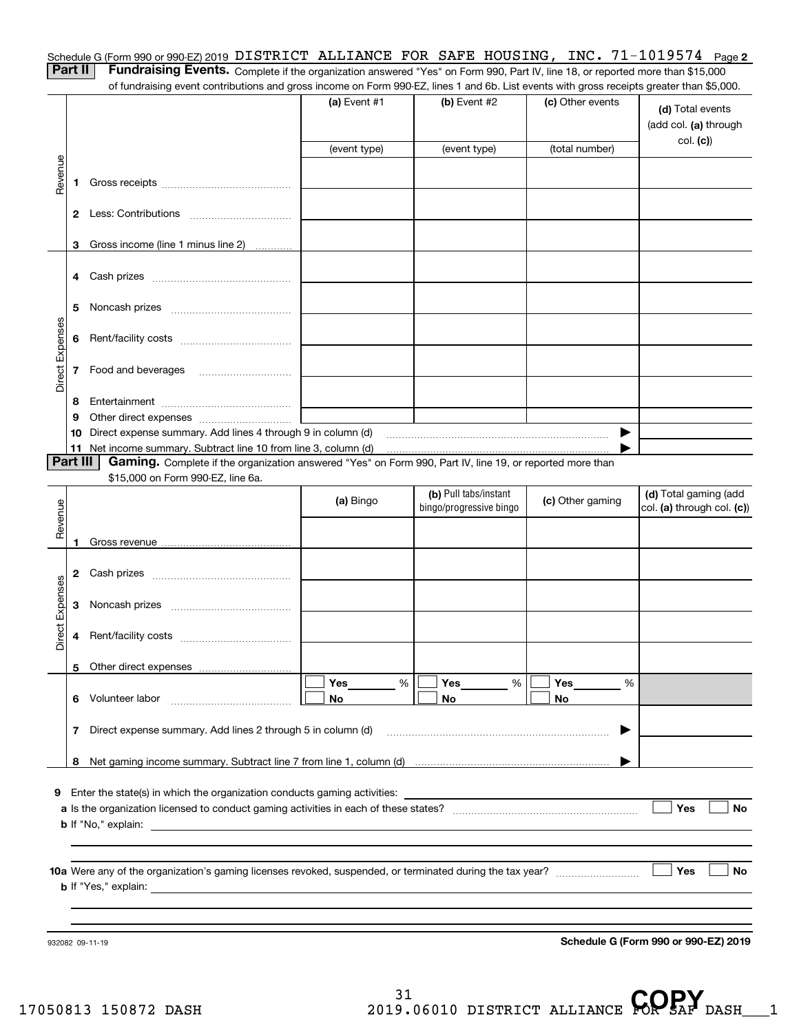Schedule G (Form 990 or 990-EZ) 2019 DISTRICT ALLIANCE FOR SAFE HOUSING, INC. 71-1019574 Page **2**

**Part II** **Fundraising Events.** Complete if the organization answered "Yes" on Form 990, Part IV, line 18, or reported more than $15,000 of fundraising event contributions and gross income on Form 990-EZ, lines 1 and 6b. List events with gross receipts greater than $5,000.

| | | | (a) Event #1 | (b) Event #2 | (c) Other events | (d) Total events (add col. (a) through col. (c)) |
|---|---|---|---|---|---|---|
| | | | (event type) | (event type) | (total number) | |
| Revenue | 1 | Gross receipts | | | | |
| | 2 | Less: Contributions | | | | |
| | 3 | Gross income (line 1 minus line 2) | | | | |
| Direct Expenses | 4 | Cash prizes | | | | |
| | 5 | Noncash prizes | | | | |
| | 6 | Rent/facility costs | | | | |
| | 7 | Food and beverages | | | | |
| | 8 | Entertainment | | | | |
| | 9 | Other direct expenses | | | | |
| | 10 | Direct expense summary. Add lines 4 through 9 in column (d) | | | ▶ | |
| | 11 | Net income summary. Subtract line 10 from line 3, column (d) | | | ▶ | |

**Part III** **Gaming.** Complete if the organization answered "Yes" on Form 990, Part IV, line 19, or reported more than $15,000 on Form 990-EZ, line 6a.

| | | | (a) Bingo | (b) Pull tabs/instant bingo/progressive bingo | (c) Other gaming | (d) Total gaming (add col. (a) through col. (c)) |
|---|---|---|---|---|---|---|
| Revenue | 1 | Gross revenue | | | | |
| Direct Expenses | 2 | Cash prizes | | | | |
| | 3 | Noncash prizes | | | | |
| | 4 | Rent/facility costs | | | | |
| | 5 | Other direct expenses | | | | |
| | 6 | Volunteer labor | ☐ Yes ____ % ☐ No | ☐ Yes ____ % ☐ No | ☐ Yes ____ % ☐ No | |
| | 7 | Direct expense summary. Add lines 2 through 5 in column (d) | | | ▶ | |
| | 8 | Net gaming income summary. Subtract line 7 from line 1, column (d) | | | ▶ | |

**9** Enter the state(s) in which the organization conducts gaming activities: ____________

**a** Is the organization licensed to conduct gaming activities in each of these states? ☐ Yes ☐ No

**b** If "No," explain: ____________

**10a** Were any of the organization's gaming licenses revoked, suspended, or terminated during the tax year? ☐ Yes ☐ No

**b** If "Yes," explain: ____________

932082 09-11-19 **Schedule G (Form 990 or 990-EZ) 2019**

17050813 150872 DASH 2019.06010 DISTRICT ALLIANCE FOR SAF DASH___1

COPY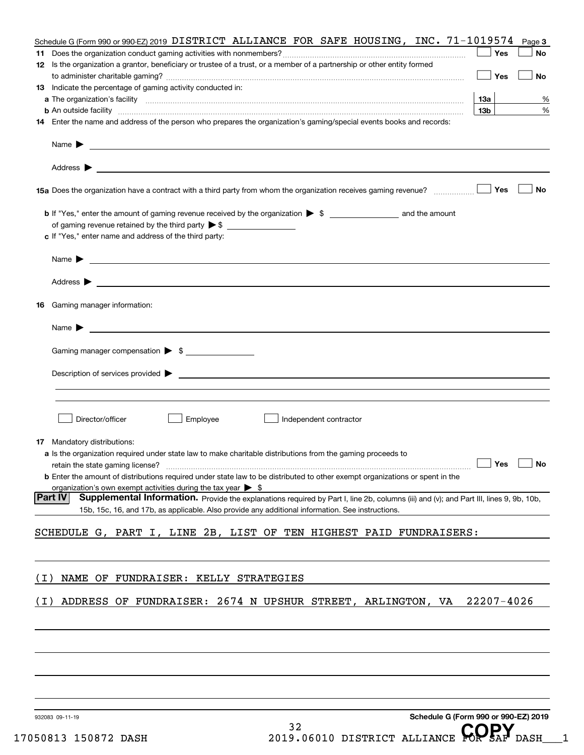Schedule G (Form 990 or 990-EZ) 2019 DISTRICT ALLIANCE FOR SAFE HOUSING, INC. 71-1019574 Page **3**

**11** Does the organization conduct gaming activities with nonmembers? ☐ Yes ☐ No

**12** Is the organization a grantor, beneficiary or trustee of a trust, or a member of a partnership or other entity formed to administer charitable gaming? ☐ Yes ☐ No

**13** Indicate the percentage of gaming activity conducted in:

**a** The organization's facility **13a** %

**b** An outside facility **13b** %

**14** Enter the name and address of the person who prepares the organization's gaming/special events books and records:

Name ▶

Address ▶

**15a** Does the organization have a contract with a third party from whom the organization receives gaming revenue? ☐ Yes ☐ No

**b** If "Yes," enter the amount of gaming revenue received by the organization ▶ $ ______ and the amount of gaming revenue retained by the third party ▶ $ ______

**c** If "Yes," enter name and address of the third party:

Name ▶

Address ▶

**16** Gaming manager information:

Name ▶

Gaming manager compensation ▶ $

Description of services provided ▶

☐ Director/officer ☐ Employee ☐ Independent contractor

**17** Mandatory distributions:

**a** Is the organization required under state law to make charitable distributions from the gaming proceeds to retain the state gaming license? ☐ Yes ☐ No

**b** Enter the amount of distributions required under state law to be distributed to other exempt organizations or spent in the organization's own exempt activities during the tax year ▶ $

**Part IV** **Supplemental Information.** Provide the explanations required by Part I, line 2b, columns (iii) and (v); and Part III, lines 9, 9b, 10b, 15b, 15c, 16, and 17b, as applicable. Also provide any additional information. See instructions.

SCHEDULE G, PART I, LINE 2B, LIST OF TEN HIGHEST PAID FUNDRAISERS:

(I) NAME OF FUNDRAISER: KELLY STRATEGIES

(I) ADDRESS OF FUNDRAISER: 2674 N UPSHUR STREET, ARLINGTON, VA 22207-4026

932083 09-11-19 **Schedule G (Form 990 or 990-EZ) 2019**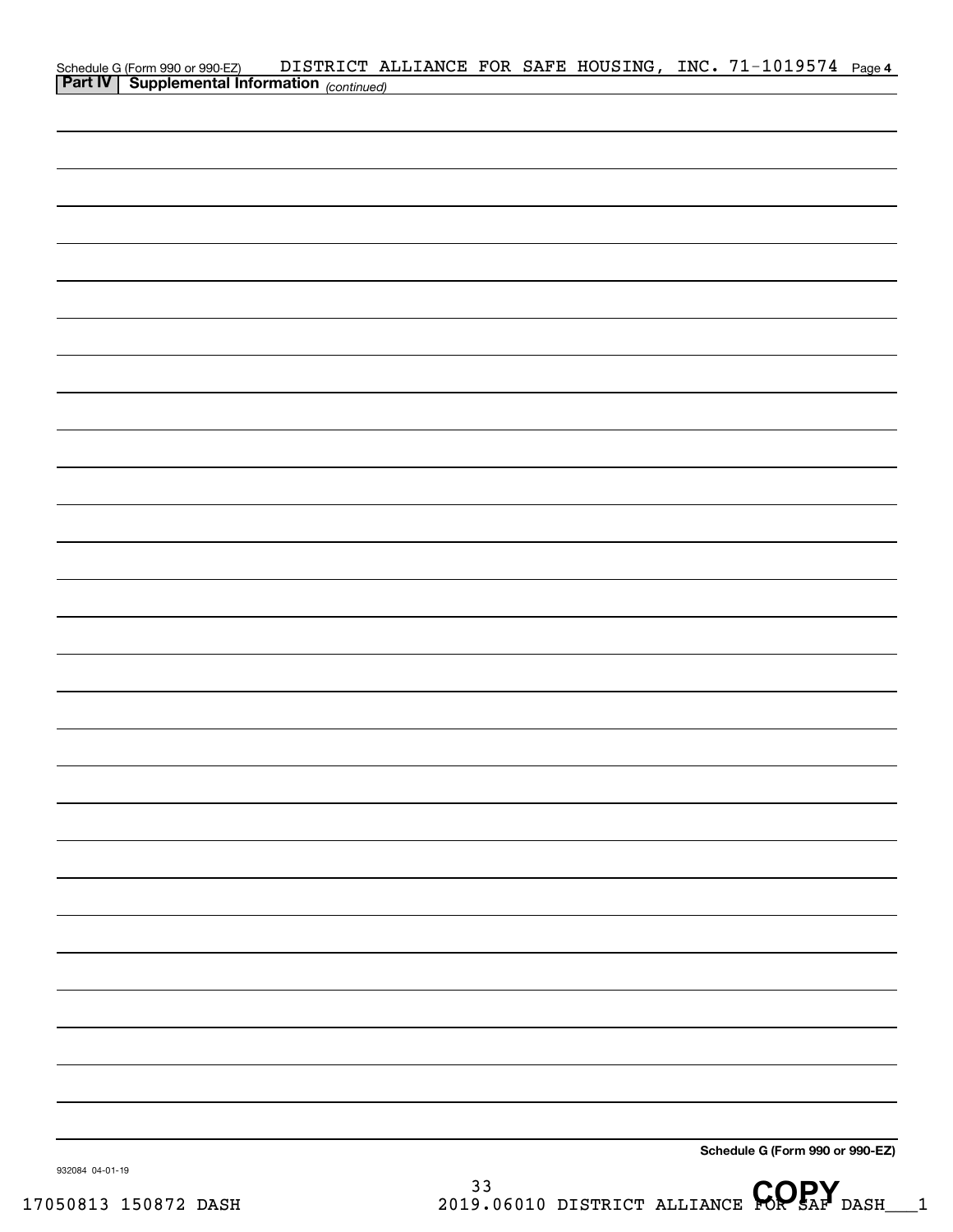Schedule G (Form 990 or 990-EZ) DISTRICT ALLIANCE FOR SAFE HOUSING, INC. 71-1019574 Page 4

**Part IV | Supplemental Information** *(continued)*

**Schedule G (Form 990 or 990-EZ)**

932084 04-01-19

17050813 150872 DASH 2019.06010 DISTRICT ALLIANCE FOR SAF DASH___1

COPY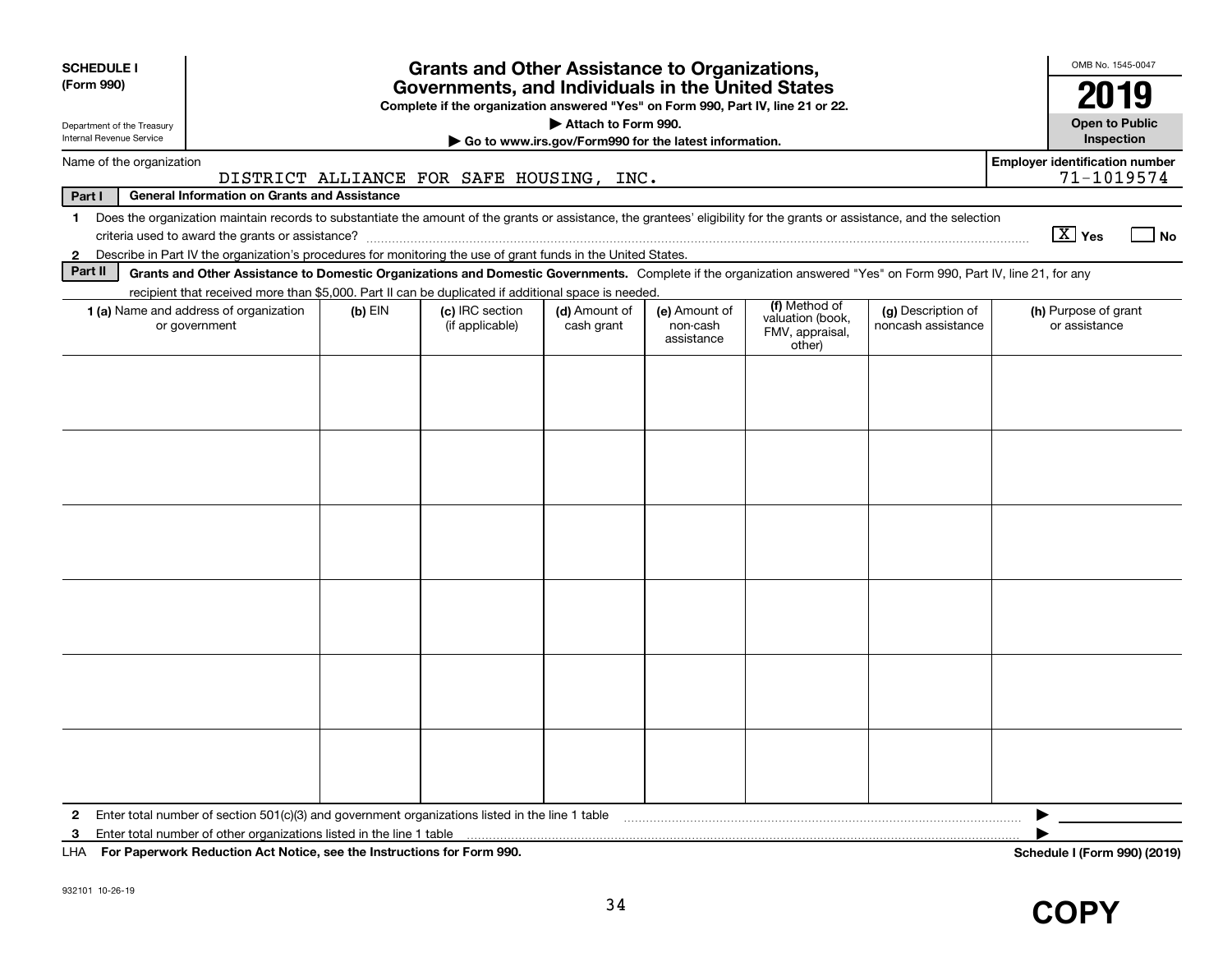**SCHEDULE I**
**(Form 990)**

Department of the Treasury
Internal Revenue Service

# Grants and Other Assistance to Organizations, Governments, and Individuals in the United States

**Complete if the organization answered "Yes" on Form 990, Part IV, line 21 or 22.**
**▶ Attach to Form 990.**
**▶ Go to www.irs.gov/Form990 for the latest information.**

OMB No. 1545-0047

**2019**

**Open to Public Inspection**

Name of the organization: DISTRICT ALLIANCE FOR SAFE HOUSING, INC.

**Employer identification number** 71-1019574

**Part I** **General Information on Grants and Assistance**

1 Does the organization maintain records to substantiate the amount of the grants or assistance, the grantees' eligibility for the grants or assistance, and the selection criteria used to award the grants or assistance? [X] Yes [ ] No

2 Describe in Part IV the organization's procedures for monitoring the use of grant funds in the United States.

**Part II** **Grants and Other Assistance to Domestic Organizations and Domestic Governments.** Complete if the organization answered "Yes" on Form 990, Part IV, line 21, for any recipient that received more than $5,000. Part II can be duplicated if additional space is needed.

| 1 (a) Name and address of organization or government | (b) EIN | (c) IRC section (if applicable) | (d) Amount of cash grant | (e) Amount of non-cash assistance | (f) Method of valuation (book, FMV, appraisal, other) | (g) Description of noncash assistance | (h) Purpose of grant or assistance |
|---|---|---|---|---|---|---|---|
| | | | | | | | |
| | | | | | | | |
| | | | | | | | |
| | | | | | | | |
| | | | | | | | |
| | | | | | | | |

2 Enter total number of section 501(c)(3) and government organizations listed in the line 1 table ▶

3 Enter total number of other organizations listed in the line 1 table ▶

LHA **For Paperwork Reduction Act Notice, see the Instructions for Form 990.** **Schedule I (Form 990) (2019)**

932101 10-26-19

**COPY**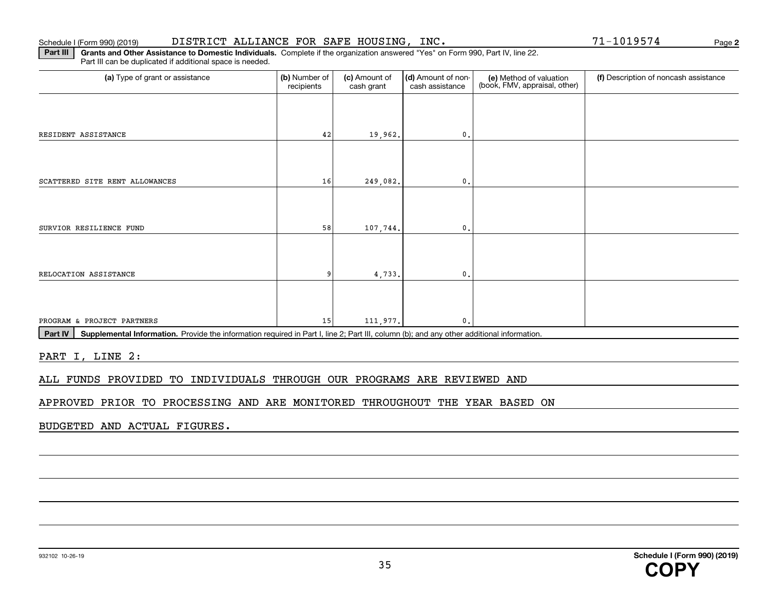Schedule I (Form 990) (2019) DISTRICT ALLIANCE FOR SAFE HOUSING, INC. 71-1019574 Page **2**

**Part III** **Grants and Other Assistance to Domestic Individuals.** Complete if the organization answered "Yes" on Form 990, Part IV, line 22. Part III can be duplicated if additional space is needed.

| (a) Type of grant or assistance | (b) Number of recipients | (c) Amount of cash grant | (d) Amount of non-cash assistance | (e) Method of valuation (book, FMV, appraisal, other) | (f) Description of noncash assistance |
|---|---|---|---|---|---|
| RESIDENT ASSISTANCE | 42 | 19,962. | 0. | | |
| SCATTERED SITE RENT ALLOWANCES | 16 | 249,082. | 0. | | |
| SURVIOR RESILIENCE FUND | 58 | 107,744. | 0. | | |
| RELOCATION ASSISTANCE | 9 | 4,733. | 0. | | |
| PROGRAM & PROJECT PARTNERS | 15 | 111,977. | 0. | | |

**Part IV** **Supplemental Information.** Provide the information required in Part I, line 2; Part III, column (b); and any other additional information.

PART I, LINE 2:

ALL FUNDS PROVIDED TO INDIVIDUALS THROUGH OUR PROGRAMS ARE REVIEWED AND APPROVED PRIOR TO PROCESSING AND ARE MONITORED THROUGHOUT THE YEAR BASED ON BUDGETED AND ACTUAL FIGURES.

932102 10-26-19 **Schedule I (Form 990) (2019)**

**COPY**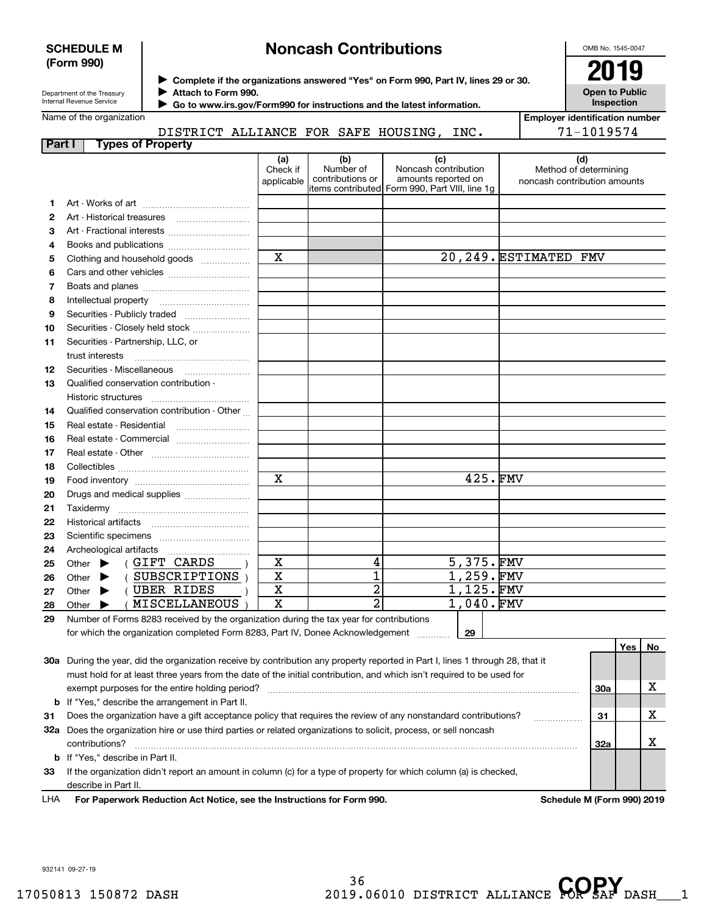**SCHEDULE M (Form 990)**

Department of the Treasury
Internal Revenue Service

# Noncash Contributions

▶ Complete if the organizations answered "Yes" on Form 990, Part IV, lines 29 or 30.
▶ Attach to Form 990.
▶ Go to www.irs.gov/Form990 for instructions and the latest information.

OMB No. 1545-0047

**2019**

**Open to Public Inspection**

Name of the organization: DISTRICT ALLIANCE FOR SAFE HOUSING, INC.

Employer identification number: 71-1019574

## Part I Types of Property

| | | (a) Check if applicable | (b) Number of contributions or items contributed | (c) Noncash contribution amounts reported on Form 990, Part VIII, line 1g | (d) Method of determining noncash contribution amounts |
|---|---|---|---|---|---|
| 1 | Art - Works of art | | | | |
| 2 | Art - Historical treasures | | | | |
| 3 | Art - Fractional interests | | | | |
| 4 | Books and publications | | | | |
| 5 | Clothing and household goods | X | | 20,249. | ESTIMATED FMV |
| 6 | Cars and other vehicles | | | | |
| 7 | Boats and planes | | | | |
| 8 | Intellectual property | | | | |
| 9 | Securities - Publicly traded | | | | |
| 10 | Securities - Closely held stock | | | | |
| 11 | Securities - Partnership, LLC, or trust interests | | | | |
| 12 | Securities - Miscellaneous | | | | |
| 13 | Qualified conservation contribution - Historic structures | | | | |
| 14 | Qualified conservation contribution - Other | | | | |
| 15 | Real estate - Residential | | | | |
| 16 | Real estate - Commercial | | | | |
| 17 | Real estate - Other | | | | |
| 18 | Collectibles | | | | |
| 19 | Food inventory | X | | 425. | FMV |
| 20 | Drugs and medical supplies | | | | |
| 21 | Taxidermy | | | | |
| 22 | Historical artifacts | | | | |
| 23 | Scientific specimens | | | | |
| 24 | Archeological artifacts | | | | |
| 25 | Other ▶ ( GIFT CARDS ) | X | 4 | 5,375. | FMV |
| 26 | Other ▶ ( SUBSCRIPTIONS ) | X | 1 | 1,259. | FMV |
| 27 | Other ▶ ( UBER RIDES ) | X | 2 | 1,125. | FMV |
| 28 | Other ▶ ( MISCELLANEOUS ) | X | 2 | 1,040. | FMV |

**29** Number of Forms 8283 received by the organization during the tax year for contributions for which the organization completed Form 8283, Part IV, Donee Acknowledgement ..... 29

| | | | Yes | No |
|---|---|---|---|---|
| **30a** | During the year, did the organization receive by contribution any property reported in Part I, lines 1 through 28, that it must hold for at least three years from the date of the initial contribution, and which isn't required to be used for exempt purposes for the entire holding period? | 30a | | X |
| **b** | If "Yes," describe the arrangement in Part II. | | | |
| **31** | Does the organization have a gift acceptance policy that requires the review of any nonstandard contributions? | 31 | | X |
| **32a** | Does the organization hire or use third parties or related organizations to solicit, process, or sell noncash contributions? | 32a | | X |
| **b** | If "Yes," describe in Part II. | | | |
| **33** | If the organization didn't report an amount in column (c) for a type of property for which column (a) is checked, describe in Part II. | | | |

LHA **For Paperwork Reduction Act Notice, see the Instructions for Form 990.** **Schedule M (Form 990) 2019**

932141 09-27-19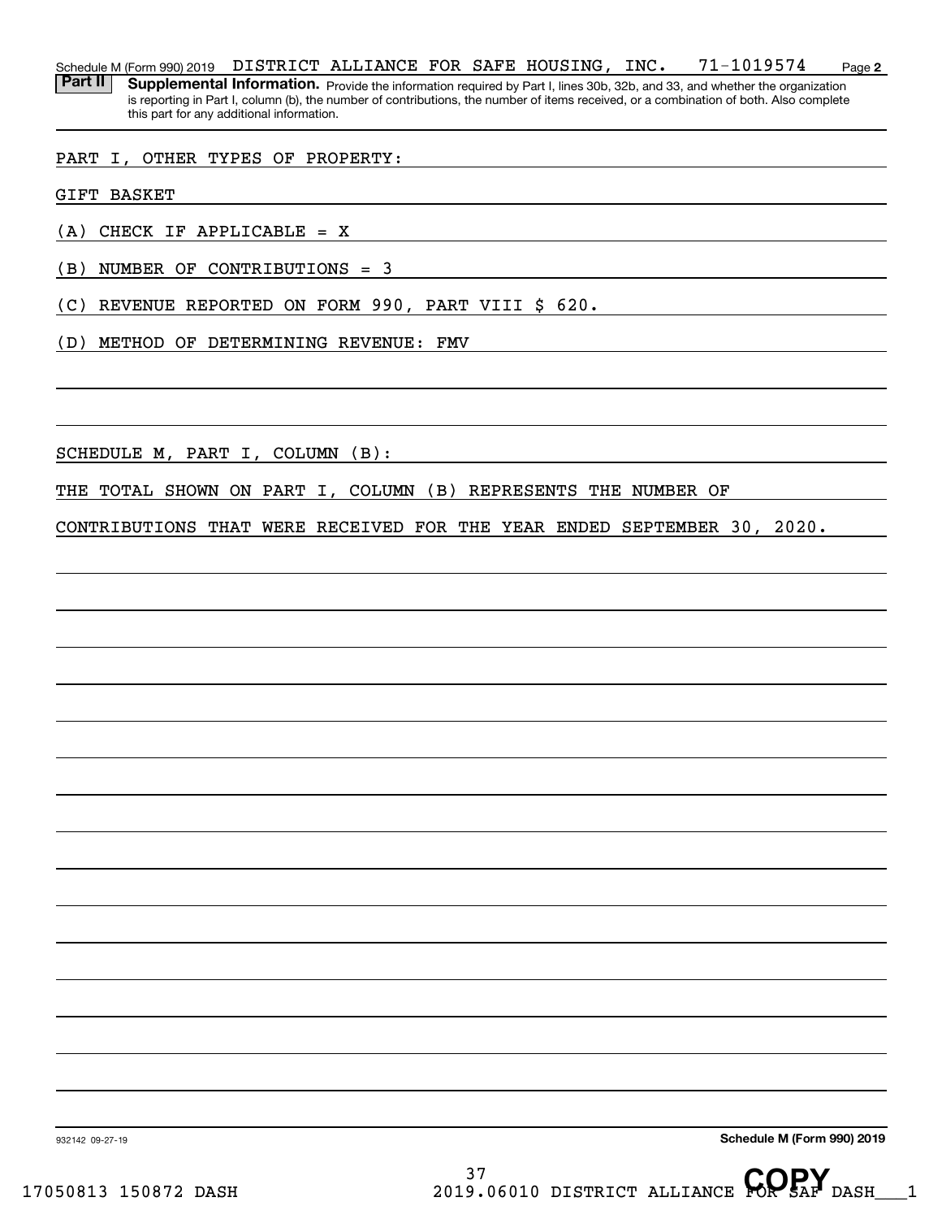Schedule M (Form 990) 2019 DISTRICT ALLIANCE FOR SAFE HOUSING, INC. 71-1019574 Page **2**

**Part II** **Supplemental Information.** Provide the information required by Part I, lines 30b, 32b, and 33, and whether the organization is reporting in Part I, column (b), the number of contributions, the number of items received, or a combination of both. Also complete this part for any additional information.

PART I, OTHER TYPES OF PROPERTY:

GIFT BASKET

(A) CHECK IF APPLICABLE = X

(B) NUMBER OF CONTRIBUTIONS = 3

(C) REVENUE REPORTED ON FORM 990, PART VIII $ 620.

(D) METHOD OF DETERMINING REVENUE: FMV

SCHEDULE M, PART I, COLUMN (B):

THE TOTAL SHOWN ON PART I, COLUMN (B) REPRESENTS THE NUMBER OF CONTRIBUTIONS THAT WERE RECEIVED FOR THE YEAR ENDED SEPTEMBER 30, 2020.

932142 09-27-19 **Schedule M (Form 990) 2019**

17050813 150872 DASH 2019.06010 DISTRICT ALLIANCE FOR SAF DASH___1

COPY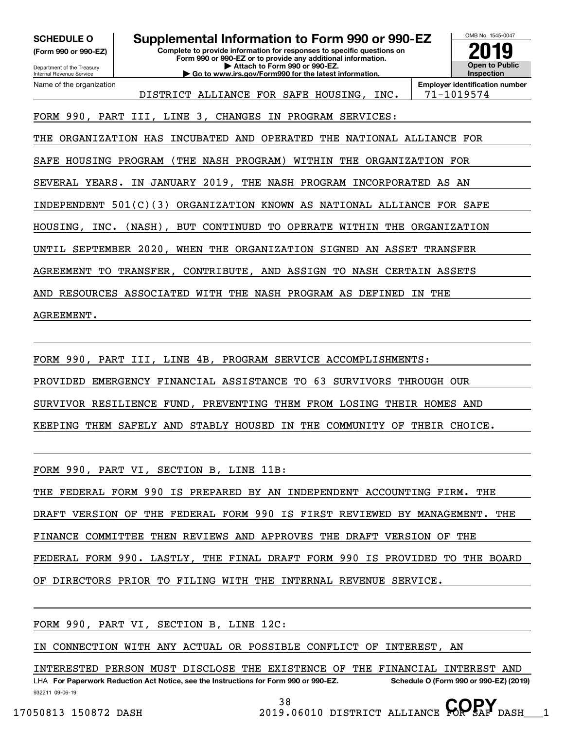**SCHEDULE O**
**(Form 990 or 990-EZ)**

Department of the Treasury
Internal Revenue Service

# Supplemental Information to Form 990 or 990-EZ

**Complete to provide information for responses to specific questions on Form 990 or 990-EZ or to provide any additional information.**
**▶ Attach to Form 990 or 990-EZ.**
**▶ Go to www.irs.gov/Form990 for the latest information.**

OMB No. 1545-0047
**2019**
**Open to Public Inspection**

| Name of the organization | Employer identification number |
|---|---|
| DISTRICT ALLIANCE FOR SAFE HOUSING, INC. | 71-1019574 |

FORM 990, PART III, LINE 3, CHANGES IN PROGRAM SERVICES:

THE ORGANIZATION HAS INCUBATED AND OPERATED THE NATIONAL ALLIANCE FOR SAFE HOUSING PROGRAM (THE NASH PROGRAM) WITHIN THE ORGANIZATION FOR SEVERAL YEARS. IN JANUARY 2019, THE NASH PROGRAM INCORPORATED AS AN INDEPENDENT 501(C)(3) ORGANIZATION KNOWN AS NATIONAL ALLIANCE FOR SAFE HOUSING, INC. (NASH), BUT CONTINUED TO OPERATE WITHIN THE ORGANIZATION UNTIL SEPTEMBER 2020, WHEN THE ORGANIZATION SIGNED AN ASSET TRANSFER AGREEMENT TO TRANSFER, CONTRIBUTE, AND ASSIGN TO NASH CERTAIN ASSETS AND RESOURCES ASSOCIATED WITH THE NASH PROGRAM AS DEFINED IN THE AGREEMENT.

FORM 990, PART III, LINE 4B, PROGRAM SERVICE ACCOMPLISHMENTS:

PROVIDED EMERGENCY FINANCIAL ASSISTANCE TO 63 SURVIVORS THROUGH OUR SURVIVOR RESILIENCE FUND, PREVENTING THEM FROM LOSING THEIR HOMES AND KEEPING THEM SAFELY AND STABLY HOUSED IN THE COMMUNITY OF THEIR CHOICE.

FORM 990, PART VI, SECTION B, LINE 11B:

THE FEDERAL FORM 990 IS PREPARED BY AN INDEPENDENT ACCOUNTING FIRM. THE DRAFT VERSION OF THE FEDERAL FORM 990 IS FIRST REVIEWED BY MANAGEMENT. THE FINANCE COMMITTEE THEN REVIEWS AND APPROVES THE DRAFT VERSION OF THE FEDERAL FORM 990. LASTLY, THE FINAL DRAFT FORM 990 IS PROVIDED TO THE BOARD OF DIRECTORS PRIOR TO FILING WITH THE INTERNAL REVENUE SERVICE.

FORM 990, PART VI, SECTION B, LINE 12C:

IN CONNECTION WITH ANY ACTUAL OR POSSIBLE CONFLICT OF INTEREST, AN INTERESTED PERSON MUST DISCLOSE THE EXISTENCE OF THE FINANCIAL INTEREST AND

LHA **For Paperwork Reduction Act Notice, see the Instructions for Form 990 or 990-EZ.** **Schedule O (Form 990 or 990-EZ) (2019)**
932211 09-06-19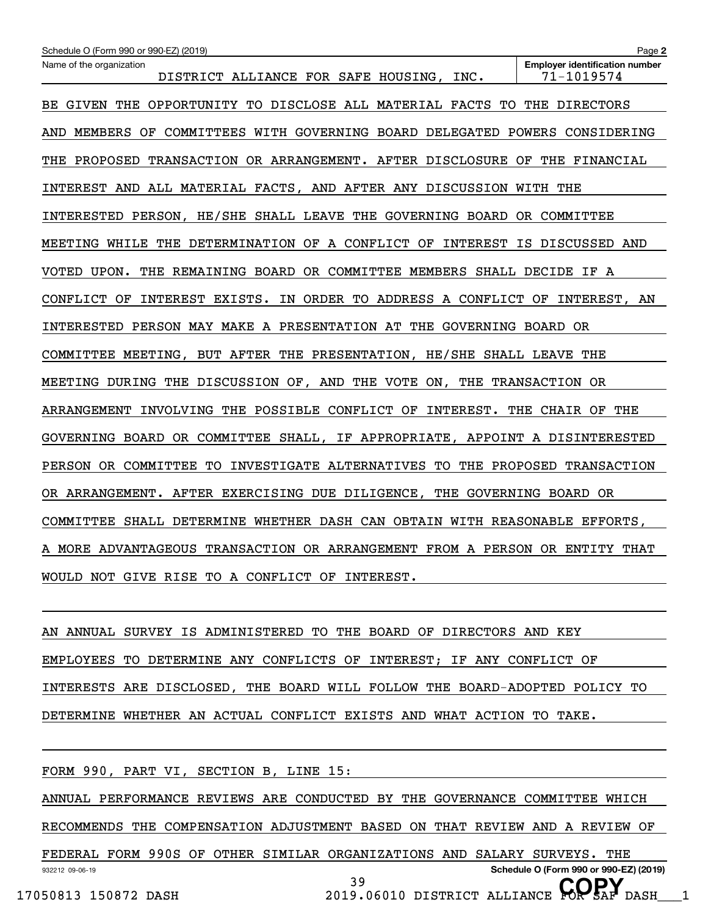Schedule O (Form 990 or 990-EZ) (2019)

Name of the organization: DISTRICT ALLIANCE FOR SAFE HOUSING, INC.

Employer identification number: 71-1019574

BE GIVEN THE OPPORTUNITY TO DISCLOSE ALL MATERIAL FACTS TO THE DIRECTORS AND MEMBERS OF COMMITTEES WITH GOVERNING BOARD DELEGATED POWERS CONSIDERING THE PROPOSED TRANSACTION OR ARRANGEMENT. AFTER DISCLOSURE OF THE FINANCIAL INTEREST AND ALL MATERIAL FACTS, AND AFTER ANY DISCUSSION WITH THE INTERESTED PERSON, HE/SHE SHALL LEAVE THE GOVERNING BOARD OR COMMITTEE MEETING WHILE THE DETERMINATION OF A CONFLICT OF INTEREST IS DISCUSSED AND VOTED UPON. THE REMAINING BOARD OR COMMITTEE MEMBERS SHALL DECIDE IF A CONFLICT OF INTEREST EXISTS. IN ORDER TO ADDRESS A CONFLICT OF INTEREST, AN INTERESTED PERSON MAY MAKE A PRESENTATION AT THE GOVERNING BOARD OR COMMITTEE MEETING, BUT AFTER THE PRESENTATION, HE/SHE SHALL LEAVE THE MEETING DURING THE DISCUSSION OF, AND THE VOTE ON, THE TRANSACTION OR ARRANGEMENT INVOLVING THE POSSIBLE CONFLICT OF INTEREST. THE CHAIR OF THE GOVERNING BOARD OR COMMITTEE SHALL, IF APPROPRIATE, APPOINT A DISINTERESTED PERSON OR COMMITTEE TO INVESTIGATE ALTERNATIVES TO THE PROPOSED TRANSACTION OR ARRANGEMENT. AFTER EXERCISING DUE DILIGENCE, THE GOVERNING BOARD OR COMMITTEE SHALL DETERMINE WHETHER DASH CAN OBTAIN WITH REASONABLE EFFORTS, A MORE ADVANTAGEOUS TRANSACTION OR ARRANGEMENT FROM A PERSON OR ENTITY THAT WOULD NOT GIVE RISE TO A CONFLICT OF INTEREST.

AN ANNUAL SURVEY IS ADMINISTERED TO THE BOARD OF DIRECTORS AND KEY EMPLOYEES TO DETERMINE ANY CONFLICTS OF INTEREST; IF ANY CONFLICT OF INTERESTS ARE DISCLOSED, THE BOARD WILL FOLLOW THE BOARD-ADOPTED POLICY TO DETERMINE WHETHER AN ACTUAL CONFLICT EXISTS AND WHAT ACTION TO TAKE.

FORM 990, PART VI, SECTION B, LINE 15:

ANNUAL PERFORMANCE REVIEWS ARE CONDUCTED BY THE GOVERNANCE COMMITTEE WHICH RECOMMENDS THE COMPENSATION ADJUSTMENT BASED ON THAT REVIEW AND A REVIEW OF FEDERAL FORM 990S OF OTHER SIMILAR ORGANIZATIONS AND SALARY SURVEYS. THE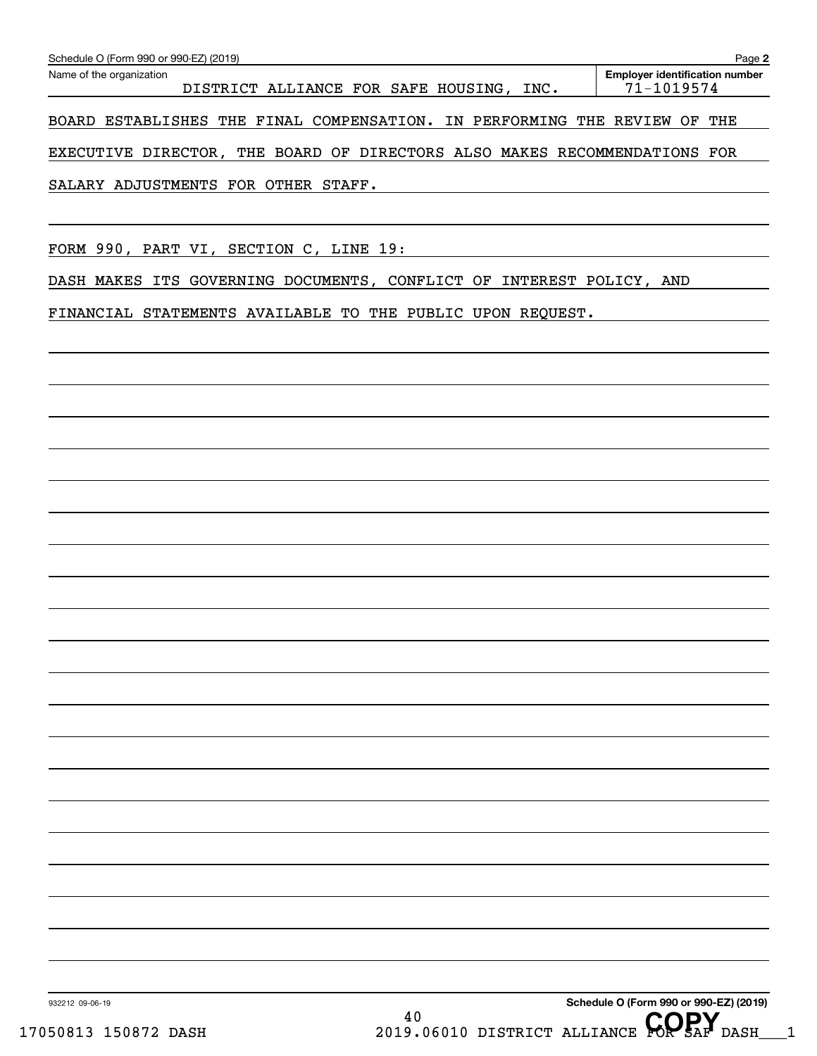Schedule O (Form 990 or 990-EZ) (2019)

Name of the organization: DISTRICT ALLIANCE FOR SAFE HOUSING, INC.

Employer identification number: 71-1019574

BOARD ESTABLISHES THE FINAL COMPENSATION. IN PERFORMING THE REVIEW OF THE EXECUTIVE DIRECTOR, THE BOARD OF DIRECTORS ALSO MAKES RECOMMENDATIONS FOR SALARY ADJUSTMENTS FOR OTHER STAFF.

FORM 990, PART VI, SECTION C, LINE 19:

DASH MAKES ITS GOVERNING DOCUMENTS, CONFLICT OF INTEREST POLICY, AND FINANCIAL STATEMENTS AVAILABLE TO THE PUBLIC UPON REQUEST.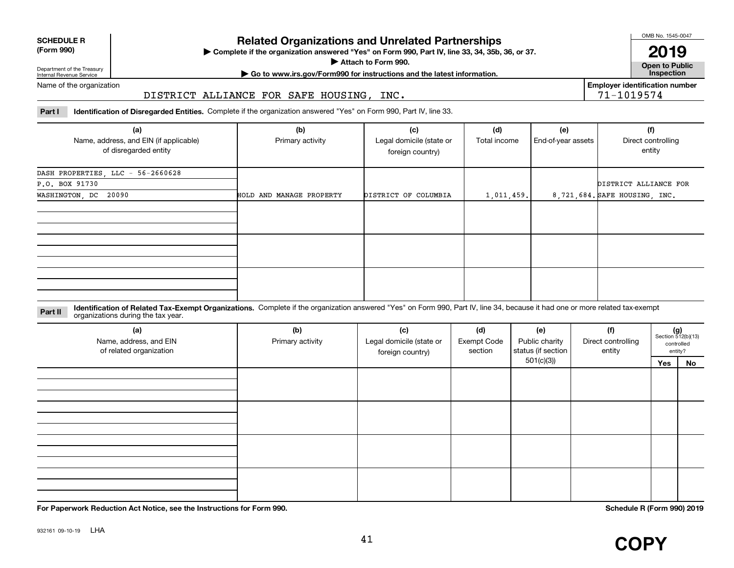**SCHEDULE R (Form 990)**

Department of the Treasury
Internal Revenue Service

# Related Organizations and Unrelated Partnerships

▶ Complete if the organization answered "Yes" on Form 990, Part IV, line 33, 34, 35b, 36, or 37.

▶ Attach to Form 990.

▶ Go to www.irs.gov/Form990 for instructions and the latest information.

OMB No. 1545-0047

**2019**

**Open to Public Inspection**

Name of the organization: DISTRICT ALLIANCE FOR SAFE HOUSING, INC.

Employer identification number: 71-1019574

**Part I** **Identification of Disregarded Entities.** Complete if the organization answered "Yes" on Form 990, Part IV, line 33.

| (a) Name, address, and EIN (if applicable) of disregarded entity | (b) Primary activity | (c) Legal domicile (state or foreign country) | (d) Total income | (e) End-of-year assets | (f) Direct controlling entity |
|---|---|---|---|---|---|
| DASH PROPERTIES, LLC - 56-2660628<br>P.O. BOX 91730<br>WASHINGTON, DC 20090 | HOLD AND MANAGE PROPERTY | DISTRICT OF COLUMBIA | 1,011,459. | 8,721,684. | DISTRICT ALLIANCE FOR SAFE HOUSING, INC. |
| | | | | | |
| | | | | | |
| | | | | | |

**Part II** **Identification of Related Tax-Exempt Organizations.** Complete if the organization answered "Yes" on Form 990, Part IV, line 34, because it had one or more related tax-exempt organizations during the tax year.

| (a) Name, address, and EIN of related organization | (b) Primary activity | (c) Legal domicile (state or foreign country) | (d) Exempt Code section | (e) Public charity status (if section 501(c)(3)) | (f) Direct controlling entity | (g) Section 512(b)(13) controlled entity? Yes | No |
|---|---|---|---|---|---|---|---|
| | | | | | | | |
| | | | | | | | |
| | | | | | | | |
| | | | | | | | |

**For Paperwork Reduction Act Notice, see the Instructions for Form 990.**

**Schedule R (Form 990) 2019**

932161 09-10-19 LHA

**COPY**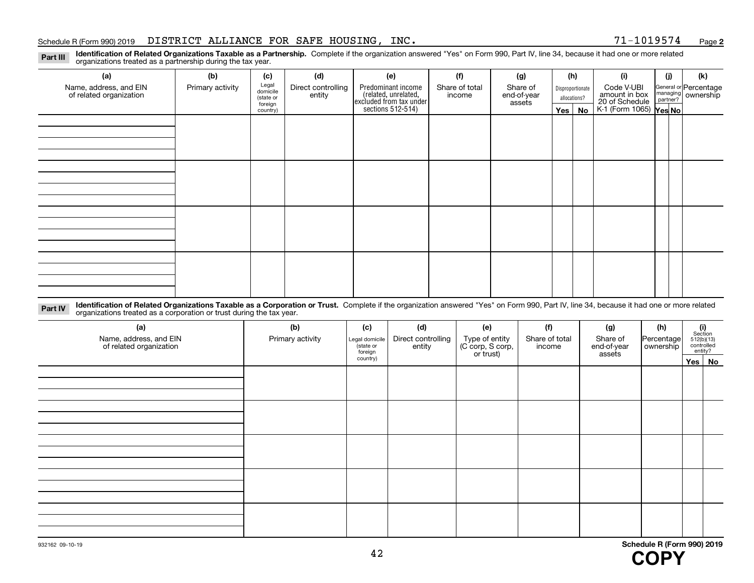Schedule R (Form 990) 2019 DISTRICT ALLIANCE FOR SAFE HOUSING, INC. 71-1019574

**Part III** **Identification of Related Organizations Taxable as a Partnership.** Complete if the organization answered "Yes" on Form 990, Part IV, line 34, because it had one or more related organizations treated as a partnership during the tax year.

| (a) Name, address, and EIN of related organization | (b) Primary activity | (c) Legal domicile (state or foreign country) | (d) Direct controlling entity | (e) Predominant income (related, unrelated, excluded from tax under sections 512-514) | (f) Share of total income | (g) Share of end-of-year assets | (h) Disproportionate allocations? Yes | No | (i) Code V-UBI amount in box 20 of Schedule K-1 (Form 1065) | (j) General or managing partner? Yes | No | (k) Percentage ownership |
|---|---|---|---|---|---|---|---|---|---|---|---|---|
| | | | | | | | | | | | | |
| | | | | | | | | | | | | |
| | | | | | | | | | | | | |
| | | | | | | | | | | | | |

**Part IV** **Identification of Related Organizations Taxable as a Corporation or Trust.** Complete if the organization answered "Yes" on Form 990, Part IV, line 34, because it had one or more related organizations treated as a corporation or trust during the tax year.

| (a) Name, address, and EIN of related organization | (b) Primary activity | (c) Legal domicile (state or foreign country) | (d) Direct controlling entity | (e) Type of entity (C corp, S corp, or trust) | (f) Share of total income | (g) Share of end-of-year assets | (h) Percentage ownership | (i) Section 512(b)(13) controlled entity? Yes | No |
|---|---|---|---|---|---|---|---|---|---|
| | | | | | | | | | |
| | | | | | | | | | |
| | | | | | | | | | |
| | | | | | | | | | |
| | | | | | | | | | |

932162 09-10-19

Schedule R (Form 990) 2019

COPY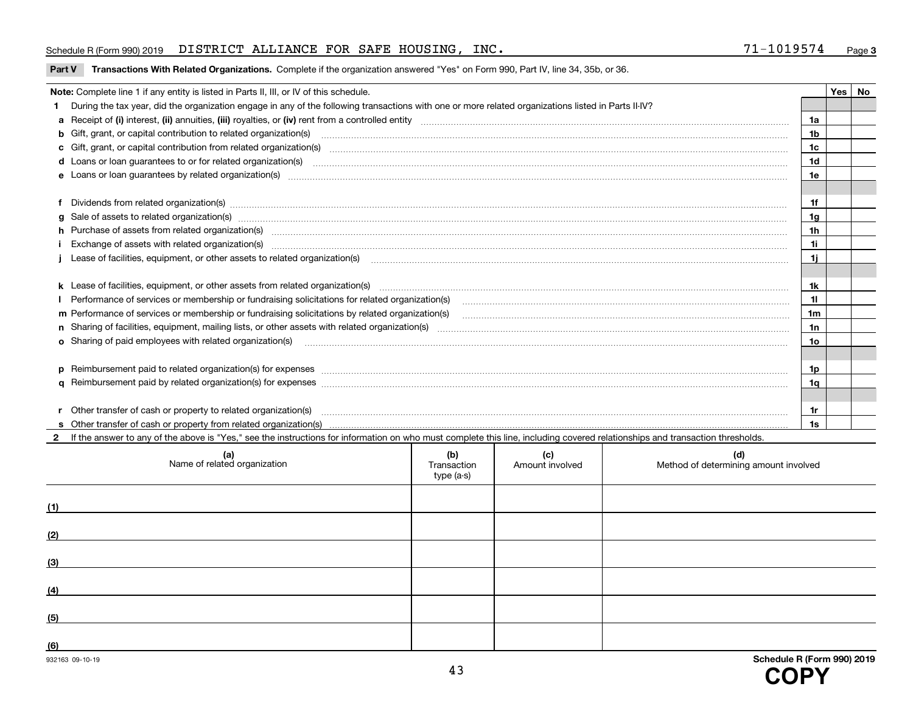Schedule R (Form 990) 2019 DISTRICT ALLIANCE FOR SAFE HOUSING, INC. 71-1019574 Page **3**

**Part V Transactions With Related Organizations.** Complete if the organization answered "Yes" on Form 990, Part IV, line 34, 35b, or 36.

**Note:** Complete line 1 if any entity is listed in Parts II, III, or IV of this schedule.

| | | | Yes | No |
|---|---|---|---|---|
| **1** | During the tax year, did the organization engage in any of the following transactions with one or more related organizations listed in Parts II-IV? | | | |
| **a** | Receipt of **(i)** interest, **(ii)** annuities, **(iii)** royalties, or **(iv)** rent from a controlled entity | **1a** | | |
| **b** | Gift, grant, or capital contribution to related organization(s) | **1b** | | |
| **c** | Gift, grant, or capital contribution from related organization(s) | **1c** | | |
| **d** | Loans or loan guarantees to or for related organization(s) | **1d** | | |
| **e** | Loans or loan guarantees by related organization(s) | **1e** | | |
| **f** | Dividends from related organization(s) | **1f** | | |
| **g** | Sale of assets to related organization(s) | **1g** | | |
| **h** | Purchase of assets from related organization(s) | **1h** | | |
| **i** | Exchange of assets with related organization(s) | **1i** | | |
| **j** | Lease of facilities, equipment, or other assets to related organization(s) | **1j** | | |
| **k** | Lease of facilities, equipment, or other assets from related organization(s) | **1k** | | |
| **l** | Performance of services or membership or fundraising solicitations for related organization(s) | **1l** | | |
| **m** | Performance of services or membership or fundraising solicitations by related organization(s) | **1m** | | |
| **n** | Sharing of facilities, equipment, mailing lists, or other assets with related organization(s) | **1n** | | |
| **o** | Sharing of paid employees with related organization(s) | **1o** | | |
| **p** | Reimbursement paid to related organization(s) for expenses | **1p** | | |
| **q** | Reimbursement paid by related organization(s) for expenses | **1q** | | |
| **r** | Other transfer of cash or property to related organization(s) | **1r** | | |
| **s** | Other transfer of cash or property from related organization(s) | **1s** | | |

**2** If the answer to any of the above is "Yes," see the instructions for information on who must complete this line, including covered relationships and transaction thresholds.

| **(a)** Name of related organization | **(b)** Transaction type (a-s) | **(c)** Amount involved | **(d)** Method of determining amount involved |
|---|---|---|---|
| **(1)** | | | |
| **(2)** | | | |
| **(3)** | | | |
| **(4)** | | | |
| **(5)** | | | |
| **(6)** | | | |

932163 09-10-19 **Schedule R (Form 990) 2019**

**COPY**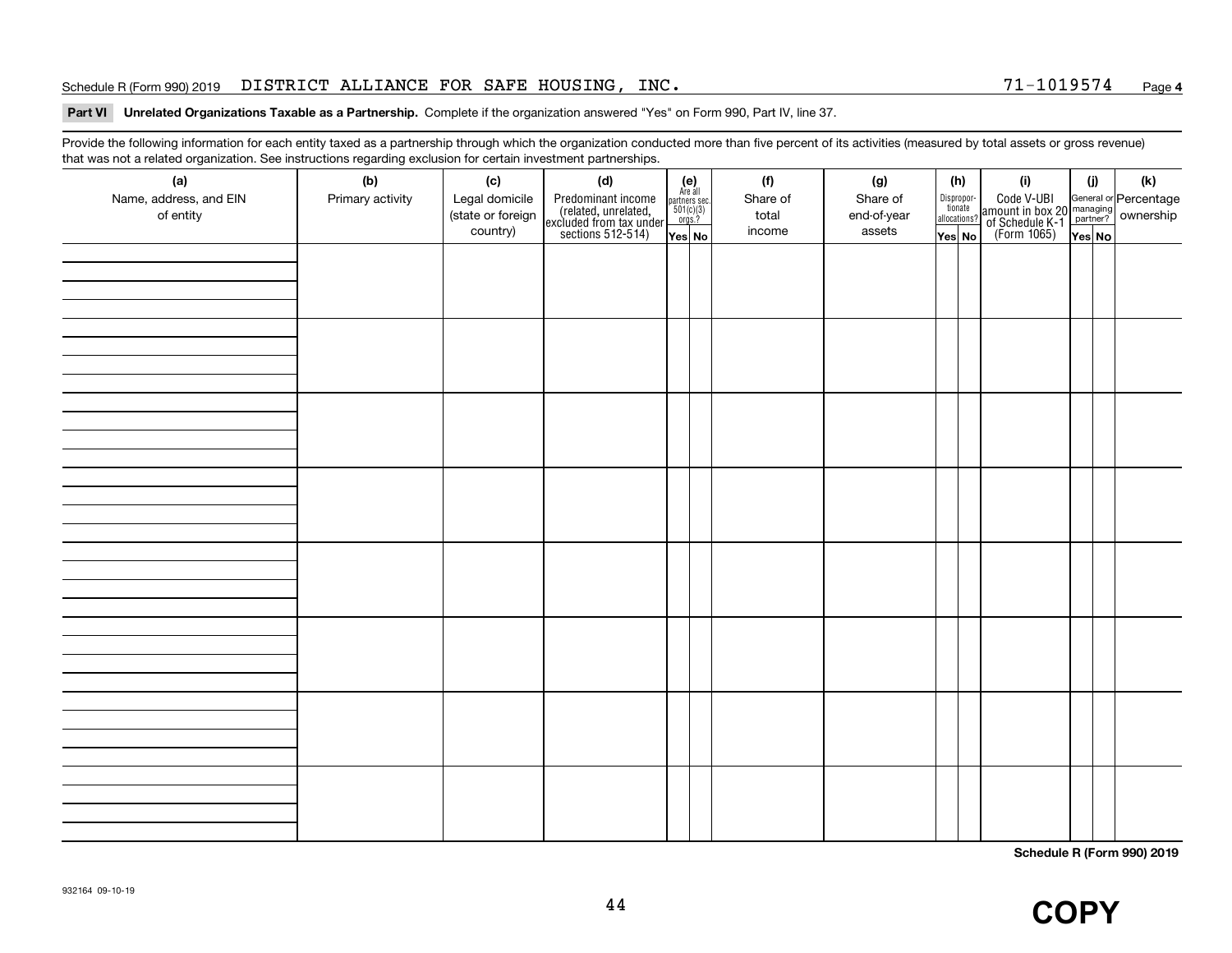Schedule R (Form 990) 2019 DISTRICT ALLIANCE FOR SAFE HOUSING, INC. 71-1019574

## Part VI Unrelated Organizations Taxable as a Partnership.

Complete if the organization answered "Yes" on Form 990, Part IV, line 37.

Provide the following information for each entity taxed as a partnership through which the organization conducted more than five percent of its activities (measured by total assets or gross revenue) that was not a related organization. See instructions regarding exclusion for certain investment partnerships.

| (a) Name, address, and EIN of entity | (b) Primary activity | (c) Legal domicile (state or foreign country) | (d) Predominant income (related, unrelated, excluded from tax under sections 512-514) | (e) Are all partners sec. 501(c)(3) orgs.? | | (f) Share of total income | (g) Share of end-of-year assets | (h) Disproportionate allocations? | | (i) Code V-UBI amount in box 20 of Schedule K-1 (Form 1065) | (j) General or managing partner? | | (k) Percentage ownership |
|---|---|---|---|---|---|---|---|---|---|---|---|---|---|
| | | | | Yes | No | | | Yes | No | | Yes | No | |
| | | | | | | | | | | | | | |
| | | | | | | | | | | | | | |
| | | | | | | | | | | | | | |
| | | | | | | | | | | | | | |
| | | | | | | | | | | | | | |
| | | | | | | | | | | | | | |
| | | | | | | | | | | | | | |
| | | | | | | | | | | | | | |

Schedule R (Form 990) 2019

932164 09-10-19

COPY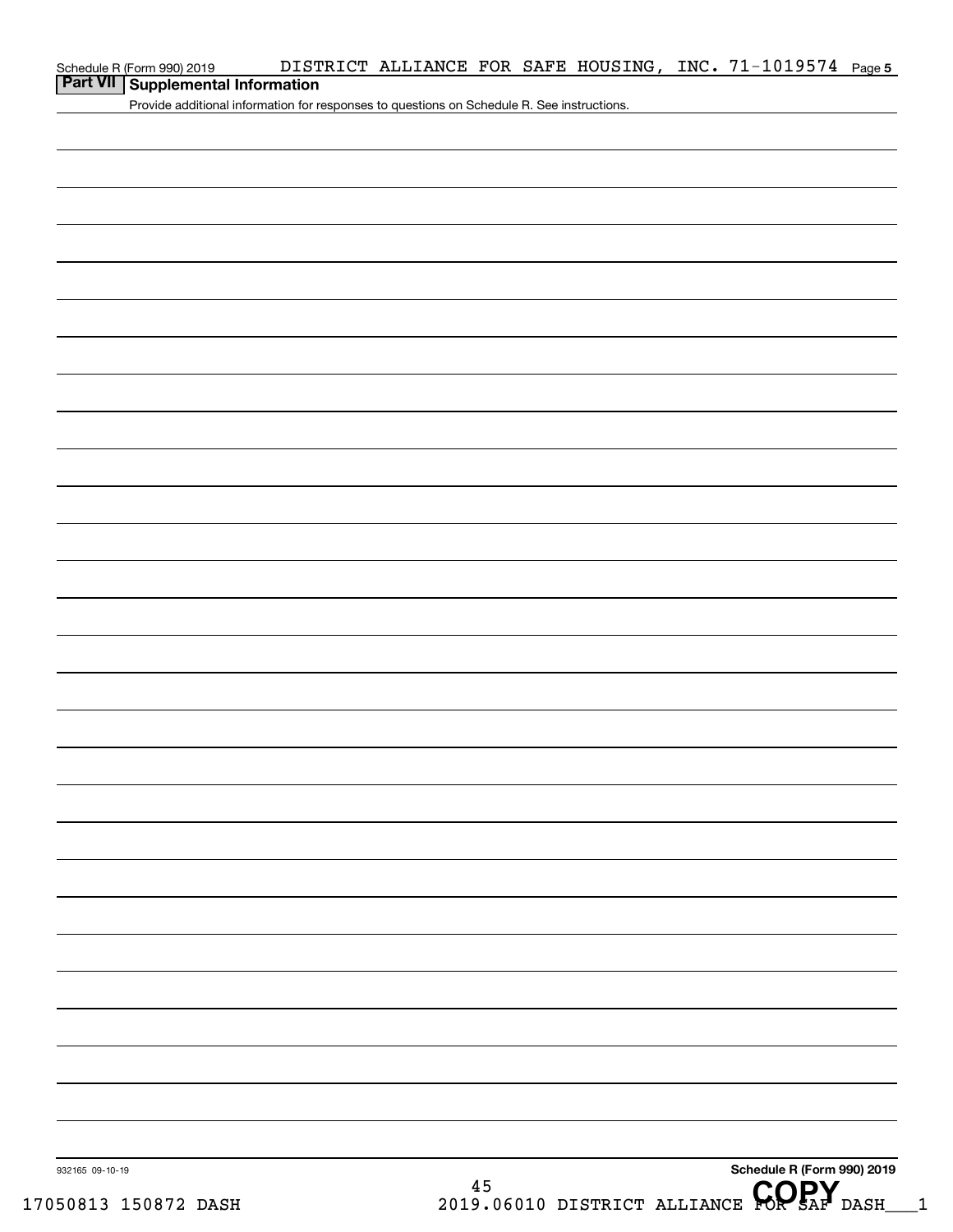## Part VII | Supplemental Information

Provide additional information for responses to questions on Schedule R. See instructions.